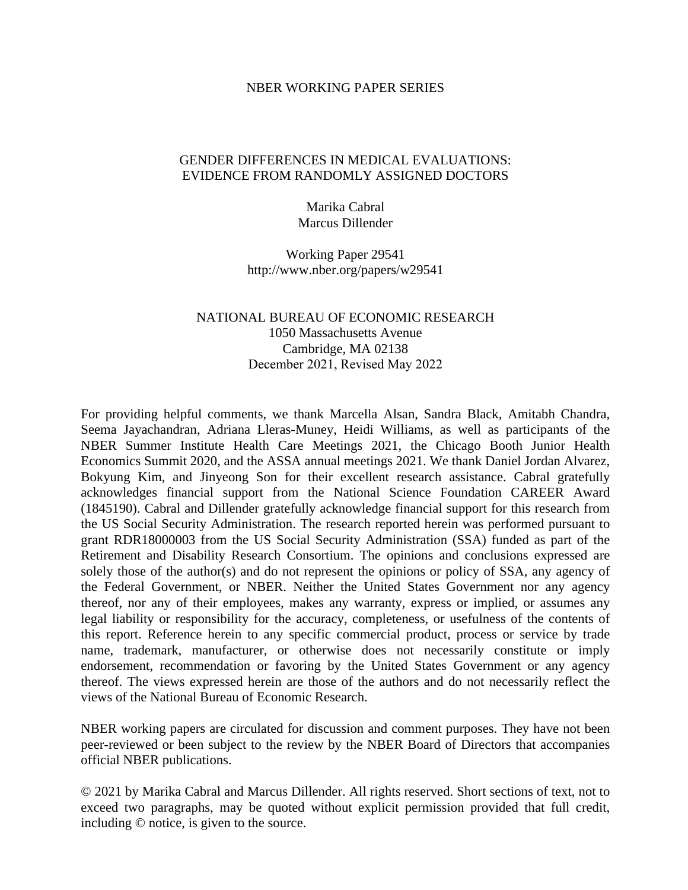NBER WORKING PAPER SERIES

# GENDER DIFFERENCES IN MEDICAL EVALUATIONS: EVIDENCE FROM RANDOMLY ASSIGNED DOCTORS

Marika Cabral
Marcus Dillender

Working Paper 29541
http://www.nber.org/papers/w29541

NATIONAL BUREAU OF ECONOMIC RESEARCH
1050 Massachusetts Avenue
Cambridge, MA 02138
December 2021, Revised May 2022

For providing helpful comments, we thank Marcella Alsan, Sandra Black, Amitabh Chandra, Seema Jayachandran, Adriana Lleras-Muney, Heidi Williams, as well as participants of the NBER Summer Institute Health Care Meetings 2021, the Chicago Booth Junior Health Economics Summit 2020, and the ASSA annual meetings 2021. We thank Daniel Jordan Alvarez, Bokyung Kim, and Jinyeong Son for their excellent research assistance. Cabral gratefully acknowledges financial support from the National Science Foundation CAREER Award (1845190). Cabral and Dillender gratefully acknowledge financial support for this research from the US Social Security Administration. The research reported herein was performed pursuant to grant RDR18000003 from the US Social Security Administration (SSA) funded as part of the Retirement and Disability Research Consortium. The opinions and conclusions expressed are solely those of the author(s) and do not represent the opinions or policy of SSA, any agency of the Federal Government, or NBER. Neither the United States Government nor any agency thereof, nor any of their employees, makes any warranty, express or implied, or assumes any legal liability or responsibility for the accuracy, completeness, or usefulness of the contents of this report. Reference herein to any specific commercial product, process or service by trade name, trademark, manufacturer, or otherwise does not necessarily constitute or imply endorsement, recommendation or favoring by the United States Government or any agency thereof. The views expressed herein are those of the authors and do not necessarily reflect the views of the National Bureau of Economic Research.

NBER working papers are circulated for discussion and comment purposes. They have not been peer-reviewed or been subject to the review by the NBER Board of Directors that accompanies official NBER publications.

© 2021 by Marika Cabral and Marcus Dillender. All rights reserved. Short sections of text, not to exceed two paragraphs, may be quoted without explicit permission provided that full credit, including © notice, is given to the source.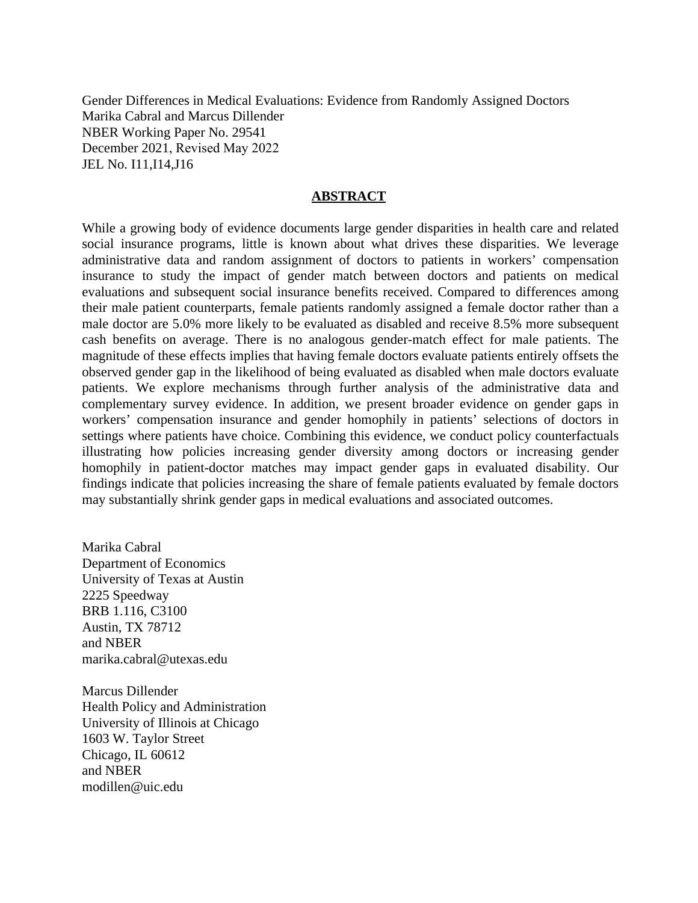Gender Differences in Medical Evaluations: Evidence from Randomly Assigned Doctors
Marika Cabral and Marcus Dillender
NBER Working Paper No. 29541
December 2021, Revised May 2022
JEL No. I11,I14,J16

## ABSTRACT

While a growing body of evidence documents large gender disparities in health care and related social insurance programs, little is known about what drives these disparities. We leverage administrative data and random assignment of doctors to patients in workers' compensation insurance to study the impact of gender match between doctors and patients on medical evaluations and subsequent social insurance benefits received. Compared to differences among their male patient counterparts, female patients randomly assigned a female doctor rather than a male doctor are 5.0% more likely to be evaluated as disabled and receive 8.5% more subsequent cash benefits on average. There is no analogous gender-match effect for male patients. The magnitude of these effects implies that having female doctors evaluate patients entirely offsets the observed gender gap in the likelihood of being evaluated as disabled when male doctors evaluate patients. We explore mechanisms through further analysis of the administrative data and complementary survey evidence. In addition, we present broader evidence on gender gaps in workers' compensation insurance and gender homophily in patients' selections of doctors in settings where patients have choice. Combining this evidence, we conduct policy counterfactuals illustrating how policies increasing gender diversity among doctors or increasing gender homophily in patient-doctor matches may impact gender gaps in evaluated disability. Our findings indicate that policies increasing the share of female patients evaluated by female doctors may substantially shrink gender gaps in medical evaluations and associated outcomes.

Marika Cabral
Department of Economics
University of Texas at Austin
2225 Speedway
BRB 1.116, C3100
Austin, TX 78712
and NBER
marika.cabral@utexas.edu

Marcus Dillender
Health Policy and Administration
University of Illinois at Chicago
1603 W. Taylor Street
Chicago, IL 60612
and NBER
modillen@uic.edu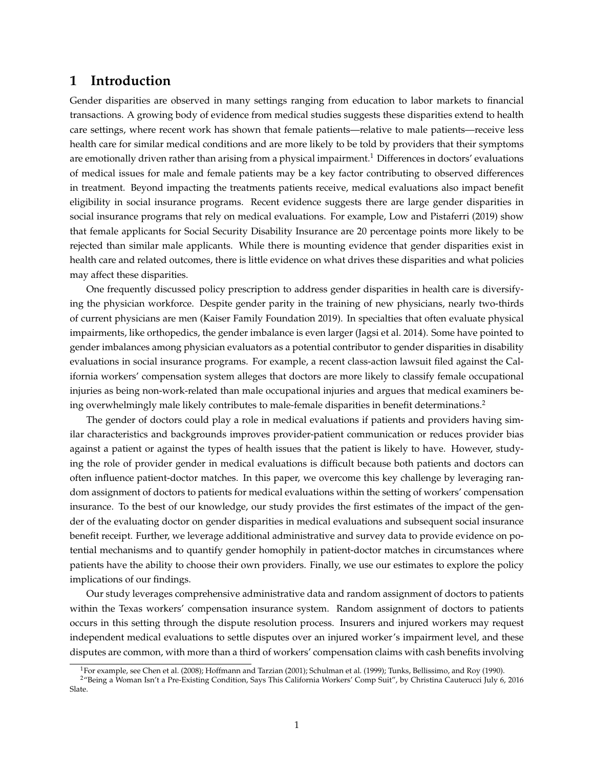# 1 Introduction

Gender disparities are observed in many settings ranging from education to labor markets to financial transactions. A growing body of evidence from medical studies suggests these disparities extend to health care settings, where recent work has shown that female patients—relative to male patients—receive less health care for similar medical conditions and are more likely to be told by providers that their symptoms are emotionally driven rather than arising from a physical impairment.[1] Differences in doctors' evaluations of medical issues for male and female patients may be a key factor contributing to observed differences in treatment. Beyond impacting the treatments patients receive, medical evaluations also impact benefit eligibility in social insurance programs. Recent evidence suggests there are large gender disparities in social insurance programs that rely on medical evaluations. For example, Low and Pistaferri (2019) show that female applicants for Social Security Disability Insurance are 20 percentage points more likely to be rejected than similar male applicants. While there is mounting evidence that gender disparities exist in health care and related outcomes, there is little evidence on what drives these disparities and what policies may affect these disparities.

One frequently discussed policy prescription to address gender disparities in health care is diversifying the physician workforce. Despite gender parity in the training of new physicians, nearly two-thirds of current physicians are men (Kaiser Family Foundation 2019). In specialties that often evaluate physical impairments, like orthopedics, the gender imbalance is even larger (Jagsi et al. 2014). Some have pointed to gender imbalances among physician evaluators as a potential contributor to gender disparities in disability evaluations in social insurance programs. For example, a recent class-action lawsuit filed against the California workers' compensation system alleges that doctors are more likely to classify female occupational injuries as being non-work-related than male occupational injuries and argues that medical examiners being overwhelmingly male likely contributes to male-female disparities in benefit determinations.[2]

The gender of doctors could play a role in medical evaluations if patients and providers having similar characteristics and backgrounds improves provider-patient communication or reduces provider bias against a patient or against the types of health issues that the patient is likely to have. However, studying the role of provider gender in medical evaluations is difficult because both patients and doctors can often influence patient-doctor matches. In this paper, we overcome this key challenge by leveraging random assignment of doctors to patients for medical evaluations within the setting of workers' compensation insurance. To the best of our knowledge, our study provides the first estimates of the impact of the gender of the evaluating doctor on gender disparities in medical evaluations and subsequent social insurance benefit receipt. Further, we leverage additional administrative and survey data to provide evidence on potential mechanisms and to quantify gender homophily in patient-doctor matches in circumstances where patients have the ability to choose their own providers. Finally, we use our estimates to explore the policy implications of our findings.

Our study leverages comprehensive administrative data and random assignment of doctors to patients within the Texas workers' compensation insurance system. Random assignment of doctors to patients occurs in this setting through the dispute resolution process. Insurers and injured workers may request independent medical evaluations to settle disputes over an injured worker's impairment level, and these disputes are common, with more than a third of workers' compensation claims with cash benefits involving

[1] For example, see Chen et al. (2008); Hoffmann and Tarzian (2001); Schulman et al. (1999); Tunks, Bellissimo, and Roy (1990).

[2] "Being a Woman Isn't a Pre-Existing Condition, Says This California Workers' Comp Suit", by Christina Cauterucci July 6, 2016 Slate.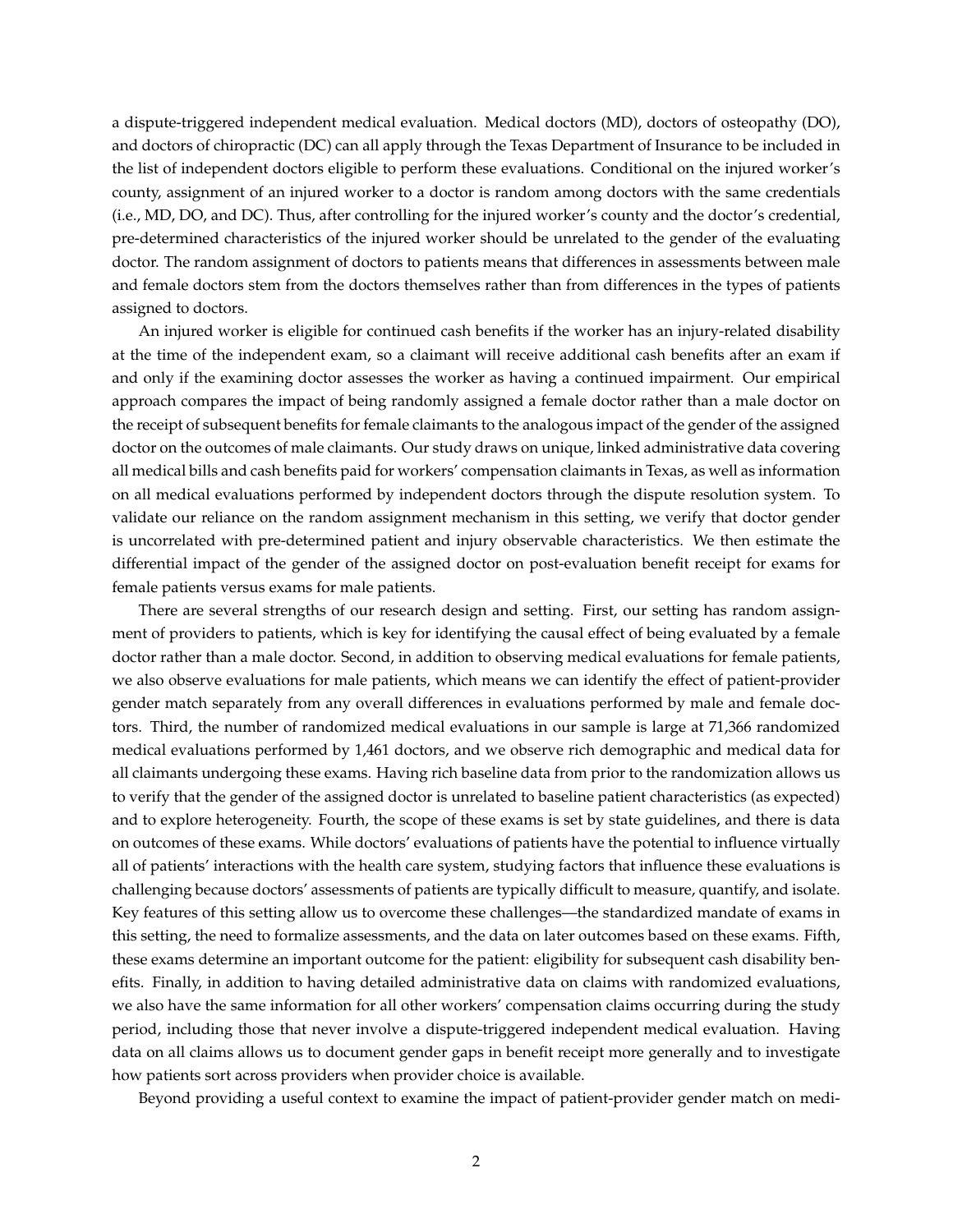a dispute-triggered independent medical evaluation. Medical doctors (MD), doctors of osteopathy (DO), and doctors of chiropractic (DC) can all apply through the Texas Department of Insurance to be included in the list of independent doctors eligible to perform these evaluations. Conditional on the injured worker's county, assignment of an injured worker to a doctor is random among doctors with the same credentials (i.e., MD, DO, and DC). Thus, after controlling for the injured worker's county and the doctor's credential, pre-determined characteristics of the injured worker should be unrelated to the gender of the evaluating doctor. The random assignment of doctors to patients means that differences in assessments between male and female doctors stem from the doctors themselves rather than from differences in the types of patients assigned to doctors.

An injured worker is eligible for continued cash benefits if the worker has an injury-related disability at the time of the independent exam, so a claimant will receive additional cash benefits after an exam if and only if the examining doctor assesses the worker as having a continued impairment. Our empirical approach compares the impact of being randomly assigned a female doctor rather than a male doctor on the receipt of subsequent benefits for female claimants to the analogous impact of the gender of the assigned doctor on the outcomes of male claimants. Our study draws on unique, linked administrative data covering all medical bills and cash benefits paid for workers' compensation claimants in Texas, as well as information on all medical evaluations performed by independent doctors through the dispute resolution system. To validate our reliance on the random assignment mechanism in this setting, we verify that doctor gender is uncorrelated with pre-determined patient and injury observable characteristics. We then estimate the differential impact of the gender of the assigned doctor on post-evaluation benefit receipt for exams for female patients versus exams for male patients.

There are several strengths of our research design and setting. First, our setting has random assignment of providers to patients, which is key for identifying the causal effect of being evaluated by a female doctor rather than a male doctor. Second, in addition to observing medical evaluations for female patients, we also observe evaluations for male patients, which means we can identify the effect of patient-provider gender match separately from any overall differences in evaluations performed by male and female doctors. Third, the number of randomized medical evaluations in our sample is large at 71,366 randomized medical evaluations performed by 1,461 doctors, and we observe rich demographic and medical data for all claimants undergoing these exams. Having rich baseline data from prior to the randomization allows us to verify that the gender of the assigned doctor is unrelated to baseline patient characteristics (as expected) and to explore heterogeneity. Fourth, the scope of these exams is set by state guidelines, and there is data on outcomes of these exams. While doctors' evaluations of patients have the potential to influence virtually all of patients' interactions with the health care system, studying factors that influence these evaluations is challenging because doctors' assessments of patients are typically difficult to measure, quantify, and isolate. Key features of this setting allow us to overcome these challenges—the standardized mandate of exams in this setting, the need to formalize assessments, and the data on later outcomes based on these exams. Fifth, these exams determine an important outcome for the patient: eligibility for subsequent cash disability benefits. Finally, in addition to having detailed administrative data on claims with randomized evaluations, we also have the same information for all other workers' compensation claims occurring during the study period, including those that never involve a dispute-triggered independent medical evaluation. Having data on all claims allows us to document gender gaps in benefit receipt more generally and to investigate how patients sort across providers when provider choice is available.

Beyond providing a useful context to examine the impact of patient-provider gender match on medi-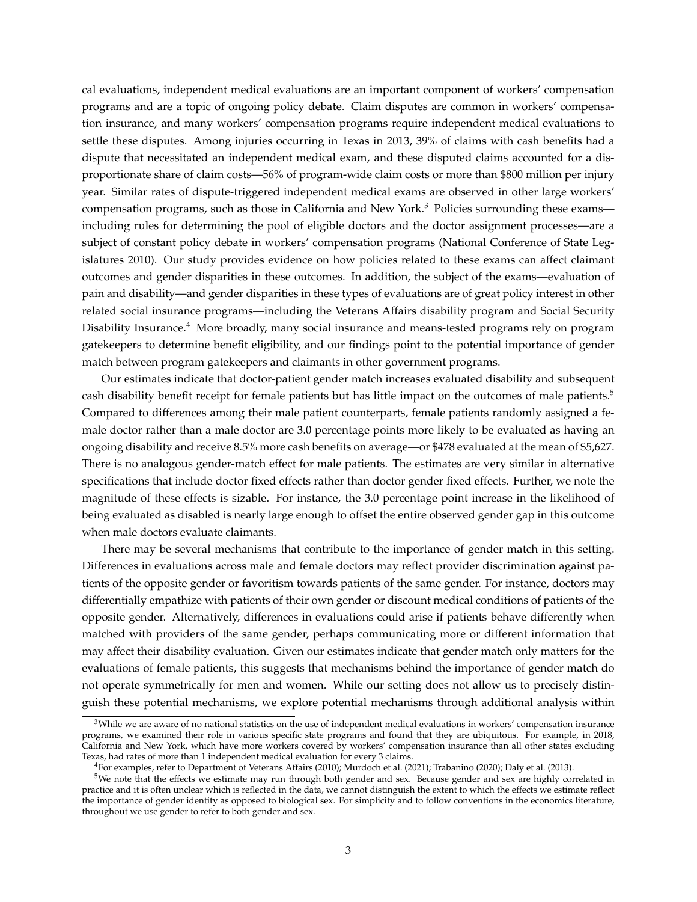cal evaluations, independent medical evaluations are an important component of workers' compensation programs and are a topic of ongoing policy debate. Claim disputes are common in workers' compensation insurance, and many workers' compensation programs require independent medical evaluations to settle these disputes. Among injuries occurring in Texas in 2013, 39% of claims with cash benefits had a dispute that necessitated an independent medical exam, and these disputed claims accounted for a disproportionate share of claim costs—56% of program-wide claim costs or more than $800 million per injury year. Similar rates of dispute-triggered independent medical exams are observed in other large workers' compensation programs, such as those in California and New York.[3] Policies surrounding these exams—including rules for determining the pool of eligible doctors and the doctor assignment processes—are a subject of constant policy debate in workers' compensation programs (National Conference of State Legislatures 2010). Our study provides evidence on how policies related to these exams can affect claimant outcomes and gender disparities in these outcomes. In addition, the subject of the exams—evaluation of pain and disability—and gender disparities in these types of evaluations are of great policy interest in other related social insurance programs—including the Veterans Affairs disability program and Social Security Disability Insurance.[4] More broadly, many social insurance and means-tested programs rely on program gatekeepers to determine benefit eligibility, and our findings point to the potential importance of gender match between program gatekeepers and claimants in other government programs.

Our estimates indicate that doctor-patient gender match increases evaluated disability and subsequent cash disability benefit receipt for female patients but has little impact on the outcomes of male patients.[5] Compared to differences among their male patient counterparts, female patients randomly assigned a female doctor rather than a male doctor are 3.0 percentage points more likely to be evaluated as having an ongoing disability and receive 8.5% more cash benefits on average—or $478 evaluated at the mean of $5,627. There is no analogous gender-match effect for male patients. The estimates are very similar in alternative specifications that include doctor fixed effects rather than doctor gender fixed effects. Further, we note the magnitude of these effects is sizable. For instance, the 3.0 percentage point increase in the likelihood of being evaluated as disabled is nearly large enough to offset the entire observed gender gap in this outcome when male doctors evaluate claimants.

There may be several mechanisms that contribute to the importance of gender match in this setting. Differences in evaluations across male and female doctors may reflect provider discrimination against patients of the opposite gender or favoritism towards patients of the same gender. For instance, doctors may differentially empathize with patients of their own gender or discount medical conditions of patients of the opposite gender. Alternatively, differences in evaluations could arise if patients behave differently when matched with providers of the same gender, perhaps communicating more or different information that may affect their disability evaluation. Given our estimates indicate that gender match only matters for the evaluations of female patients, this suggests that mechanisms behind the importance of gender match do not operate symmetrically for men and women. While our setting does not allow us to precisely distinguish these potential mechanisms, we explore potential mechanisms through additional analysis within

[3] While we are aware of no national statistics on the use of independent medical evaluations in workers' compensation insurance programs, we examined their role in various specific state programs and found that they are ubiquitous. For example, in 2018, California and New York, which have more workers covered by workers' compensation insurance than all other states excluding Texas, had rates of more than 1 independent medical evaluation for every 3 claims.

[4] For examples, refer to Department of Veterans Affairs (2010); Murdoch et al. (2021); Trabanino (2020); Daly et al. (2013).

[5] We note that the effects we estimate may run through both gender and sex. Because gender and sex are highly correlated in practice and it is often unclear which is reflected in the data, we cannot distinguish the extent to which the effects we estimate reflect the importance of gender identity as opposed to biological sex. For simplicity and to follow conventions in the economics literature, throughout we use gender to refer to both gender and sex.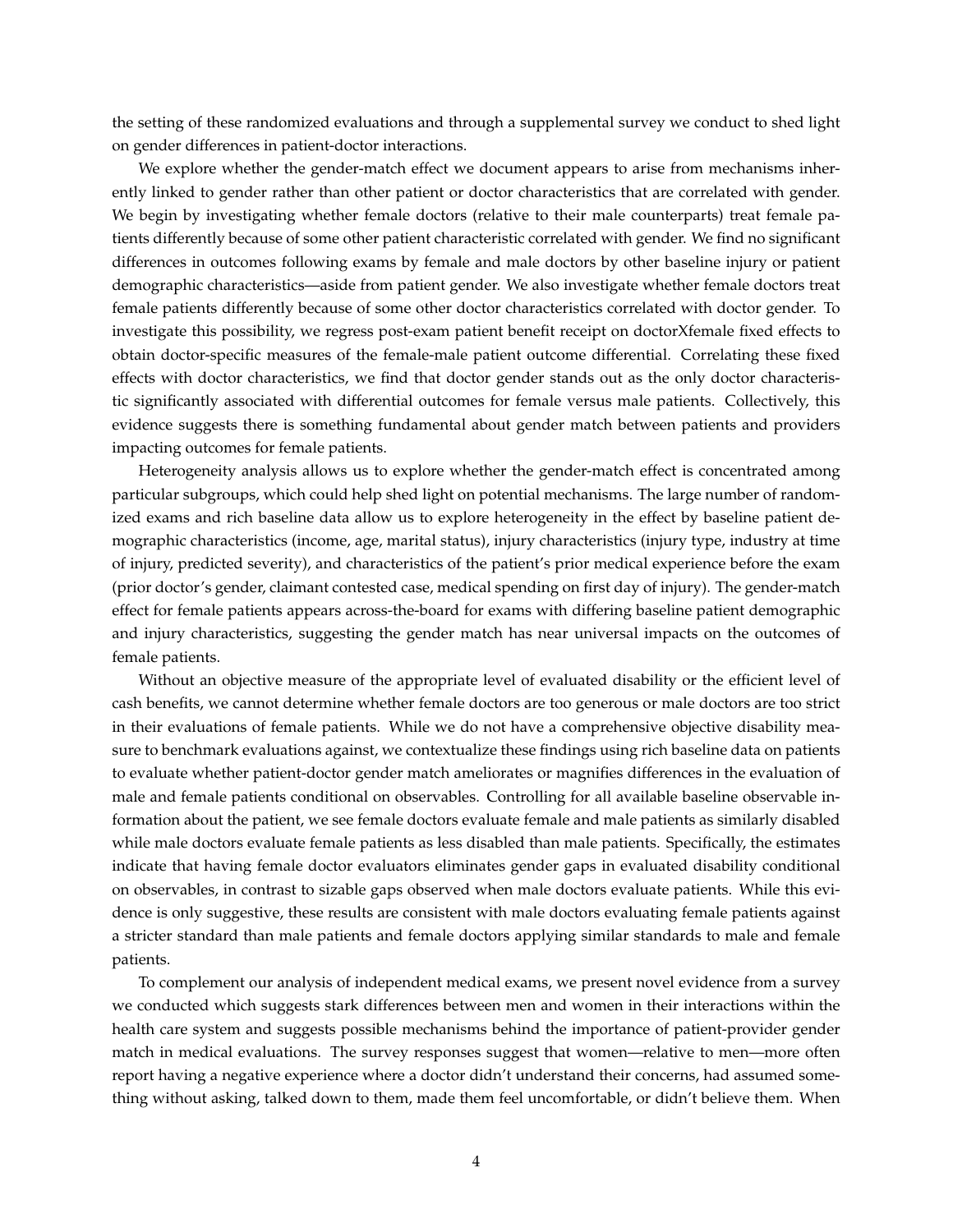the setting of these randomized evaluations and through a supplemental survey we conduct to shed light on gender differences in patient-doctor interactions.

We explore whether the gender-match effect we document appears to arise from mechanisms inherently linked to gender rather than other patient or doctor characteristics that are correlated with gender. We begin by investigating whether female doctors (relative to their male counterparts) treat female patients differently because of some other patient characteristic correlated with gender. We find no significant differences in outcomes following exams by female and male doctors by other baseline injury or patient demographic characteristics—aside from patient gender. We also investigate whether female doctors treat female patients differently because of some other doctor characteristics correlated with doctor gender. To investigate this possibility, we regress post-exam patient benefit receipt on doctorXfemale fixed effects to obtain doctor-specific measures of the female-male patient outcome differential. Correlating these fixed effects with doctor characteristics, we find that doctor gender stands out as the only doctor characteristic significantly associated with differential outcomes for female versus male patients. Collectively, this evidence suggests there is something fundamental about gender match between patients and providers impacting outcomes for female patients.

Heterogeneity analysis allows us to explore whether the gender-match effect is concentrated among particular subgroups, which could help shed light on potential mechanisms. The large number of randomized exams and rich baseline data allow us to explore heterogeneity in the effect by baseline patient demographic characteristics (income, age, marital status), injury characteristics (injury type, industry at time of injury, predicted severity), and characteristics of the patient's prior medical experience before the exam (prior doctor's gender, claimant contested case, medical spending on first day of injury). The gender-match effect for female patients appears across-the-board for exams with differing baseline patient demographic and injury characteristics, suggesting the gender match has near universal impacts on the outcomes of female patients.

Without an objective measure of the appropriate level of evaluated disability or the efficient level of cash benefits, we cannot determine whether female doctors are too generous or male doctors are too strict in their evaluations of female patients. While we do not have a comprehensive objective disability measure to benchmark evaluations against, we contextualize these findings using rich baseline data on patients to evaluate whether patient-doctor gender match ameliorates or magnifies differences in the evaluation of male and female patients conditional on observables. Controlling for all available baseline observable information about the patient, we see female doctors evaluate female and male patients as similarly disabled while male doctors evaluate female patients as less disabled than male patients. Specifically, the estimates indicate that having female doctor evaluators eliminates gender gaps in evaluated disability conditional on observables, in contrast to sizable gaps observed when male doctors evaluate patients. While this evidence is only suggestive, these results are consistent with male doctors evaluating female patients against a stricter standard than male patients and female doctors applying similar standards to male and female patients.

To complement our analysis of independent medical exams, we present novel evidence from a survey we conducted which suggests stark differences between men and women in their interactions within the health care system and suggests possible mechanisms behind the importance of patient-provider gender match in medical evaluations. The survey responses suggest that women—relative to men—more often report having a negative experience where a doctor didn't understand their concerns, had assumed something without asking, talked down to them, made them feel uncomfortable, or didn't believe them. When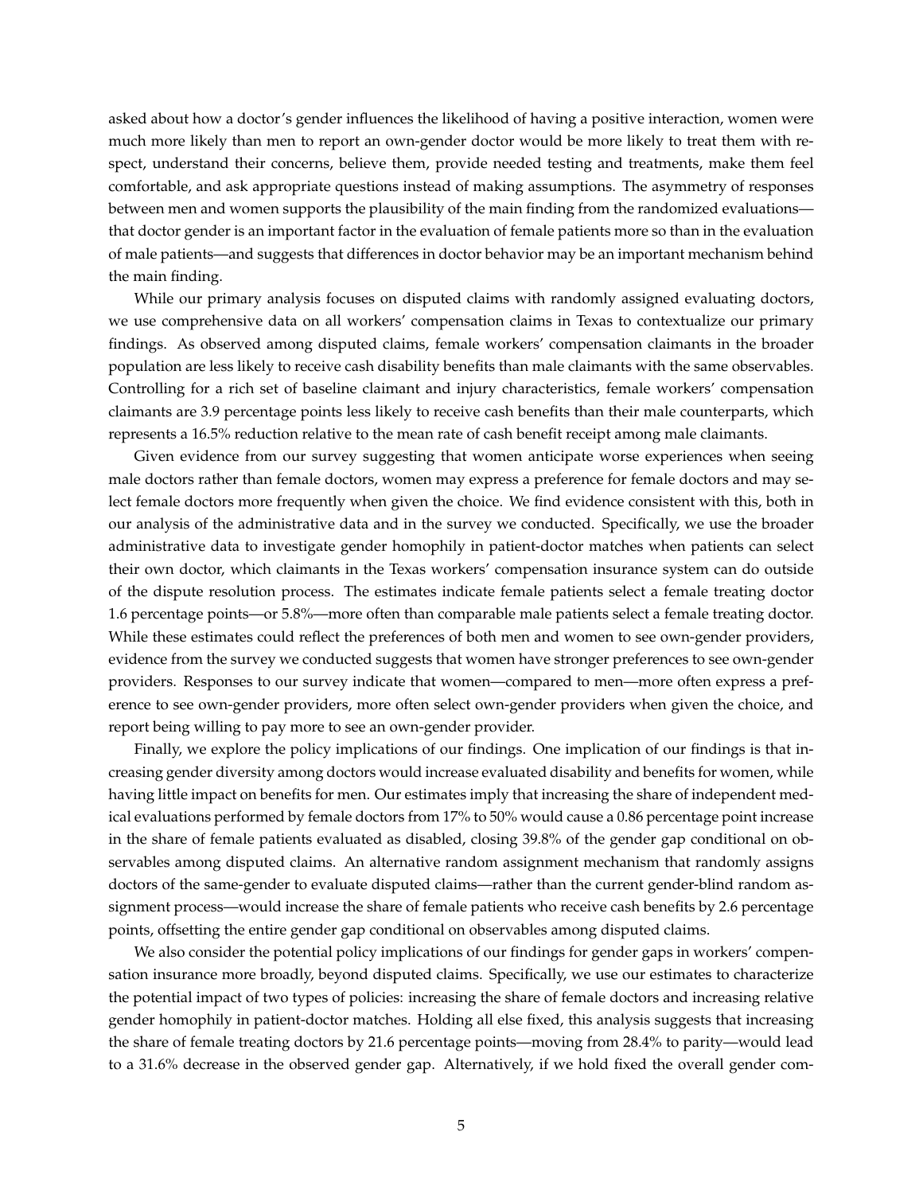asked about how a doctor's gender influences the likelihood of having a positive interaction, women were much more likely than men to report an own-gender doctor would be more likely to treat them with respect, understand their concerns, believe them, provide needed testing and treatments, make them feel comfortable, and ask appropriate questions instead of making assumptions. The asymmetry of responses between men and women supports the plausibility of the main finding from the randomized evaluations—that doctor gender is an important factor in the evaluation of female patients more so than in the evaluation of male patients—and suggests that differences in doctor behavior may be an important mechanism behind the main finding.

While our primary analysis focuses on disputed claims with randomly assigned evaluating doctors, we use comprehensive data on all workers' compensation claims in Texas to contextualize our primary findings. As observed among disputed claims, female workers' compensation claimants in the broader population are less likely to receive cash disability benefits than male claimants with the same observables. Controlling for a rich set of baseline claimant and injury characteristics, female workers' compensation claimants are 3.9 percentage points less likely to receive cash benefits than their male counterparts, which represents a 16.5% reduction relative to the mean rate of cash benefit receipt among male claimants.

Given evidence from our survey suggesting that women anticipate worse experiences when seeing male doctors rather than female doctors, women may express a preference for female doctors and may select female doctors more frequently when given the choice. We find evidence consistent with this, both in our analysis of the administrative data and in the survey we conducted. Specifically, we use the broader administrative data to investigate gender homophily in patient-doctor matches when patients can select their own doctor, which claimants in the Texas workers' compensation insurance system can do outside of the dispute resolution process. The estimates indicate female patients select a female treating doctor 1.6 percentage points—or 5.8%—more often than comparable male patients select a female treating doctor. While these estimates could reflect the preferences of both men and women to see own-gender providers, evidence from the survey we conducted suggests that women have stronger preferences to see own-gender providers. Responses to our survey indicate that women—compared to men—more often express a preference to see own-gender providers, more often select own-gender providers when given the choice, and report being willing to pay more to see an own-gender provider.

Finally, we explore the policy implications of our findings. One implication of our findings is that increasing gender diversity among doctors would increase evaluated disability and benefits for women, while having little impact on benefits for men. Our estimates imply that increasing the share of independent medical evaluations performed by female doctors from 17% to 50% would cause a 0.86 percentage point increase in the share of female patients evaluated as disabled, closing 39.8% of the gender gap conditional on observables among disputed claims. An alternative random assignment mechanism that randomly assigns doctors of the same-gender to evaluate disputed claims—rather than the current gender-blind random assignment process—would increase the share of female patients who receive cash benefits by 2.6 percentage points, offsetting the entire gender gap conditional on observables among disputed claims.

We also consider the potential policy implications of our findings for gender gaps in workers' compensation insurance more broadly, beyond disputed claims. Specifically, we use our estimates to characterize the potential impact of two types of policies: increasing the share of female doctors and increasing relative gender homophily in patient-doctor matches. Holding all else fixed, this analysis suggests that increasing the share of female treating doctors by 21.6 percentage points—moving from 28.4% to parity—would lead to a 31.6% decrease in the observed gender gap. Alternatively, if we hold fixed the overall gender com-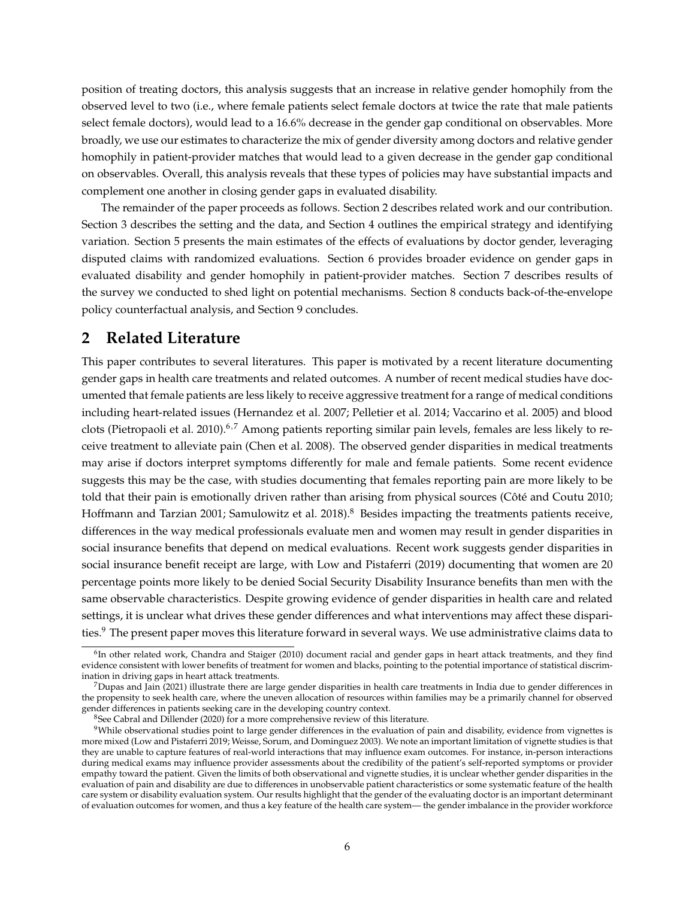position of treating doctors, this analysis suggests that an increase in relative gender homophily from the observed level to two (i.e., where female patients select female doctors at twice the rate that male patients select female doctors), would lead to a 16.6% decrease in the gender gap conditional on observables. More broadly, we use our estimates to characterize the mix of gender diversity among doctors and relative gender homophily in patient-provider matches that would lead to a given decrease in the gender gap conditional on observables. Overall, this analysis reveals that these types of policies may have substantial impacts and complement one another in closing gender gaps in evaluated disability.

The remainder of the paper proceeds as follows. Section 2 describes related work and our contribution. Section 3 describes the setting and the data, and Section 4 outlines the empirical strategy and identifying variation. Section 5 presents the main estimates of the effects of evaluations by doctor gender, leveraging disputed claims with randomized evaluations. Section 6 provides broader evidence on gender gaps in evaluated disability and gender homophily in patient-provider matches. Section 7 describes results of the survey we conducted to shed light on potential mechanisms. Section 8 conducts back-of-the-envelope policy counterfactual analysis, and Section 9 concludes.

## 2 Related Literature

This paper contributes to several literatures. This paper is motivated by a recent literature documenting gender gaps in health care treatments and related outcomes. A number of recent medical studies have documented that female patients are less likely to receive aggressive treatment for a range of medical conditions including heart-related issues (Hernandez et al. 2007; Pelletier et al. 2014; Vaccarino et al. 2005) and blood clots (Pietropaoli et al. 2010).[6,7] Among patients reporting similar pain levels, females are less likely to receive treatment to alleviate pain (Chen et al. 2008). The observed gender disparities in medical treatments may arise if doctors interpret symptoms differently for male and female patients. Some recent evidence suggests this may be the case, with studies documenting that females reporting pain are more likely to be told that their pain is emotionally driven rather than arising from physical sources (Côté and Coutu 2010; Hoffmann and Tarzian 2001; Samulowitz et al. 2018).[8] Besides impacting the treatments patients receive, differences in the way medical professionals evaluate men and women may result in gender disparities in social insurance benefits that depend on medical evaluations. Recent work suggests gender disparities in social insurance benefit receipt are large, with Low and Pistaferri (2019) documenting that women are 20 percentage points more likely to be denied Social Security Disability Insurance benefits than men with the same observable characteristics. Despite growing evidence of gender disparities in health care and related settings, it is unclear what drives these gender differences and what interventions may affect these disparities.[9] The present paper moves this literature forward in several ways. We use administrative claims data to

[6]In other related work, Chandra and Staiger (2010) document racial and gender gaps in heart attack treatments, and they find evidence consistent with lower benefits of treatment for women and blacks, pointing to the potential importance of statistical discrimination in driving gaps in heart attack treatments.

[7]Dupas and Jain (2021) illustrate there are large gender disparities in health care treatments in India due to gender differences in the propensity to seek health care, where the uneven allocation of resources within families may be a primarily channel for observed gender differences in patients seeking care in the developing country context.

[8]See Cabral and Dillender (2020) for a more comprehensive review of this literature.

[9]While observational studies point to large gender differences in the evaluation of pain and disability, evidence from vignettes is more mixed (Low and Pistaferri 2019; Weisse, Sorum, and Dominguez 2003). We note an important limitation of vignette studies is that they are unable to capture features of real-world interactions that may influence exam outcomes. For instance, in-person interactions during medical exams may influence provider assessments about the credibility of the patient's self-reported symptoms or provider empathy toward the patient. Given the limits of both observational and vignette studies, it is unclear whether gender disparities in the evaluation of pain and disability are due to differences in unobservable patient characteristics or some systematic feature of the health care system or disability evaluation system. Our results highlight that the gender of the evaluating doctor is an important determinant of evaluation outcomes for women, and thus a key feature of the health care system— the gender imbalance in the provider workforce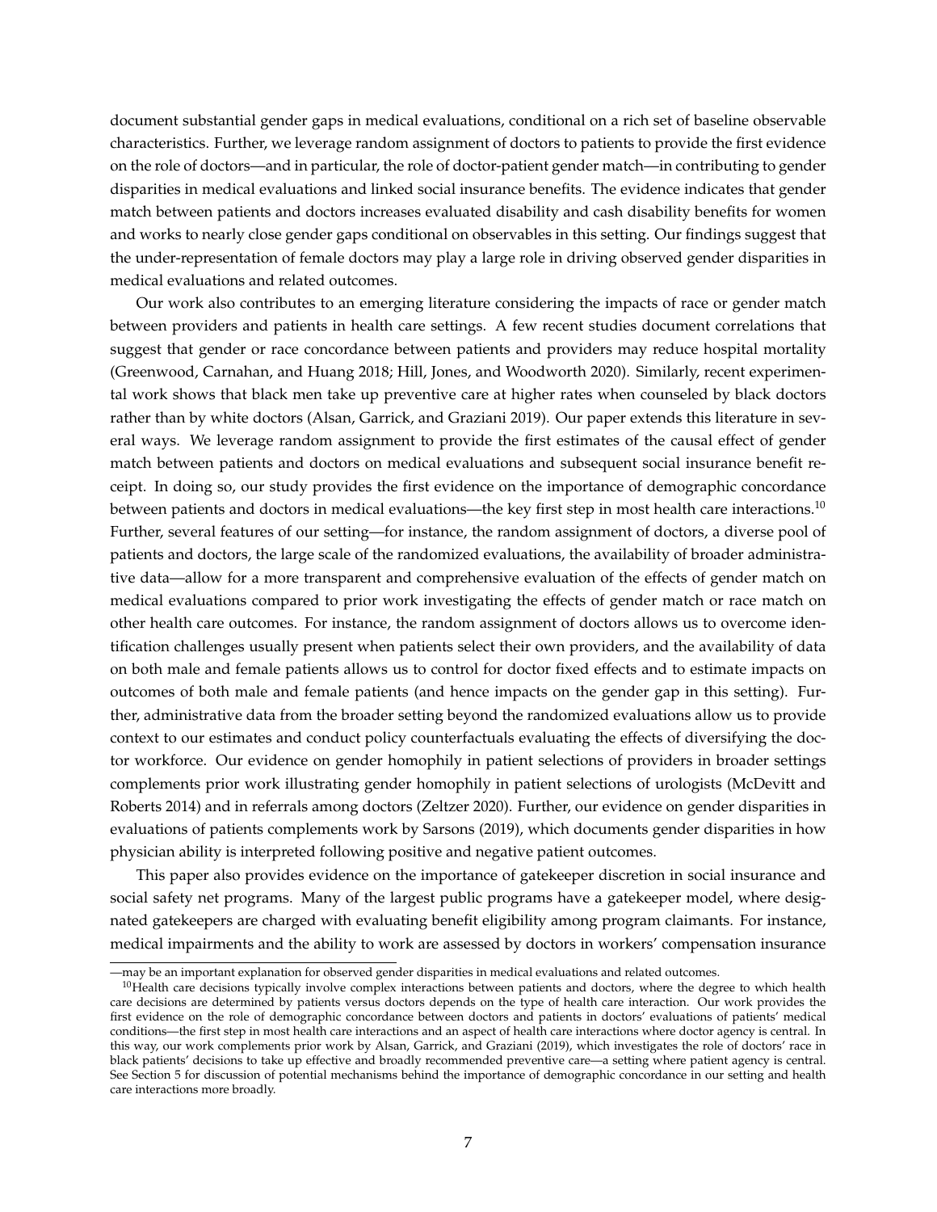document substantial gender gaps in medical evaluations, conditional on a rich set of baseline observable characteristics. Further, we leverage random assignment of doctors to patients to provide the first evidence on the role of doctors—and in particular, the role of doctor-patient gender match—in contributing to gender disparities in medical evaluations and linked social insurance benefits. The evidence indicates that gender match between patients and doctors increases evaluated disability and cash disability benefits for women and works to nearly close gender gaps conditional on observables in this setting. Our findings suggest that the under-representation of female doctors may play a large role in driving observed gender disparities in medical evaluations and related outcomes.

Our work also contributes to an emerging literature considering the impacts of race or gender match between providers and patients in health care settings. A few recent studies document correlations that suggest that gender or race concordance between patients and providers may reduce hospital mortality (Greenwood, Carnahan, and Huang 2018; Hill, Jones, and Woodworth 2020). Similarly, recent experimental work shows that black men take up preventive care at higher rates when counseled by black doctors rather than by white doctors (Alsan, Garrick, and Graziani 2019). Our paper extends this literature in several ways. We leverage random assignment to provide the first estimates of the causal effect of gender match between patients and doctors on medical evaluations and subsequent social insurance benefit receipt. In doing so, our study provides the first evidence on the importance of demographic concordance between patients and doctors in medical evaluations—the key first step in most health care interactions.[10] Further, several features of our setting—for instance, the random assignment of doctors, a diverse pool of patients and doctors, the large scale of the randomized evaluations, the availability of broader administrative data—allow for a more transparent and comprehensive evaluation of the effects of gender match on medical evaluations compared to prior work investigating the effects of gender match or race match on other health care outcomes. For instance, the random assignment of doctors allows us to overcome identification challenges usually present when patients select their own providers, and the availability of data on both male and female patients allows us to control for doctor fixed effects and to estimate impacts on outcomes of both male and female patients (and hence impacts on the gender gap in this setting). Further, administrative data from the broader setting beyond the randomized evaluations allow us to provide context to our estimates and conduct policy counterfactuals evaluating the effects of diversifying the doctor workforce. Our evidence on gender homophily in patient selections of providers in broader settings complements prior work illustrating gender homophily in patient selections of urologists (McDevitt and Roberts 2014) and in referrals among doctors (Zeltzer 2020). Further, our evidence on gender disparities in evaluations of patients complements work by Sarsons (2019), which documents gender disparities in how physician ability is interpreted following positive and negative patient outcomes.

This paper also provides evidence on the importance of gatekeeper discretion in social insurance and social safety net programs. Many of the largest public programs have a gatekeeper model, where designated gatekeepers are charged with evaluating benefit eligibility among program claimants. For instance, medical impairments and the ability to work are assessed by doctors in workers' compensation insurance

—may be an important explanation for observed gender disparities in medical evaluations and related outcomes.

[10]Health care decisions typically involve complex interactions between patients and doctors, where the degree to which health care decisions are determined by patients versus doctors depends on the type of health care interaction. Our work provides the first evidence on the role of demographic concordance between doctors and patients in doctors' evaluations of patients' medical conditions—the first step in most health care interactions and an aspect of health care interactions where doctor agency is central. In this way, our work complements prior work by Alsan, Garrick, and Graziani (2019), which investigates the role of doctors' race in black patients' decisions to take up effective and broadly recommended preventive care—a setting where patient agency is central. See Section 5 for discussion of potential mechanisms behind the importance of demographic concordance in our setting and health care interactions more broadly.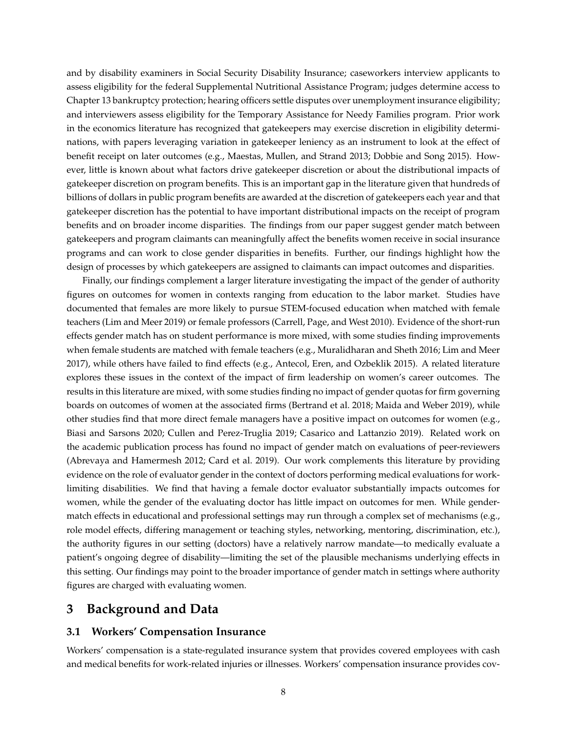and by disability examiners in Social Security Disability Insurance; caseworkers interview applicants to assess eligibility for the federal Supplemental Nutritional Assistance Program; judges determine access to Chapter 13 bankruptcy protection; hearing officers settle disputes over unemployment insurance eligibility; and interviewers assess eligibility for the Temporary Assistance for Needy Families program. Prior work in the economics literature has recognized that gatekeepers may exercise discretion in eligibility determinations, with papers leveraging variation in gatekeeper leniency as an instrument to look at the effect of benefit receipt on later outcomes (e.g., Maestas, Mullen, and Strand 2013; Dobbie and Song 2015). However, little is known about what factors drive gatekeeper discretion or about the distributional impacts of gatekeeper discretion on program benefits. This is an important gap in the literature given that hundreds of billions of dollars in public program benefits are awarded at the discretion of gatekeepers each year and that gatekeeper discretion has the potential to have important distributional impacts on the receipt of program benefits and on broader income disparities. The findings from our paper suggest gender match between gatekeepers and program claimants can meaningfully affect the benefits women receive in social insurance programs and can work to close gender disparities in benefits. Further, our findings highlight how the design of processes by which gatekeepers are assigned to claimants can impact outcomes and disparities.

Finally, our findings complement a larger literature investigating the impact of the gender of authority figures on outcomes for women in contexts ranging from education to the labor market. Studies have documented that females are more likely to pursue STEM-focused education when matched with female teachers (Lim and Meer 2019) or female professors (Carrell, Page, and West 2010). Evidence of the short-run effects gender match has on student performance is more mixed, with some studies finding improvements when female students are matched with female teachers (e.g., Muralidharan and Sheth 2016; Lim and Meer 2017), while others have failed to find effects (e.g., Antecol, Eren, and Ozbeklik 2015). A related literature explores these issues in the context of the impact of firm leadership on women's career outcomes. The results in this literature are mixed, with some studies finding no impact of gender quotas for firm governing boards on outcomes of women at the associated firms (Bertrand et al. 2018; Maida and Weber 2019), while other studies find that more direct female managers have a positive impact on outcomes for women (e.g., Biasi and Sarsons 2020; Cullen and Perez-Truglia 2019; Casarico and Lattanzio 2019). Related work on the academic publication process has found no impact of gender match on evaluations of peer-reviewers (Abrevaya and Hamermesh 2012; Card et al. 2019). Our work complements this literature by providing evidence on the role of evaluator gender in the context of doctors performing medical evaluations for work-limiting disabilities. We find that having a female doctor evaluator substantially impacts outcomes for women, while the gender of the evaluating doctor has little impact on outcomes for men. While gender-match effects in educational and professional settings may run through a complex set of mechanisms (e.g., role model effects, differing management or teaching styles, networking, mentoring, discrimination, etc.), the authority figures in our setting (doctors) have a relatively narrow mandate—to medically evaluate a patient's ongoing degree of disability—limiting the set of the plausible mechanisms underlying effects in this setting. Our findings may point to the broader importance of gender match in settings where authority figures are charged with evaluating women.

# 3 Background and Data

## 3.1 Workers' Compensation Insurance

Workers' compensation is a state-regulated insurance system that provides covered employees with cash and medical benefits for work-related injuries or illnesses. Workers' compensation insurance provides cov-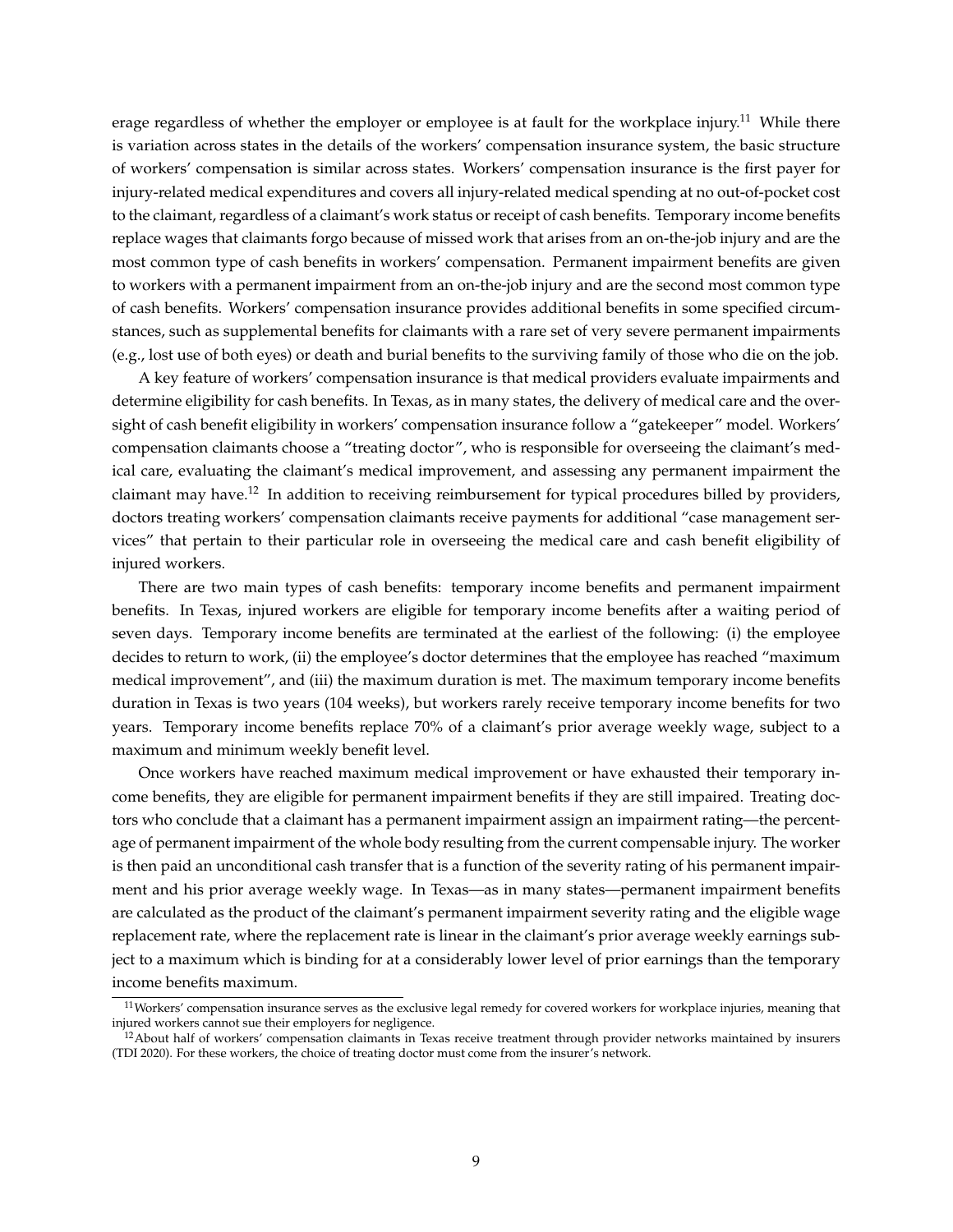erage regardless of whether the employer or employee is at fault for the workplace injury.[11] While there is variation across states in the details of the workers' compensation insurance system, the basic structure of workers' compensation is similar across states. Workers' compensation insurance is the first payer for injury-related medical expenditures and covers all injury-related medical spending at no out-of-pocket cost to the claimant, regardless of a claimant's work status or receipt of cash benefits. Temporary income benefits replace wages that claimants forgo because of missed work that arises from an on-the-job injury and are the most common type of cash benefits in workers' compensation. Permanent impairment benefits are given to workers with a permanent impairment from an on-the-job injury and are the second most common type of cash benefits. Workers' compensation insurance provides additional benefits in some specified circumstances, such as supplemental benefits for claimants with a rare set of very severe permanent impairments (e.g., lost use of both eyes) or death and burial benefits to the surviving family of those who die on the job.

A key feature of workers' compensation insurance is that medical providers evaluate impairments and determine eligibility for cash benefits. In Texas, as in many states, the delivery of medical care and the oversight of cash benefit eligibility in workers' compensation insurance follow a "gatekeeper" model. Workers' compensation claimants choose a "treating doctor", who is responsible for overseeing the claimant's medical care, evaluating the claimant's medical improvement, and assessing any permanent impairment the claimant may have.[12] In addition to receiving reimbursement for typical procedures billed by providers, doctors treating workers' compensation claimants receive payments for additional "case management services" that pertain to their particular role in overseeing the medical care and cash benefit eligibility of injured workers.

There are two main types of cash benefits: temporary income benefits and permanent impairment benefits. In Texas, injured workers are eligible for temporary income benefits after a waiting period of seven days. Temporary income benefits are terminated at the earliest of the following: (i) the employee decides to return to work, (ii) the employee's doctor determines that the employee has reached "maximum medical improvement", and (iii) the maximum duration is met. The maximum temporary income benefits duration in Texas is two years (104 weeks), but workers rarely receive temporary income benefits for two years. Temporary income benefits replace 70% of a claimant's prior average weekly wage, subject to a maximum and minimum weekly benefit level.

Once workers have reached maximum medical improvement or have exhausted their temporary income benefits, they are eligible for permanent impairment benefits if they are still impaired. Treating doctors who conclude that a claimant has a permanent impairment assign an impairment rating—the percentage of permanent impairment of the whole body resulting from the current compensable injury. The worker is then paid an unconditional cash transfer that is a function of the severity rating of his permanent impairment and his prior average weekly wage. In Texas—as in many states—permanent impairment benefits are calculated as the product of the claimant's permanent impairment severity rating and the eligible wage replacement rate, where the replacement rate is linear in the claimant's prior average weekly earnings subject to a maximum which is binding for at a considerably lower level of prior earnings than the temporary income benefits maximum.

[11] Workers' compensation insurance serves as the exclusive legal remedy for covered workers for workplace injuries, meaning that injured workers cannot sue their employers for negligence.

[12] About half of workers' compensation claimants in Texas receive treatment through provider networks maintained by insurers (TDI 2020). For these workers, the choice of treating doctor must come from the insurer's network.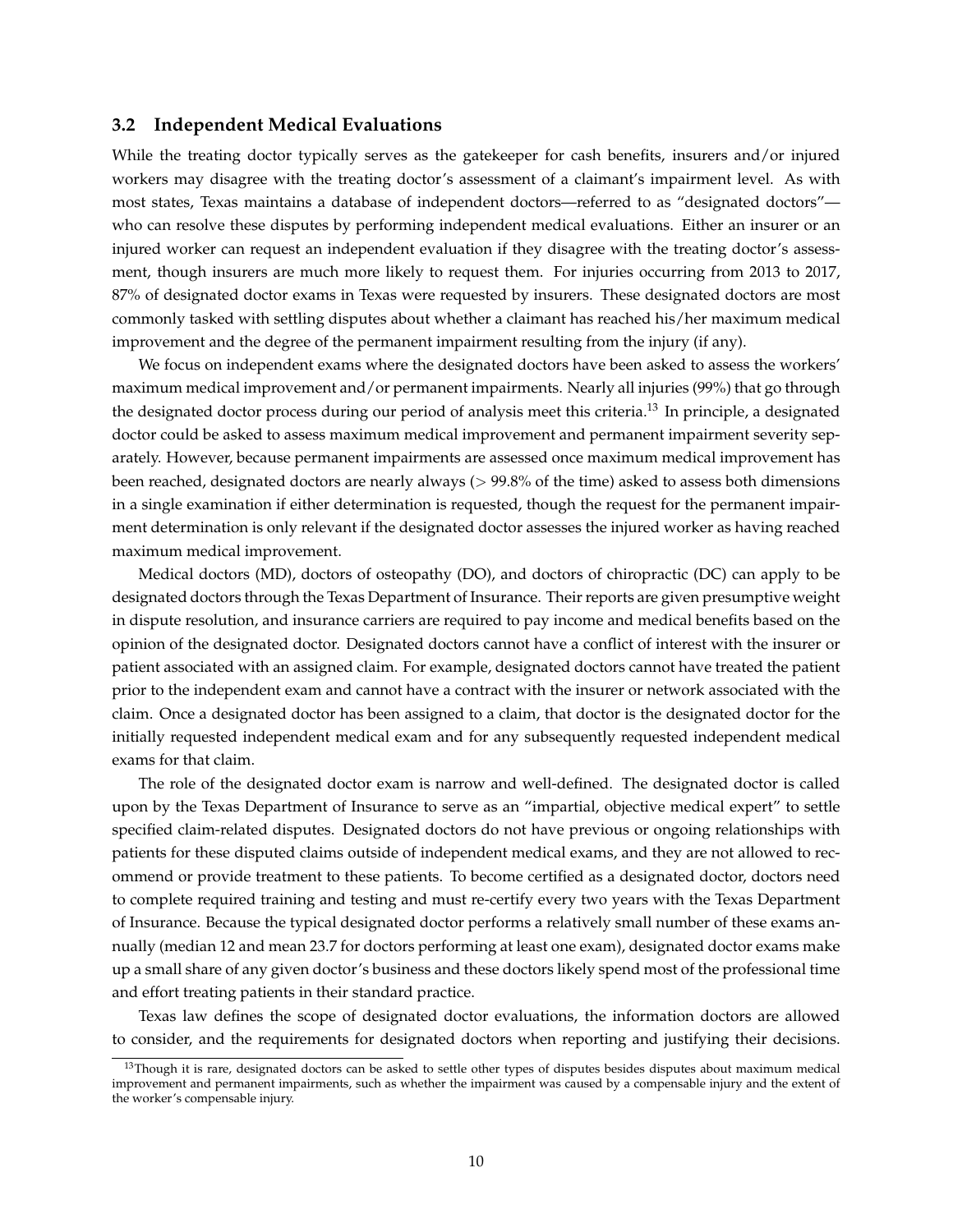### 3.2 Independent Medical Evaluations

While the treating doctor typically serves as the gatekeeper for cash benefits, insurers and/or injured workers may disagree with the treating doctor's assessment of a claimant's impairment level. As with most states, Texas maintains a database of independent doctors—referred to as "designated doctors"—who can resolve these disputes by performing independent medical evaluations. Either an insurer or an injured worker can request an independent evaluation if they disagree with the treating doctor's assessment, though insurers are much more likely to request them. For injuries occurring from 2013 to 2017, 87% of designated doctor exams in Texas were requested by insurers. These designated doctors are most commonly tasked with settling disputes about whether a claimant has reached his/her maximum medical improvement and the degree of the permanent impairment resulting from the injury (if any).

We focus on independent exams where the designated doctors have been asked to assess the workers' maximum medical improvement and/or permanent impairments. Nearly all injuries (99%) that go through the designated doctor process during our period of analysis meet this criteria.[13] In principle, a designated doctor could be asked to assess maximum medical improvement and permanent impairment severity separately. However, because permanent impairments are assessed once maximum medical improvement has been reached, designated doctors are nearly always (> 99.8% of the time) asked to assess both dimensions in a single examination if either determination is requested, though the request for the permanent impairment determination is only relevant if the designated doctor assesses the injured worker as having reached maximum medical improvement.

Medical doctors (MD), doctors of osteopathy (DO), and doctors of chiropractic (DC) can apply to be designated doctors through the Texas Department of Insurance. Their reports are given presumptive weight in dispute resolution, and insurance carriers are required to pay income and medical benefits based on the opinion of the designated doctor. Designated doctors cannot have a conflict of interest with the insurer or patient associated with an assigned claim. For example, designated doctors cannot have treated the patient prior to the independent exam and cannot have a contract with the insurer or network associated with the claim. Once a designated doctor has been assigned to a claim, that doctor is the designated doctor for the initially requested independent medical exam and for any subsequently requested independent medical exams for that claim.

The role of the designated doctor exam is narrow and well-defined. The designated doctor is called upon by the Texas Department of Insurance to serve as an "impartial, objective medical expert" to settle specified claim-related disputes. Designated doctors do not have previous or ongoing relationships with patients for these disputed claims outside of independent medical exams, and they are not allowed to recommend or provide treatment to these patients. To become certified as a designated doctor, doctors need to complete required training and testing and must re-certify every two years with the Texas Department of Insurance. Because the typical designated doctor performs a relatively small number of these exams annually (median 12 and mean 23.7 for doctors performing at least one exam), designated doctor exams make up a small share of any given doctor's business and these doctors likely spend most of the professional time and effort treating patients in their standard practice.

Texas law defines the scope of designated doctor evaluations, the information doctors are allowed to consider, and the requirements for designated doctors when reporting and justifying their decisions.

[13] Though it is rare, designated doctors can be asked to settle other types of disputes besides disputes about maximum medical improvement and permanent impairments, such as whether the impairment was caused by a compensable injury and the extent of the worker's compensable injury.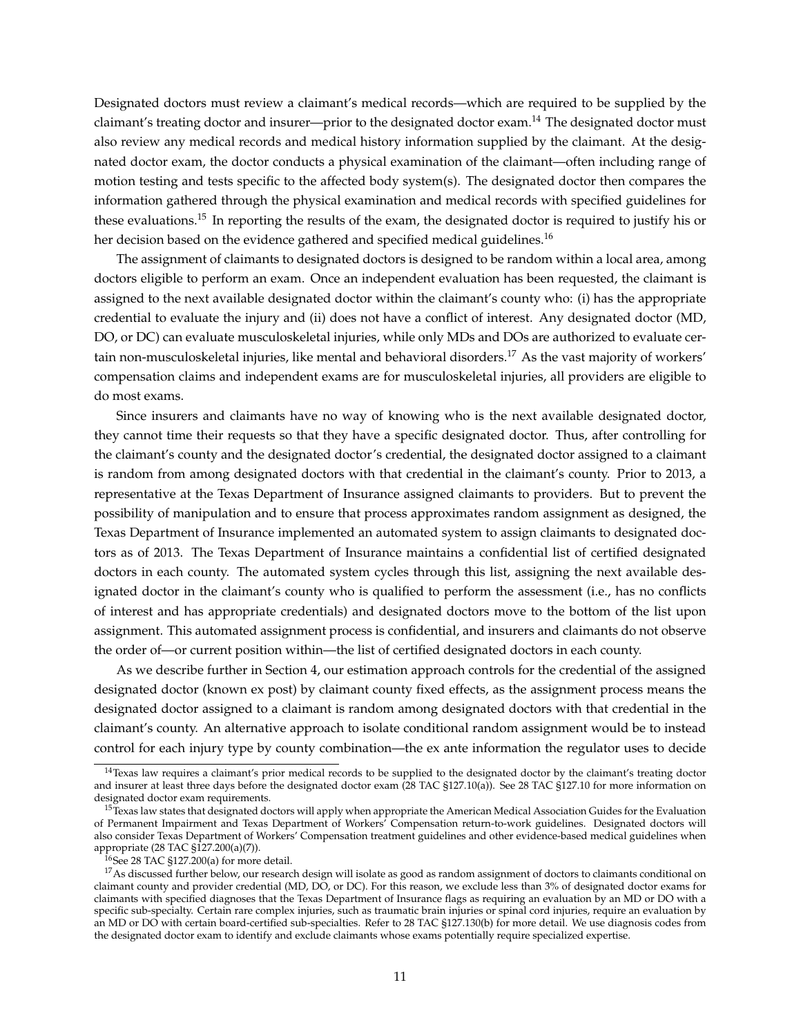Designated doctors must review a claimant's medical records—which are required to be supplied by the claimant's treating doctor and insurer—prior to the designated doctor exam.[14] The designated doctor must also review any medical records and medical history information supplied by the claimant. At the designated doctor exam, the doctor conducts a physical examination of the claimant—often including range of motion testing and tests specific to the affected body system(s). The designated doctor then compares the information gathered through the physical examination and medical records with specified guidelines for these evaluations.[15] In reporting the results of the exam, the designated doctor is required to justify his or her decision based on the evidence gathered and specified medical guidelines.[16]

The assignment of claimants to designated doctors is designed to be random within a local area, among doctors eligible to perform an exam. Once an independent evaluation has been requested, the claimant is assigned to the next available designated doctor within the claimant's county who: (i) has the appropriate credential to evaluate the injury and (ii) does not have a conflict of interest. Any designated doctor (MD, DO, or DC) can evaluate musculoskeletal injuries, while only MDs and DOs are authorized to evaluate certain non-musculoskeletal injuries, like mental and behavioral disorders.[17] As the vast majority of workers' compensation claims and independent exams are for musculoskeletal injuries, all providers are eligible to do most exams.

Since insurers and claimants have no way of knowing who is the next available designated doctor, they cannot time their requests so that they have a specific designated doctor. Thus, after controlling for the claimant's county and the designated doctor's credential, the designated doctor assigned to a claimant is random from among designated doctors with that credential in the claimant's county. Prior to 2013, a representative at the Texas Department of Insurance assigned claimants to providers. But to prevent the possibility of manipulation and to ensure that process approximates random assignment as designed, the Texas Department of Insurance implemented an automated system to assign claimants to designated doctors as of 2013. The Texas Department of Insurance maintains a confidential list of certified designated doctors in each county. The automated system cycles through this list, assigning the next available designated doctor in the claimant's county who is qualified to perform the assessment (i.e., has no conflicts of interest and has appropriate credentials) and designated doctors move to the bottom of the list upon assignment. This automated assignment process is confidential, and insurers and claimants do not observe the order of—or current position within—the list of certified designated doctors in each county.

As we describe further in Section 4, our estimation approach controls for the credential of the assigned designated doctor (known ex post) by claimant county fixed effects, as the assignment process means the designated doctor assigned to a claimant is random among designated doctors with that credential in the claimant's county. An alternative approach to isolate conditional random assignment would be to instead control for each injury type by county combination—the ex ante information the regulator uses to decide

---

[14] Texas law requires a claimant's prior medical records to be supplied to the designated doctor by the claimant's treating doctor and insurer at least three days before the designated doctor exam (28 TAC §127.10(a)). See 28 TAC §127.10 for more information on designated doctor exam requirements.

[15] Texas law states that designated doctors will apply when appropriate the American Medical Association Guides for the Evaluation of Permanent Impairment and Texas Department of Workers' Compensation return-to-work guidelines. Designated doctors will also consider Texas Department of Workers' Compensation treatment guidelines and other evidence-based medical guidelines when appropriate (28 TAC §127.200(a)(7)).

[16] See 28 TAC §127.200(a) for more detail.

[17] As discussed further below, our research design will isolate as good as random assignment of doctors to claimants conditional on claimant county and provider credential (MD, DO, or DC). For this reason, we exclude less than 3% of designated doctor exams for claimants with specified diagnoses that the Texas Department of Insurance flags as requiring an evaluation by an MD or DO with a specific sub-specialty. Certain rare complex injuries, such as traumatic brain injuries or spinal cord injuries, require an evaluation by an MD or DO with certain board-certified sub-specialties. Refer to 28 TAC §127.130(b) for more detail. We use diagnosis codes from the designated doctor exam to identify and exclude claimants whose exams potentially require specialized expertise.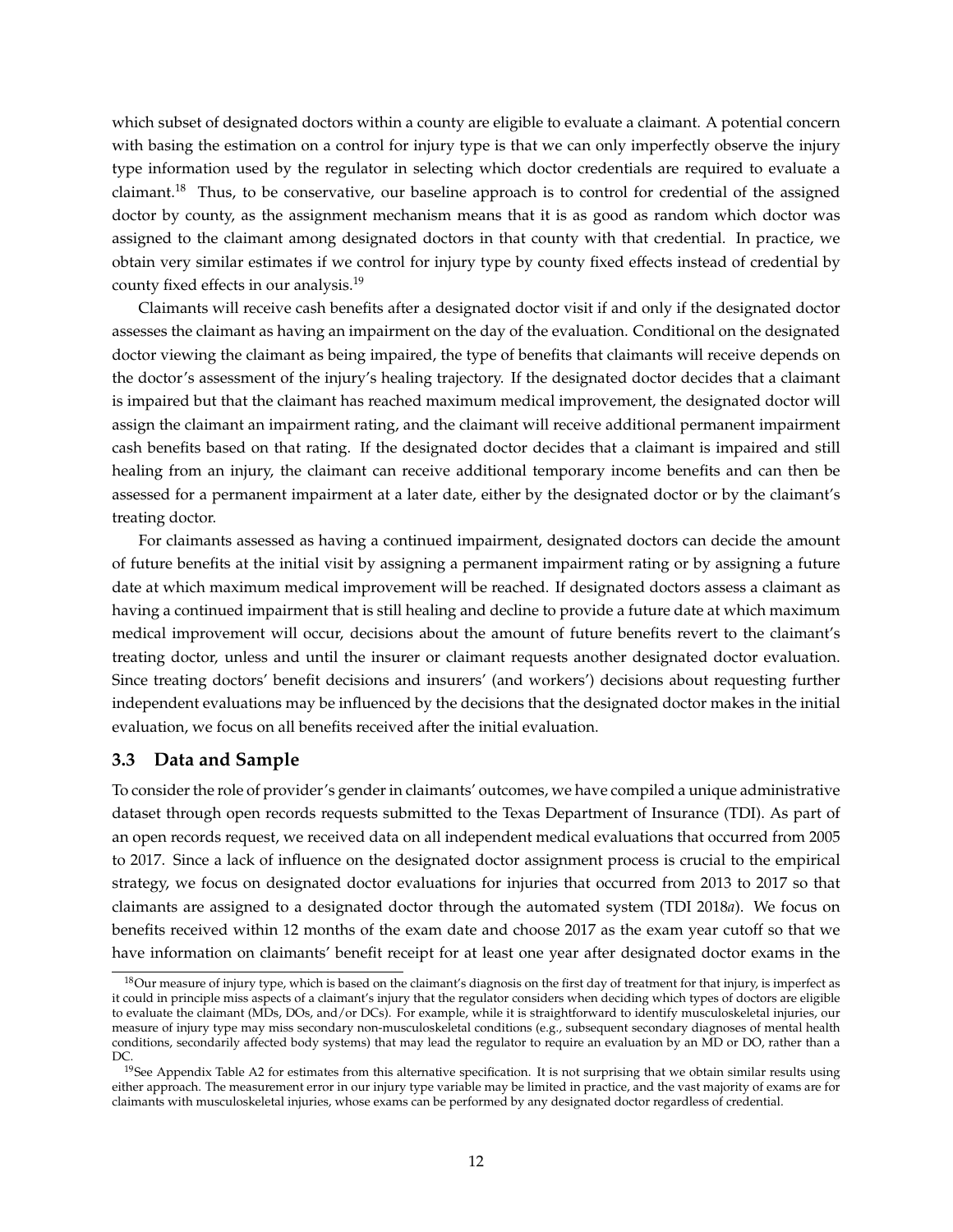which subset of designated doctors within a county are eligible to evaluate a claimant. A potential concern with basing the estimation on a control for injury type is that we can only imperfectly observe the injury type information used by the regulator in selecting which doctor credentials are required to evaluate a claimant.[18] Thus, to be conservative, our baseline approach is to control for credential of the assigned doctor by county, as the assignment mechanism means that it is as good as random which doctor was assigned to the claimant among designated doctors in that county with that credential. In practice, we obtain very similar estimates if we control for injury type by county fixed effects instead of credential by county fixed effects in our analysis.[19]

Claimants will receive cash benefits after a designated doctor visit if and only if the designated doctor assesses the claimant as having an impairment on the day of the evaluation. Conditional on the designated doctor viewing the claimant as being impaired, the type of benefits that claimants will receive depends on the doctor's assessment of the injury's healing trajectory. If the designated doctor decides that a claimant is impaired but that the claimant has reached maximum medical improvement, the designated doctor will assign the claimant an impairment rating, and the claimant will receive additional permanent impairment cash benefits based on that rating. If the designated doctor decides that a claimant is impaired and still healing from an injury, the claimant can receive additional temporary income benefits and can then be assessed for a permanent impairment at a later date, either by the designated doctor or by the claimant's treating doctor.

For claimants assessed as having a continued impairment, designated doctors can decide the amount of future benefits at the initial visit by assigning a permanent impairment rating or by assigning a future date at which maximum medical improvement will be reached. If designated doctors assess a claimant as having a continued impairment that is still healing and decline to provide a future date at which maximum medical improvement will occur, decisions about the amount of future benefits revert to the claimant's treating doctor, unless and until the insurer or claimant requests another designated doctor evaluation. Since treating doctors' benefit decisions and insurers' (and workers') decisions about requesting further independent evaluations may be influenced by the decisions that the designated doctor makes in the initial evaluation, we focus on all benefits received after the initial evaluation.

### 3.3 Data and Sample

To consider the role of provider's gender in claimants' outcomes, we have compiled a unique administrative dataset through open records requests submitted to the Texas Department of Insurance (TDI). As part of an open records request, we received data on all independent medical evaluations that occurred from 2005 to 2017. Since a lack of influence on the designated doctor assignment process is crucial to the empirical strategy, we focus on designated doctor evaluations for injuries that occurred from 2013 to 2017 so that claimants are assigned to a designated doctor through the automated system (TDI 2018*a*). We focus on benefits received within 12 months of the exam date and choose 2017 as the exam year cutoff so that we have information on claimants' benefit receipt for at least one year after designated doctor exams in the

[18] Our measure of injury type, which is based on the claimant's diagnosis on the first day of treatment for that injury, is imperfect as it could in principle miss aspects of a claimant's injury that the regulator considers when deciding which types of doctors are eligible to evaluate the claimant (MDs, DOs, and/or DCs). For example, while it is straightforward to identify musculoskeletal injuries, our measure of injury type may miss secondary non-musculoskeletal conditions (e.g., subsequent secondary diagnoses of mental health conditions, secondarily affected body systems) that may lead the regulator to require an evaluation by an MD or DO, rather than a DC.

[19] See Appendix Table A2 for estimates from this alternative specification. It is not surprising that we obtain similar results using either approach. The measurement error in our injury type variable may be limited in practice, and the vast majority of exams are for claimants with musculoskeletal injuries, whose exams can be performed by any designated doctor regardless of credential.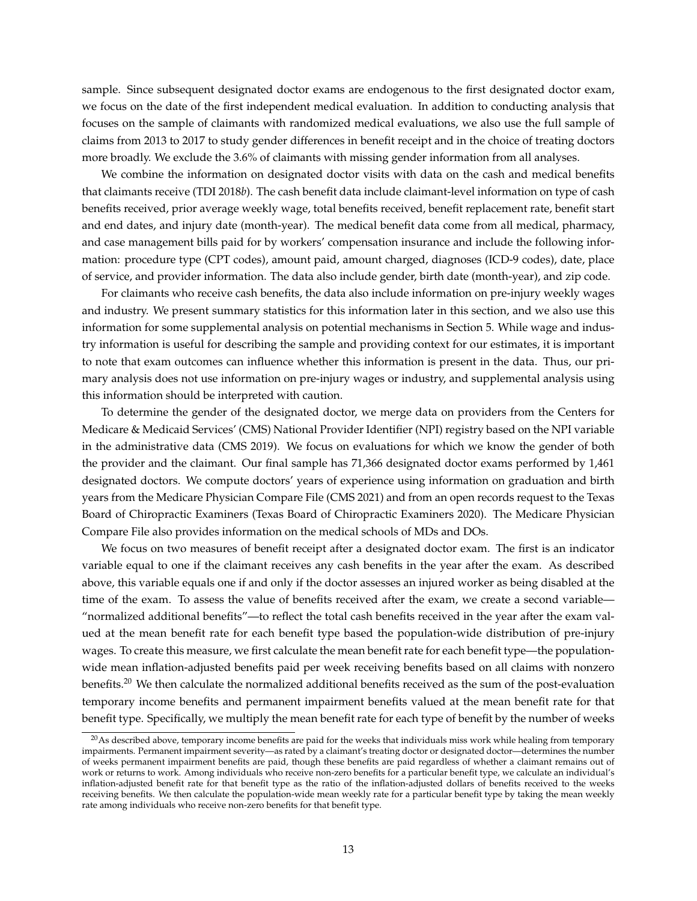sample. Since subsequent designated doctor exams are endogenous to the first designated doctor exam, we focus on the date of the first independent medical evaluation. In addition to conducting analysis that focuses on the sample of claimants with randomized medical evaluations, we also use the full sample of claims from 2013 to 2017 to study gender differences in benefit receipt and in the choice of treating doctors more broadly. We exclude the 3.6% of claimants with missing gender information from all analyses.

We combine the information on designated doctor visits with data on the cash and medical benefits that claimants receive (TDI 2018*b*). The cash benefit data include claimant-level information on type of cash benefits received, prior average weekly wage, total benefits received, benefit replacement rate, benefit start and end dates, and injury date (month-year). The medical benefit data come from all medical, pharmacy, and case management bills paid for by workers' compensation insurance and include the following information: procedure type (CPT codes), amount paid, amount charged, diagnoses (ICD-9 codes), date, place of service, and provider information. The data also include gender, birth date (month-year), and zip code.

For claimants who receive cash benefits, the data also include information on pre-injury weekly wages and industry. We present summary statistics for this information later in this section, and we also use this information for some supplemental analysis on potential mechanisms in Section 5. While wage and industry information is useful for describing the sample and providing context for our estimates, it is important to note that exam outcomes can influence whether this information is present in the data. Thus, our primary analysis does not use information on pre-injury wages or industry, and supplemental analysis using this information should be interpreted with caution.

To determine the gender of the designated doctor, we merge data on providers from the Centers for Medicare & Medicaid Services' (CMS) National Provider Identifier (NPI) registry based on the NPI variable in the administrative data (CMS 2019). We focus on evaluations for which we know the gender of both the provider and the claimant. Our final sample has 71,366 designated doctor exams performed by 1,461 designated doctors. We compute doctors' years of experience using information on graduation and birth years from the Medicare Physician Compare File (CMS 2021) and from an open records request to the Texas Board of Chiropractic Examiners (Texas Board of Chiropractic Examiners 2020). The Medicare Physician Compare File also provides information on the medical schools of MDs and DOs.

We focus on two measures of benefit receipt after a designated doctor exam. The first is an indicator variable equal to one if the claimant receives any cash benefits in the year after the exam. As described above, this variable equals one if and only if the doctor assesses an injured worker as being disabled at the time of the exam. To assess the value of benefits received after the exam, we create a second variable—"normalized additional benefits"—to reflect the total cash benefits received in the year after the exam valued at the mean benefit rate for each benefit type based the population-wide distribution of pre-injury wages. To create this measure, we first calculate the mean benefit rate for each benefit type—the population-wide mean inflation-adjusted benefits paid per week receiving benefits based on all claims with nonzero benefits.[20] We then calculate the normalized additional benefits received as the sum of the post-evaluation temporary income benefits and permanent impairment benefits valued at the mean benefit rate for that benefit type. Specifically, we multiply the mean benefit rate for each type of benefit by the number of weeks

[20] As described above, temporary income benefits are paid for the weeks that individuals miss work while healing from temporary impairments. Permanent impairment severity—as rated by a claimant's treating doctor or designated doctor—determines the number of weeks permanent impairment benefits are paid, though these benefits are paid regardless of whether a claimant remains out of work or returns to work. Among individuals who receive non-zero benefits for a particular benefit type, we calculate an individual's inflation-adjusted benefit rate for that benefit type as the ratio of the inflation-adjusted dollars of benefits received to the weeks receiving benefits. We then calculate the population-wide mean weekly rate for a particular benefit type by taking the mean weekly rate among individuals who receive non-zero benefits for that benefit type.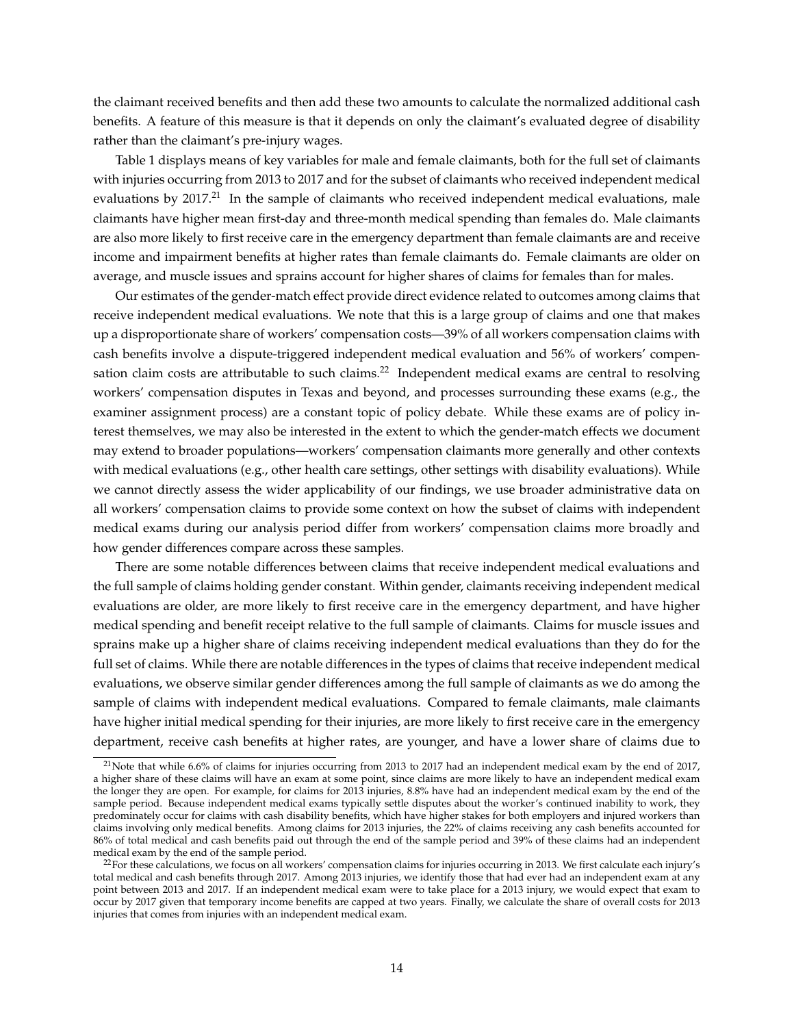the claimant received benefits and then add these two amounts to calculate the normalized additional cash benefits. A feature of this measure is that it depends on only the claimant's evaluated degree of disability rather than the claimant's pre-injury wages.

Table 1 displays means of key variables for male and female claimants, both for the full set of claimants with injuries occurring from 2013 to 2017 and for the subset of claimants who received independent medical evaluations by 2017.[21] In the sample of claimants who received independent medical evaluations, male claimants have higher mean first-day and three-month medical spending than females do. Male claimants are also more likely to first receive care in the emergency department than female claimants are and receive income and impairment benefits at higher rates than female claimants do. Female claimants are older on average, and muscle issues and sprains account for higher shares of claims for females than for males.

Our estimates of the gender-match effect provide direct evidence related to outcomes among claims that receive independent medical evaluations. We note that this is a large group of claims and one that makes up a disproportionate share of workers' compensation costs—39% of all workers compensation claims with cash benefits involve a dispute-triggered independent medical evaluation and 56% of workers' compensation claim costs are attributable to such claims.[22] Independent medical exams are central to resolving workers' compensation disputes in Texas and beyond, and processes surrounding these exams (e.g., the examiner assignment process) are a constant topic of policy debate. While these exams are of policy interest themselves, we may also be interested in the extent to which the gender-match effects we document may extend to broader populations—workers' compensation claimants more generally and other contexts with medical evaluations (e.g., other health care settings, other settings with disability evaluations). While we cannot directly assess the wider applicability of our findings, we use broader administrative data on all workers' compensation claims to provide some context on how the subset of claims with independent medical exams during our analysis period differ from workers' compensation claims more broadly and how gender differences compare across these samples.

There are some notable differences between claims that receive independent medical evaluations and the full sample of claims holding gender constant. Within gender, claimants receiving independent medical evaluations are older, are more likely to first receive care in the emergency department, and have higher medical spending and benefit receipt relative to the full sample of claimants. Claims for muscle issues and sprains make up a higher share of claims receiving independent medical evaluations than they do for the full set of claims. While there are notable differences in the types of claims that receive independent medical evaluations, we observe similar gender differences among the full sample of claimants as we do among the sample of claims with independent medical evaluations. Compared to female claimants, male claimants have higher initial medical spending for their injuries, are more likely to first receive care in the emergency department, receive cash benefits at higher rates, are younger, and have a lower share of claims due to

[21] Note that while 6.6% of claims for injuries occurring from 2013 to 2017 had an independent medical exam by the end of 2017, a higher share of these claims will have an exam at some point, since claims are more likely to have an independent medical exam the longer they are open. For example, for claims for 2013 injuries, 8.8% have had an independent medical exam by the end of the sample period. Because independent medical exams typically settle disputes about the worker's continued inability to work, they predominately occur for claims with cash disability benefits, which have higher stakes for both employers and injured workers than claims involving only medical benefits. Among claims for 2013 injuries, the 22% of claims receiving any cash benefits accounted for 86% of total medical and cash benefits paid out through the end of the sample period and 39% of these claims had an independent medical exam by the end of the sample period.

[22] For these calculations, we focus on all workers' compensation claims for injuries occurring in 2013. We first calculate each injury's total medical and cash benefits through 2017. Among 2013 injuries, we identify those that had ever had an independent exam at any point between 2013 and 2017. If an independent medical exam were to take place for a 2013 injury, we would expect that exam to occur by 2017 given that temporary income benefits are capped at two years. Finally, we calculate the share of overall costs for 2013 injuries that comes from injuries with an independent medical exam.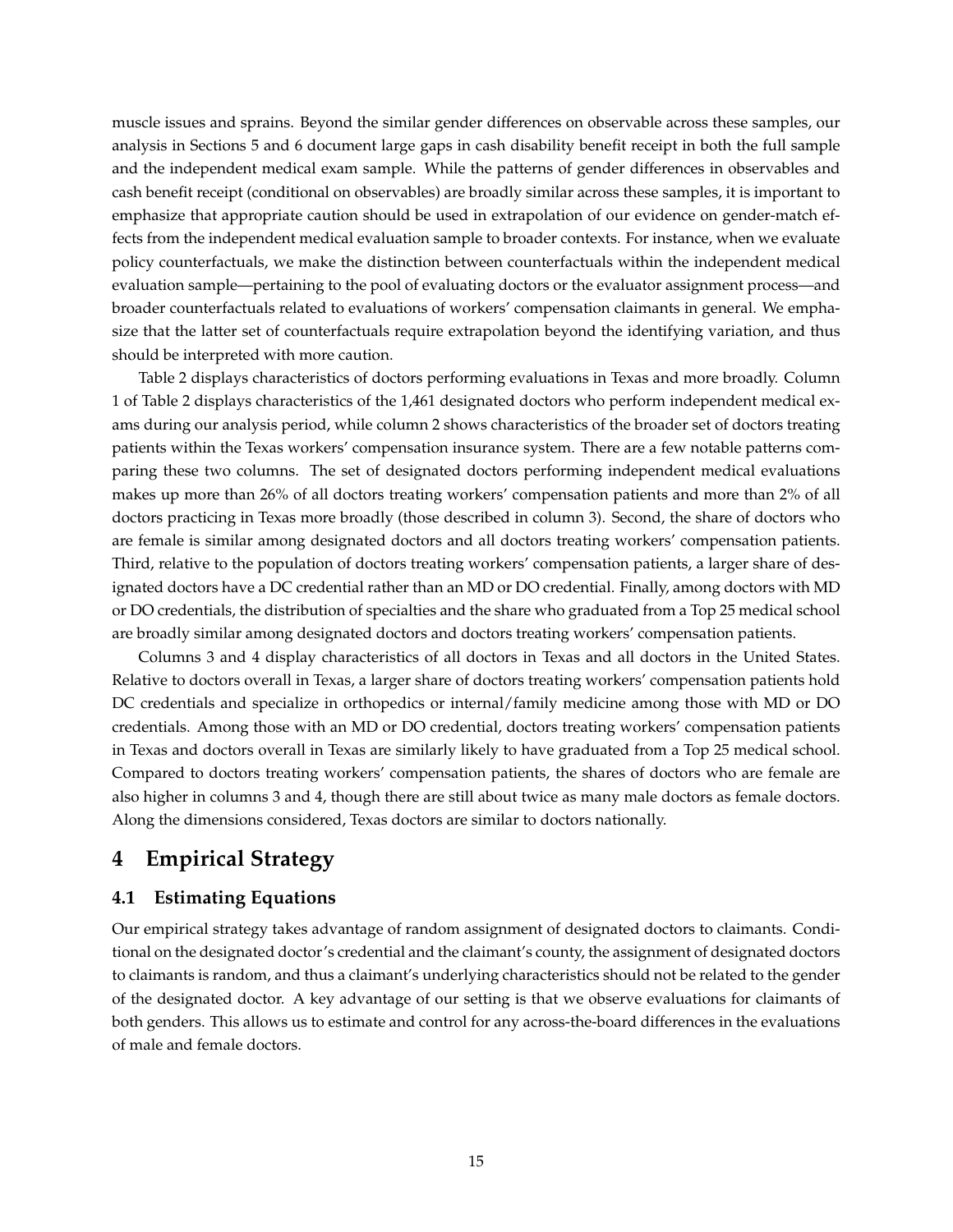muscle issues and sprains. Beyond the similar gender differences on observable across these samples, our analysis in Sections 5 and 6 document large gaps in cash disability benefit receipt in both the full sample and the independent medical exam sample. While the patterns of gender differences in observables and cash benefit receipt (conditional on observables) are broadly similar across these samples, it is important to emphasize that appropriate caution should be used in extrapolation of our evidence on gender-match effects from the independent medical evaluation sample to broader contexts. For instance, when we evaluate policy counterfactuals, we make the distinction between counterfactuals within the independent medical evaluation sample—pertaining to the pool of evaluating doctors or the evaluator assignment process—and broader counterfactuals related to evaluations of workers' compensation claimants in general. We emphasize that the latter set of counterfactuals require extrapolation beyond the identifying variation, and thus should be interpreted with more caution.

Table 2 displays characteristics of doctors performing evaluations in Texas and more broadly. Column 1 of Table 2 displays characteristics of the 1,461 designated doctors who perform independent medical exams during our analysis period, while column 2 shows characteristics of the broader set of doctors treating patients within the Texas workers' compensation insurance system. There are a few notable patterns comparing these two columns. The set of designated doctors performing independent medical evaluations makes up more than 26% of all doctors treating workers' compensation patients and more than 2% of all doctors practicing in Texas more broadly (those described in column 3). Second, the share of doctors who are female is similar among designated doctors and all doctors treating workers' compensation patients. Third, relative to the population of doctors treating workers' compensation patients, a larger share of designated doctors have a DC credential rather than an MD or DO credential. Finally, among doctors with MD or DO credentials, the distribution of specialties and the share who graduated from a Top 25 medical school are broadly similar among designated doctors and doctors treating workers' compensation patients.

Columns 3 and 4 display characteristics of all doctors in Texas and all doctors in the United States. Relative to doctors overall in Texas, a larger share of doctors treating workers' compensation patients hold DC credentials and specialize in orthopedics or internal/family medicine among those with MD or DO credentials. Among those with an MD or DO credential, doctors treating workers' compensation patients in Texas and doctors overall in Texas are similarly likely to have graduated from a Top 25 medical school. Compared to doctors treating workers' compensation patients, the shares of doctors who are female are also higher in columns 3 and 4, though there are still about twice as many male doctors as female doctors. Along the dimensions considered, Texas doctors are similar to doctors nationally.

# 4 Empirical Strategy

## 4.1 Estimating Equations

Our empirical strategy takes advantage of random assignment of designated doctors to claimants. Conditional on the designated doctor's credential and the claimant's county, the assignment of designated doctors to claimants is random, and thus a claimant's underlying characteristics should not be related to the gender of the designated doctor. A key advantage of our setting is that we observe evaluations for claimants of both genders. This allows us to estimate and control for any across-the-board differences in the evaluations of male and female doctors.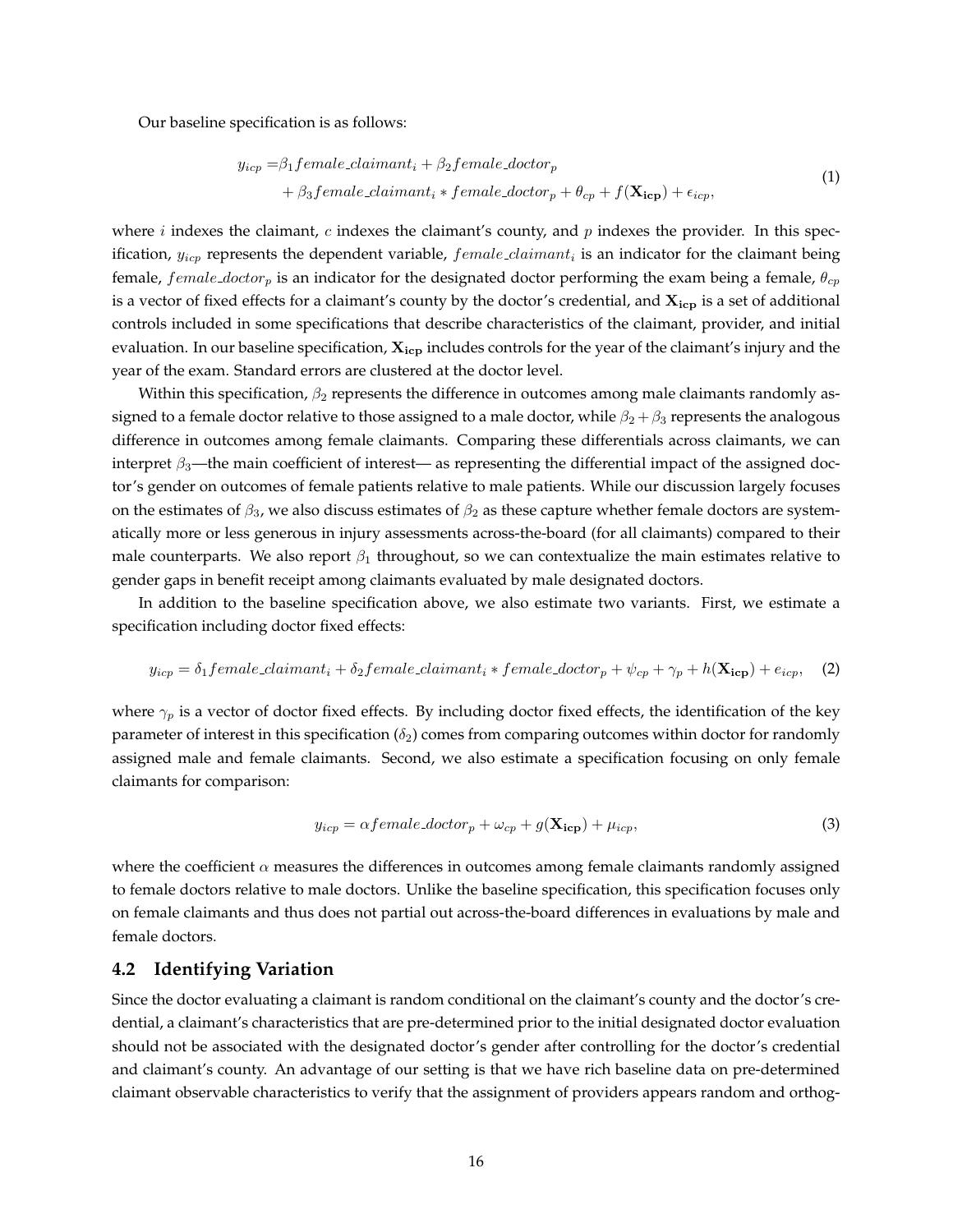Our baseline specification is as follows:

$$
\begin{aligned}
y_{icp} =& \beta_1 female\_claimant_i + \beta_2 female\_doctor_p \\
&+ \beta_3 female\_claimant_i * female\_doctor_p + \theta_{cp} + f(\mathbf{X_{icp}}) + \epsilon_{icp},
\end{aligned}
\tag{1}
$$

where $i$ indexes the claimant, $c$ indexes the claimant's county, and $p$ indexes the provider. In this specification, $y_{icp}$ represents the dependent variable, $female\_claimant_i$ is an indicator for the claimant being female, $female\_doctor_p$ is an indicator for the designated doctor performing the exam being a female, $\theta_{cp}$ is a vector of fixed effects for a claimant's county by the doctor's credential, and $\mathbf{X_{icp}}$ is a set of additional controls included in some specifications that describe characteristics of the claimant, provider, and initial evaluation. In our baseline specification, $\mathbf{X_{icp}}$ includes controls for the year of the claimant's injury and the year of the exam. Standard errors are clustered at the doctor level.

Within this specification, $\beta_2$ represents the difference in outcomes among male claimants randomly assigned to a female doctor relative to those assigned to a male doctor, while $\beta_2 + \beta_3$ represents the analogous difference in outcomes among female claimants. Comparing these differentials across claimants, we can interpret $\beta_3$—the main coefficient of interest— as representing the differential impact of the assigned doctor's gender on outcomes of female patients relative to male patients. While our discussion largely focuses on the estimates of $\beta_3$, we also discuss estimates of $\beta_2$ as these capture whether female doctors are systematically more or less generous in injury assessments across-the-board (for all claimants) compared to their male counterparts. We also report $\beta_1$ throughout, so we can contextualize the main estimates relative to gender gaps in benefit receipt among claimants evaluated by male designated doctors.

In addition to the baseline specification above, we also estimate two variants. First, we estimate a specification including doctor fixed effects:

$$
y_{icp} = \delta_1 female\_claimant_i + \delta_2 female\_claimant_i * female\_doctor_p + \psi_{cp} + \gamma_p + h(\mathbf{X_{icp}}) + e_{icp}, \tag{2}
$$

where $\gamma_p$ is a vector of doctor fixed effects. By including doctor fixed effects, the identification of the key parameter of interest in this specification ($\delta_2$) comes from comparing outcomes within doctor for randomly assigned male and female claimants. Second, we also estimate a specification focusing on only female claimants for comparison:

$$
y_{icp} = \alpha female\_doctor_p + \omega_{cp} + g(\mathbf{X_{icp}}) + \mu_{icp}, \tag{3}
$$

where the coefficient $\alpha$ measures the differences in outcomes among female claimants randomly assigned to female doctors relative to male doctors. Unlike the baseline specification, this specification focuses only on female claimants and thus does not partial out across-the-board differences in evaluations by male and female doctors.

### 4.2 Identifying Variation

Since the doctor evaluating a claimant is random conditional on the claimant's county and the doctor's credential, a claimant's characteristics that are pre-determined prior to the initial designated doctor evaluation should not be associated with the designated doctor's gender after controlling for the doctor's credential and claimant's county. An advantage of our setting is that we have rich baseline data on pre-determined claimant observable characteristics to verify that the assignment of providers appears random and orthog-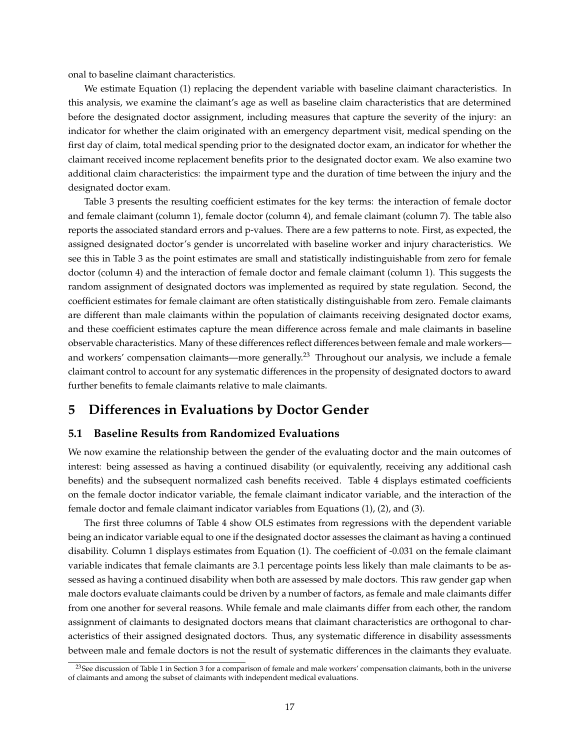onal to baseline claimant characteristics.

We estimate Equation (1) replacing the dependent variable with baseline claimant characteristics. In this analysis, we examine the claimant's age as well as baseline claim characteristics that are determined before the designated doctor assignment, including measures that capture the severity of the injury: an indicator for whether the claim originated with an emergency department visit, medical spending on the first day of claim, total medical spending prior to the designated doctor exam, an indicator for whether the claimant received income replacement benefits prior to the designated doctor exam. We also examine two additional claim characteristics: the impairment type and the duration of time between the injury and the designated doctor exam.

Table 3 presents the resulting coefficient estimates for the key terms: the interaction of female doctor and female claimant (column 1), female doctor (column 4), and female claimant (column 7). The table also reports the associated standard errors and p-values. There are a few patterns to note. First, as expected, the assigned designated doctor's gender is uncorrelated with baseline worker and injury characteristics. We see this in Table 3 as the point estimates are small and statistically indistinguishable from zero for female doctor (column 4) and the interaction of female doctor and female claimant (column 1). This suggests the random assignment of designated doctors was implemented as required by state regulation. Second, the coefficient estimates for female claimant are often statistically distinguishable from zero. Female claimants are different than male claimants within the population of claimants receiving designated doctor exams, and these coefficient estimates capture the mean difference across female and male claimants in baseline observable characteristics. Many of these differences reflect differences between female and male workers—and workers' compensation claimants—more generally.[23] Throughout our analysis, we include a female claimant control to account for any systematic differences in the propensity of designated doctors to award further benefits to female claimants relative to male claimants.

# 5 Differences in Evaluations by Doctor Gender

## 5.1 Baseline Results from Randomized Evaluations

We now examine the relationship between the gender of the evaluating doctor and the main outcomes of interest: being assessed as having a continued disability (or equivalently, receiving any additional cash benefits) and the subsequent normalized cash benefits received. Table 4 displays estimated coefficients on the female doctor indicator variable, the female claimant indicator variable, and the interaction of the female doctor and female claimant indicator variables from Equations (1), (2), and (3).

The first three columns of Table 4 show OLS estimates from regressions with the dependent variable being an indicator variable equal to one if the designated doctor assesses the claimant as having a continued disability. Column 1 displays estimates from Equation (1). The coefficient of -0.031 on the female claimant variable indicates that female claimants are 3.1 percentage points less likely than male claimants to be assessed as having a continued disability when both are assessed by male doctors. This raw gender gap when male doctors evaluate claimants could be driven by a number of factors, as female and male claimants differ from one another for several reasons. While female and male claimants differ from each other, the random assignment of claimants to designated doctors means that claimant characteristics are orthogonal to characteristics of their assigned designated doctors. Thus, any systematic difference in disability assessments between male and female doctors is not the result of systematic differences in the claimants they evaluate.

[23] See discussion of Table 1 in Section 3 for a comparison of female and male workers' compensation claimants, both in the universe of claimants and among the subset of claimants with independent medical evaluations.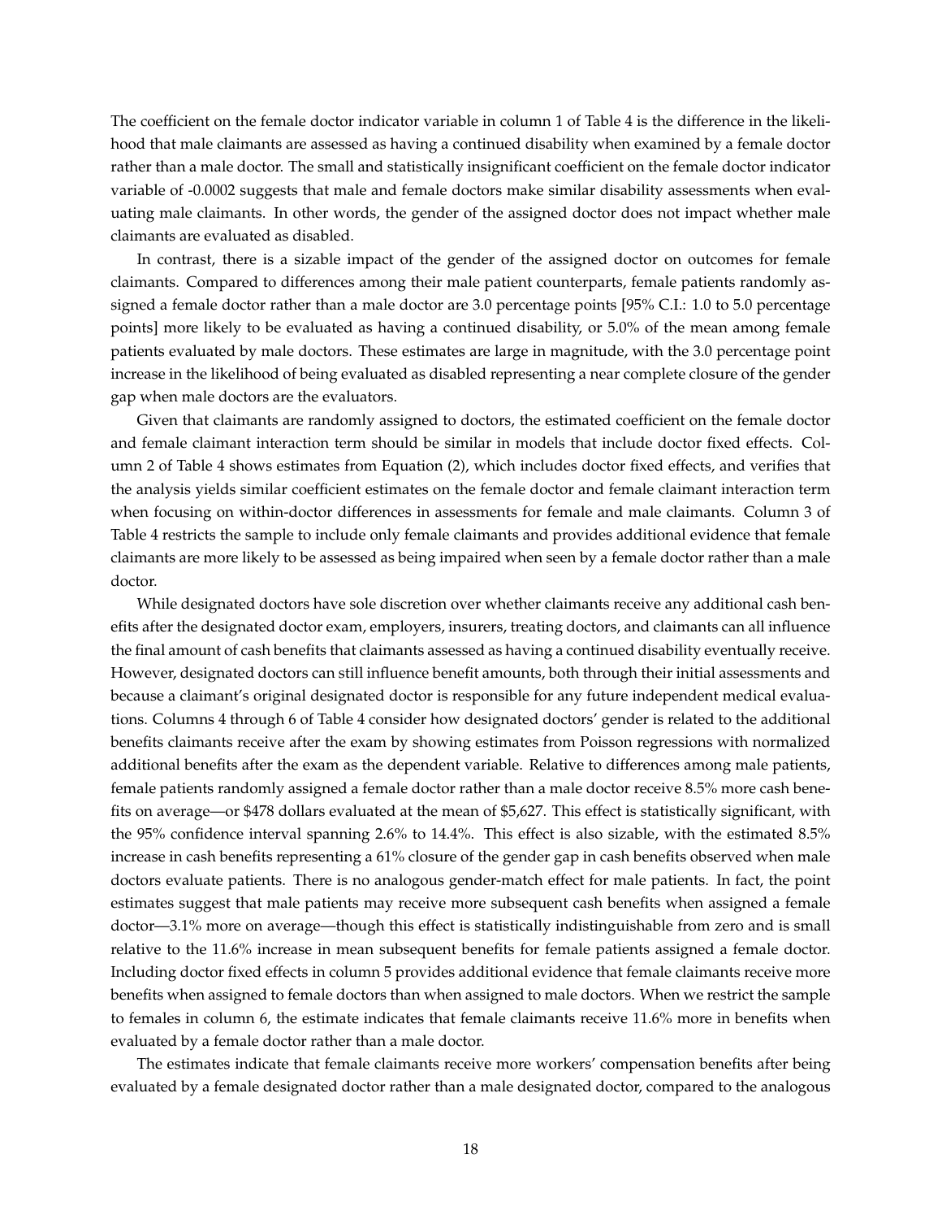The coefficient on the female doctor indicator variable in column 1 of Table 4 is the difference in the likelihood that male claimants are assessed as having a continued disability when examined by a female doctor rather than a male doctor. The small and statistically insignificant coefficient on the female doctor indicator variable of -0.0002 suggests that male and female doctors make similar disability assessments when evaluating male claimants. In other words, the gender of the assigned doctor does not impact whether male claimants are evaluated as disabled.

In contrast, there is a sizable impact of the gender of the assigned doctor on outcomes for female claimants. Compared to differences among their male patient counterparts, female patients randomly assigned a female doctor rather than a male doctor are 3.0 percentage points [95% C.I.: 1.0 to 5.0 percentage points] more likely to be evaluated as having a continued disability, or 5.0% of the mean among female patients evaluated by male doctors. These estimates are large in magnitude, with the 3.0 percentage point increase in the likelihood of being evaluated as disabled representing a near complete closure of the gender gap when male doctors are the evaluators.

Given that claimants are randomly assigned to doctors, the estimated coefficient on the female doctor and female claimant interaction term should be similar in models that include doctor fixed effects. Column 2 of Table 4 shows estimates from Equation (2), which includes doctor fixed effects, and verifies that the analysis yields similar coefficient estimates on the female doctor and female claimant interaction term when focusing on within-doctor differences in assessments for female and male claimants. Column 3 of Table 4 restricts the sample to include only female claimants and provides additional evidence that female claimants are more likely to be assessed as being impaired when seen by a female doctor rather than a male doctor.

While designated doctors have sole discretion over whether claimants receive any additional cash benefits after the designated doctor exam, employers, insurers, treating doctors, and claimants can all influence the final amount of cash benefits that claimants assessed as having a continued disability eventually receive. However, designated doctors can still influence benefit amounts, both through their initial assessments and because a claimant's original designated doctor is responsible for any future independent medical evaluations. Columns 4 through 6 of Table 4 consider how designated doctors' gender is related to the additional benefits claimants receive after the exam by showing estimates from Poisson regressions with normalized additional benefits after the exam as the dependent variable. Relative to differences among male patients, female patients randomly assigned a female doctor rather than a male doctor receive 8.5% more cash benefits on average—or $478 dollars evaluated at the mean of $5,627. This effect is statistically significant, with the 95% confidence interval spanning 2.6% to 14.4%. This effect is also sizable, with the estimated 8.5% increase in cash benefits representing a 61% closure of the gender gap in cash benefits observed when male doctors evaluate patients. There is no analogous gender-match effect for male patients. In fact, the point estimates suggest that male patients may receive more subsequent cash benefits when assigned a female doctor—3.1% more on average—though this effect is statistically indistinguishable from zero and is small relative to the 11.6% increase in mean subsequent benefits for female patients assigned a female doctor. Including doctor fixed effects in column 5 provides additional evidence that female claimants receive more benefits when assigned to female doctors than when assigned to male doctors. When we restrict the sample to females in column 6, the estimate indicates that female claimants receive 11.6% more in benefits when evaluated by a female doctor rather than a male doctor.

The estimates indicate that female claimants receive more workers' compensation benefits after being evaluated by a female designated doctor rather than a male designated doctor, compared to the analogous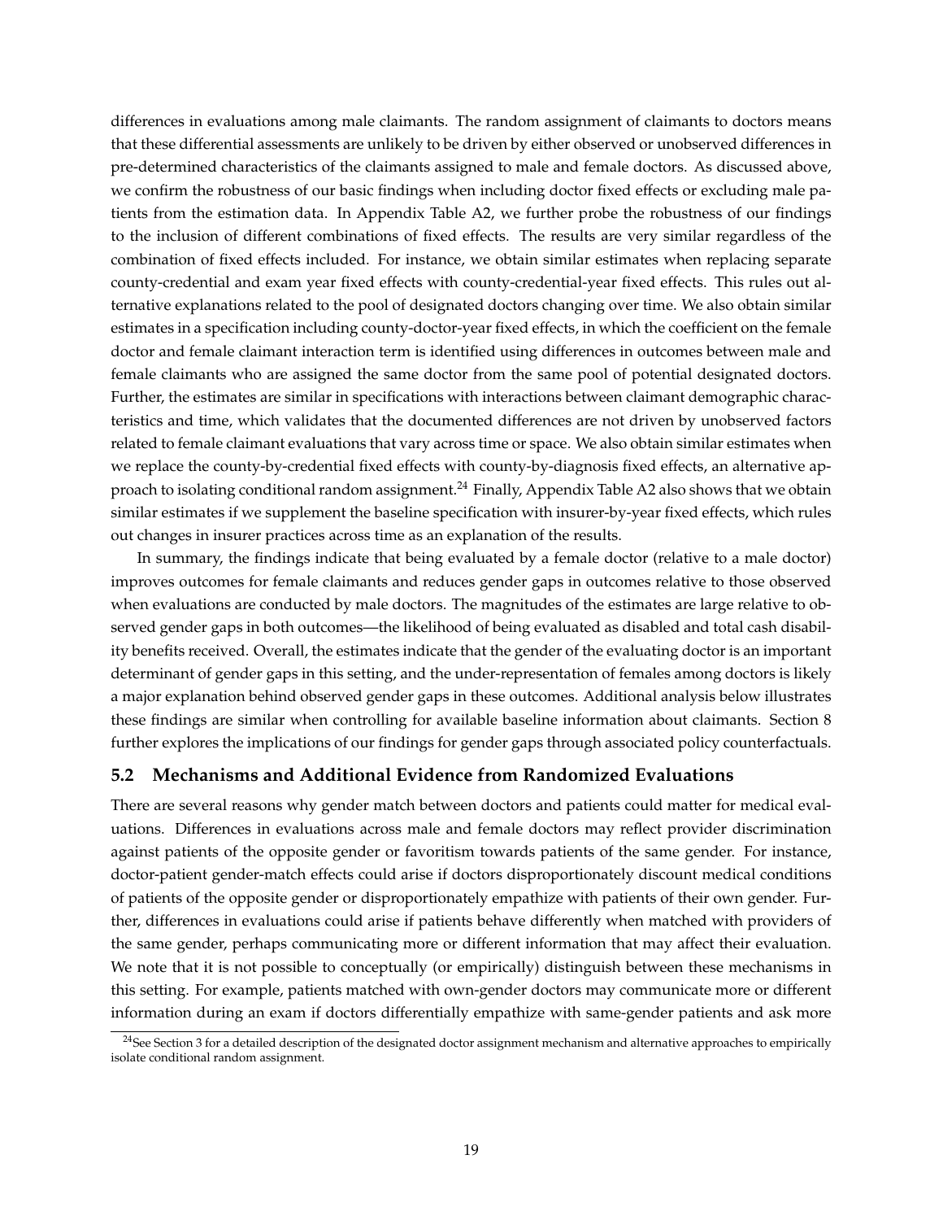differences in evaluations among male claimants. The random assignment of claimants to doctors means that these differential assessments are unlikely to be driven by either observed or unobserved differences in pre-determined characteristics of the claimants assigned to male and female doctors. As discussed above, we confirm the robustness of our basic findings when including doctor fixed effects or excluding male patients from the estimation data. In Appendix Table A2, we further probe the robustness of our findings to the inclusion of different combinations of fixed effects. The results are very similar regardless of the combination of fixed effects included. For instance, we obtain similar estimates when replacing separate county-credential and exam year fixed effects with county-credential-year fixed effects. This rules out alternative explanations related to the pool of designated doctors changing over time. We also obtain similar estimates in a specification including county-doctor-year fixed effects, in which the coefficient on the female doctor and female claimant interaction term is identified using differences in outcomes between male and female claimants who are assigned the same doctor from the same pool of potential designated doctors. Further, the estimates are similar in specifications with interactions between claimant demographic characteristics and time, which validates that the documented differences are not driven by unobserved factors related to female claimant evaluations that vary across time or space. We also obtain similar estimates when we replace the county-by-credential fixed effects with county-by-diagnosis fixed effects, an alternative approach to isolating conditional random assignment.[24] Finally, Appendix Table A2 also shows that we obtain similar estimates if we supplement the baseline specification with insurer-by-year fixed effects, which rules out changes in insurer practices across time as an explanation of the results.

In summary, the findings indicate that being evaluated by a female doctor (relative to a male doctor) improves outcomes for female claimants and reduces gender gaps in outcomes relative to those observed when evaluations are conducted by male doctors. The magnitudes of the estimates are large relative to observed gender gaps in both outcomes—the likelihood of being evaluated as disabled and total cash disability benefits received. Overall, the estimates indicate that the gender of the evaluating doctor is an important determinant of gender gaps in this setting, and the under-representation of females among doctors is likely a major explanation behind observed gender gaps in these outcomes. Additional analysis below illustrates these findings are similar when controlling for available baseline information about claimants. Section 8 further explores the implications of our findings for gender gaps through associated policy counterfactuals.

### 5.2 Mechanisms and Additional Evidence from Randomized Evaluations

There are several reasons why gender match between doctors and patients could matter for medical evaluations. Differences in evaluations across male and female doctors may reflect provider discrimination against patients of the opposite gender or favoritism towards patients of the same gender. For instance, doctor-patient gender-match effects could arise if doctors disproportionately discount medical conditions of patients of the opposite gender or disproportionately empathize with patients of their own gender. Further, differences in evaluations could arise if patients behave differently when matched with providers of the same gender, perhaps communicating more or different information that may affect their evaluation. We note that it is not possible to conceptually (or empirically) distinguish between these mechanisms in this setting. For example, patients matched with own-gender doctors may communicate more or different information during an exam if doctors differentially empathize with same-gender patients and ask more

[24] See Section 3 for a detailed description of the designated doctor assignment mechanism and alternative approaches to empirically isolate conditional random assignment.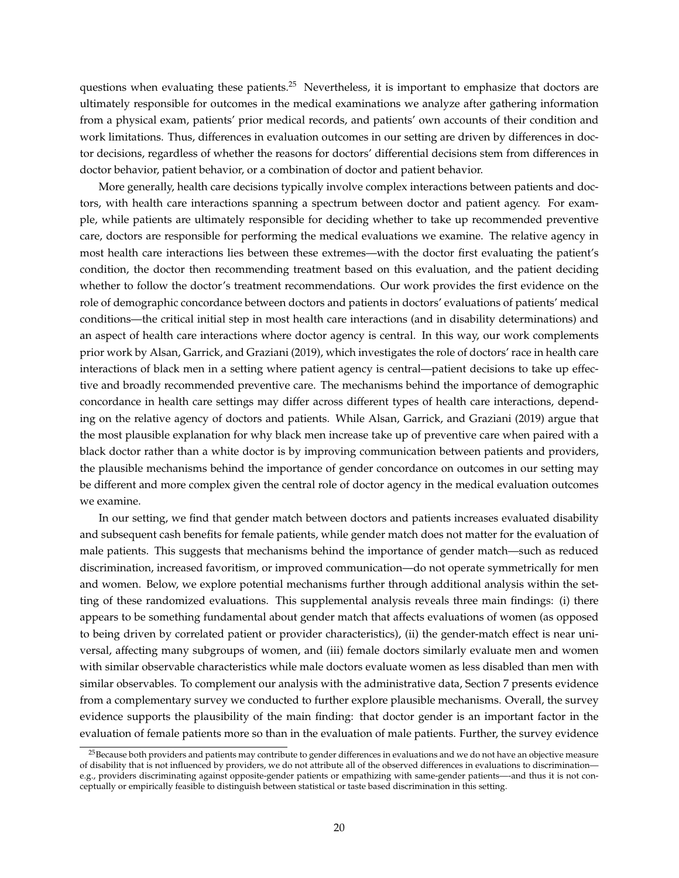questions when evaluating these patients.[25] Nevertheless, it is important to emphasize that doctors are ultimately responsible for outcomes in the medical examinations we analyze after gathering information from a physical exam, patients' prior medical records, and patients' own accounts of their condition and work limitations. Thus, differences in evaluation outcomes in our setting are driven by differences in doctor decisions, regardless of whether the reasons for doctors' differential decisions stem from differences in doctor behavior, patient behavior, or a combination of doctor and patient behavior.

More generally, health care decisions typically involve complex interactions between patients and doctors, with health care interactions spanning a spectrum between doctor and patient agency. For example, while patients are ultimately responsible for deciding whether to take up recommended preventive care, doctors are responsible for performing the medical evaluations we examine. The relative agency in most health care interactions lies between these extremes—with the doctor first evaluating the patient's condition, the doctor then recommending treatment based on this evaluation, and the patient deciding whether to follow the doctor's treatment recommendations. Our work provides the first evidence on the role of demographic concordance between doctors and patients in doctors' evaluations of patients' medical conditions—the critical initial step in most health care interactions (and in disability determinations) and an aspect of health care interactions where doctor agency is central. In this way, our work complements prior work by Alsan, Garrick, and Graziani (2019), which investigates the role of doctors' race in health care interactions of black men in a setting where patient agency is central—patient decisions to take up effective and broadly recommended preventive care. The mechanisms behind the importance of demographic concordance in health care settings may differ across different types of health care interactions, depending on the relative agency of doctors and patients. While Alsan, Garrick, and Graziani (2019) argue that the most plausible explanation for why black men increase take up of preventive care when paired with a black doctor rather than a white doctor is by improving communication between patients and providers, the plausible mechanisms behind the importance of gender concordance on outcomes in our setting may be different and more complex given the central role of doctor agency in the medical evaluation outcomes we examine.

In our setting, we find that gender match between doctors and patients increases evaluated disability and subsequent cash benefits for female patients, while gender match does not matter for the evaluation of male patients. This suggests that mechanisms behind the importance of gender match—such as reduced discrimination, increased favoritism, or improved communication—do not operate symmetrically for men and women. Below, we explore potential mechanisms further through additional analysis within the setting of these randomized evaluations. This supplemental analysis reveals three main findings: (i) there appears to be something fundamental about gender match that affects evaluations of women (as opposed to being driven by correlated patient or provider characteristics), (ii) the gender-match effect is near universal, affecting many subgroups of women, and (iii) female doctors similarly evaluate men and women with similar observable characteristics while male doctors evaluate women as less disabled than men with similar observables. To complement our analysis with the administrative data, Section 7 presents evidence from a complementary survey we conducted to further explore plausible mechanisms. Overall, the survey evidence supports the plausibility of the main finding: that doctor gender is an important factor in the evaluation of female patients more so than in the evaluation of male patients. Further, the survey evidence

[25] Because both providers and patients may contribute to gender differences in evaluations and we do not have an objective measure of disability that is not influenced by providers, we do not attribute all of the observed differences in evaluations to discrimination—e.g., providers discriminating against opposite-gender patients or empathizing with same-gender patients—-and thus it is not conceptually or empirically feasible to distinguish between statistical or taste based discrimination in this setting.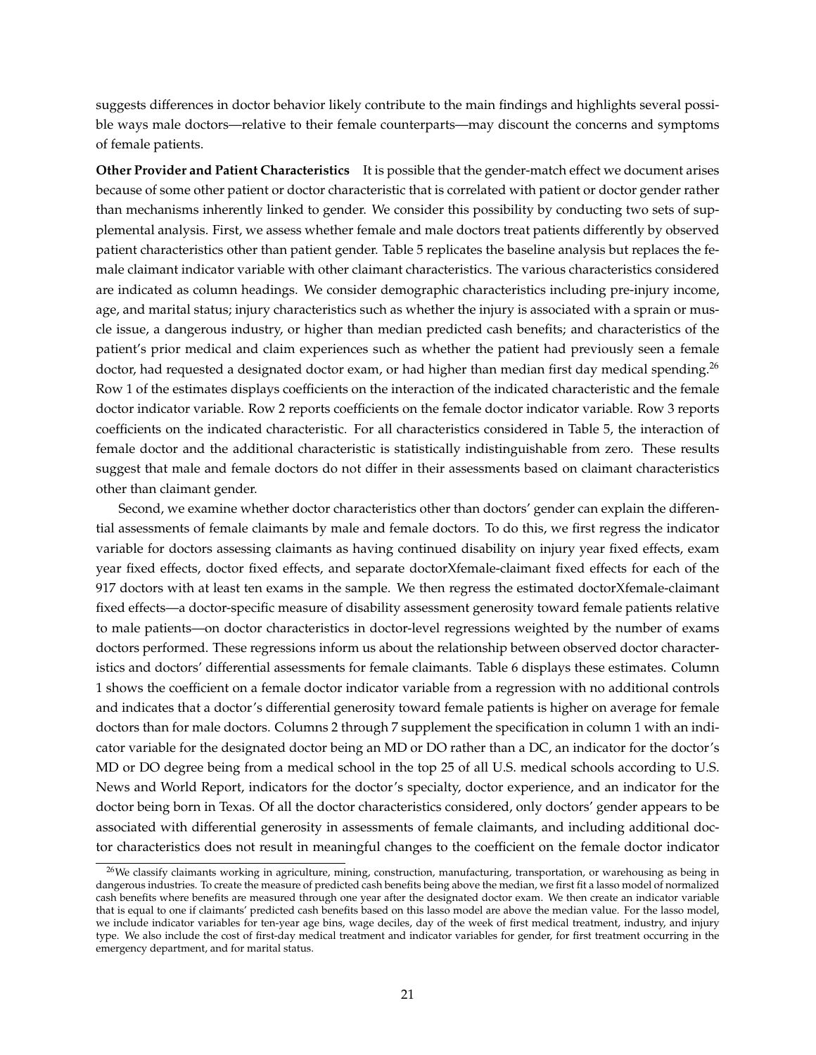suggests differences in doctor behavior likely contribute to the main findings and highlights several possible ways male doctors—relative to their female counterparts—may discount the concerns and symptoms of female patients.

**Other Provider and Patient Characteristics** It is possible that the gender-match effect we document arises because of some other patient or doctor characteristic that is correlated with patient or doctor gender rather than mechanisms inherently linked to gender. We consider this possibility by conducting two sets of supplemental analysis. First, we assess whether female and male doctors treat patients differently by observed patient characteristics other than patient gender. Table 5 replicates the baseline analysis but replaces the female claimant indicator variable with other claimant characteristics. The various characteristics considered are indicated as column headings. We consider demographic characteristics including pre-injury income, age, and marital status; injury characteristics such as whether the injury is associated with a sprain or muscle issue, a dangerous industry, or higher than median predicted cash benefits; and characteristics of the patient's prior medical and claim experiences such as whether the patient had previously seen a female doctor, had requested a designated doctor exam, or had higher than median first day medical spending.[26] Row 1 of the estimates displays coefficients on the interaction of the indicated characteristic and the female doctor indicator variable. Row 2 reports coefficients on the female doctor indicator variable. Row 3 reports coefficients on the indicated characteristic. For all characteristics considered in Table 5, the interaction of female doctor and the additional characteristic is statistically indistinguishable from zero. These results suggest that male and female doctors do not differ in their assessments based on claimant characteristics other than claimant gender.

Second, we examine whether doctor characteristics other than doctors' gender can explain the differential assessments of female claimants by male and female doctors. To do this, we first regress the indicator variable for doctors assessing claimants as having continued disability on injury year fixed effects, exam year fixed effects, doctor fixed effects, and separate doctorXfemale-claimant fixed effects for each of the 917 doctors with at least ten exams in the sample. We then regress the estimated doctorXfemale-claimant fixed effects—a doctor-specific measure of disability assessment generosity toward female patients relative to male patients—on doctor characteristics in doctor-level regressions weighted by the number of exams doctors performed. These regressions inform us about the relationship between observed doctor characteristics and doctors' differential assessments for female claimants. Table 6 displays these estimates. Column 1 shows the coefficient on a female doctor indicator variable from a regression with no additional controls and indicates that a doctor's differential generosity toward female patients is higher on average for female doctors than for male doctors. Columns 2 through 7 supplement the specification in column 1 with an indicator variable for the designated doctor being an MD or DO rather than a DC, an indicator for the doctor's MD or DO degree being from a medical school in the top 25 of all U.S. medical schools according to U.S. News and World Report, indicators for the doctor's specialty, doctor experience, and an indicator for the doctor being born in Texas. Of all the doctor characteristics considered, only doctors' gender appears to be associated with differential generosity in assessments of female claimants, and including additional doctor characteristics does not result in meaningful changes to the coefficient on the female doctor indicator

[26] We classify claimants working in agriculture, mining, construction, manufacturing, transportation, or warehousing as being in dangerous industries. To create the measure of predicted cash benefits being above the median, we first fit a lasso model of normalized cash benefits where benefits are measured through one year after the designated doctor exam. We then create an indicator variable that is equal to one if claimants' predicted cash benefits based on this lasso model are above the median value. For the lasso model, we include indicator variables for ten-year age bins, wage deciles, day of the week of first medical treatment, industry, and injury type. We also include the cost of first-day medical treatment and indicator variables for gender, for first treatment occurring in the emergency department, and for marital status.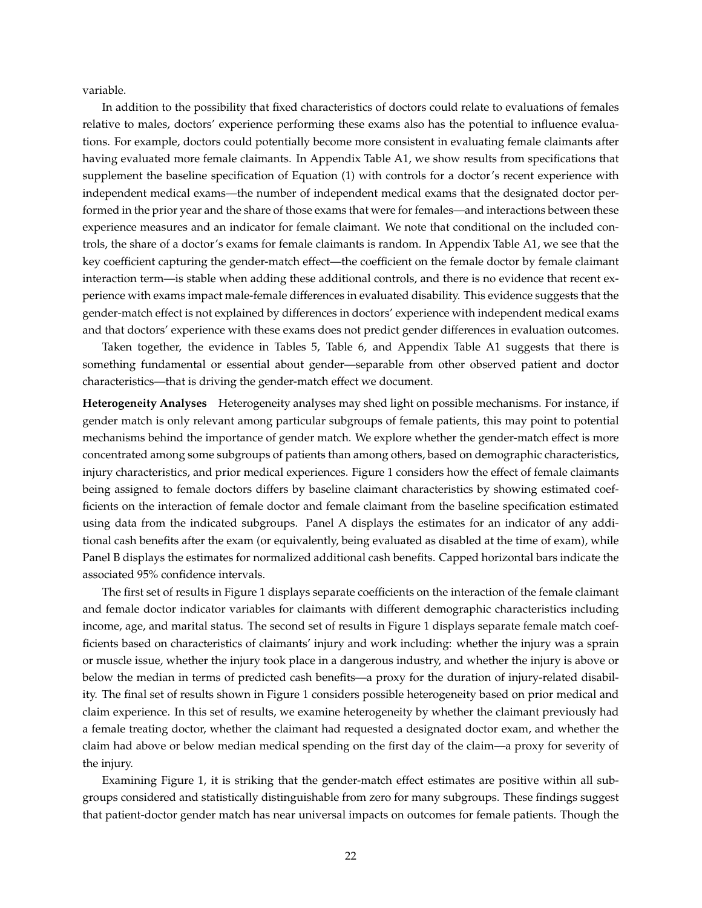variable.

In addition to the possibility that fixed characteristics of doctors could relate to evaluations of females relative to males, doctors' experience performing these exams also has the potential to influence evaluations. For example, doctors could potentially become more consistent in evaluating female claimants after having evaluated more female claimants. In Appendix Table A1, we show results from specifications that supplement the baseline specification of Equation (1) with controls for a doctor's recent experience with independent medical exams—the number of independent medical exams that the designated doctor performed in the prior year and the share of those exams that were for females—and interactions between these experience measures and an indicator for female claimant. We note that conditional on the included controls, the share of a doctor's exams for female claimants is random. In Appendix Table A1, we see that the key coefficient capturing the gender-match effect—the coefficient on the female doctor by female claimant interaction term—is stable when adding these additional controls, and there is no evidence that recent experience with exams impact male-female differences in evaluated disability. This evidence suggests that the gender-match effect is not explained by differences in doctors' experience with independent medical exams and that doctors' experience with these exams does not predict gender differences in evaluation outcomes.

Taken together, the evidence in Tables 5, Table 6, and Appendix Table A1 suggests that there is something fundamental or essential about gender—separable from other observed patient and doctor characteristics—that is driving the gender-match effect we document.

**Heterogeneity Analyses** Heterogeneity analyses may shed light on possible mechanisms. For instance, if gender match is only relevant among particular subgroups of female patients, this may point to potential mechanisms behind the importance of gender match. We explore whether the gender-match effect is more concentrated among some subgroups of patients than among others, based on demographic characteristics, injury characteristics, and prior medical experiences. Figure 1 considers how the effect of female claimants being assigned to female doctors differs by baseline claimant characteristics by showing estimated coefficients on the interaction of female doctor and female claimant from the baseline specification estimated using data from the indicated subgroups. Panel A displays the estimates for an indicator of any additional cash benefits after the exam (or equivalently, being evaluated as disabled at the time of exam), while Panel B displays the estimates for normalized additional cash benefits. Capped horizontal bars indicate the associated 95% confidence intervals.

The first set of results in Figure 1 displays separate coefficients on the interaction of the female claimant and female doctor indicator variables for claimants with different demographic characteristics including income, age, and marital status. The second set of results in Figure 1 displays separate female match coefficients based on characteristics of claimants' injury and work including: whether the injury was a sprain or muscle issue, whether the injury took place in a dangerous industry, and whether the injury is above or below the median in terms of predicted cash benefits—a proxy for the duration of injury-related disability. The final set of results shown in Figure 1 considers possible heterogeneity based on prior medical and claim experience. In this set of results, we examine heterogeneity by whether the claimant previously had a female treating doctor, whether the claimant had requested a designated doctor exam, and whether the claim had above or below median medical spending on the first day of the claim—a proxy for severity of the injury.

Examining Figure 1, it is striking that the gender-match effect estimates are positive within all subgroups considered and statistically distinguishable from zero for many subgroups. These findings suggest that patient-doctor gender match has near universal impacts on outcomes for female patients. Though the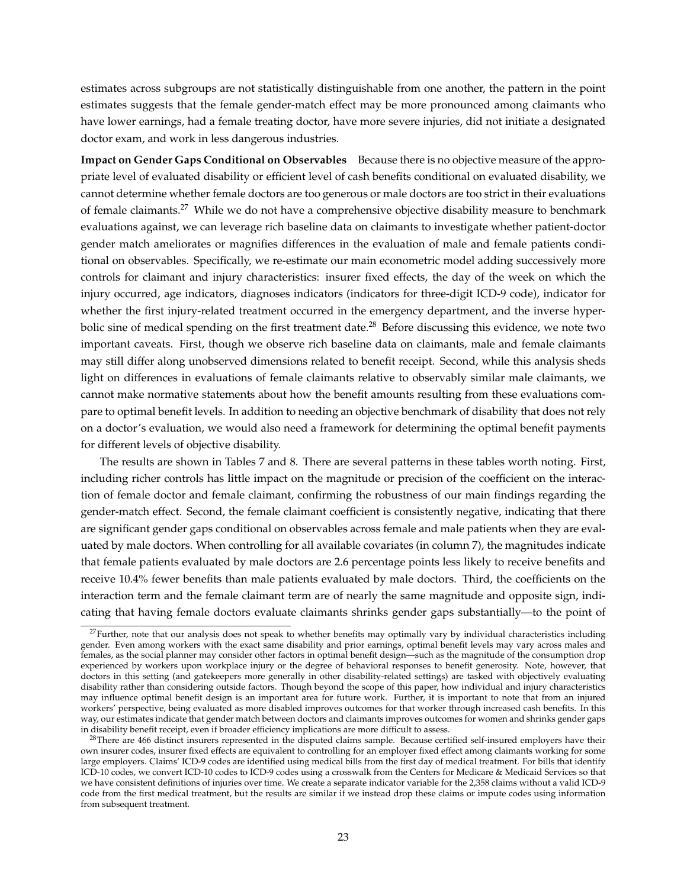estimates across subgroups are not statistically distinguishable from one another, the pattern in the point estimates suggests that the female gender-match effect may be more pronounced among claimants who have lower earnings, had a female treating doctor, have more severe injuries, did not initiate a designated doctor exam, and work in less dangerous industries.

**Impact on Gender Gaps Conditional on Observables** Because there is no objective measure of the appropriate level of evaluated disability or efficient level of cash benefits conditional on evaluated disability, we cannot determine whether female doctors are too generous or male doctors are too strict in their evaluations of female claimants.[27] While we do not have a comprehensive objective disability measure to benchmark evaluations against, we can leverage rich baseline data on claimants to investigate whether patient-doctor gender match ameliorates or magnifies differences in the evaluation of male and female patients conditional on observables. Specifically, we re-estimate our main econometric model adding successively more controls for claimant and injury characteristics: insurer fixed effects, the day of the week on which the injury occurred, age indicators, diagnoses indicators (indicators for three-digit ICD-9 code), indicator for whether the first injury-related treatment occurred in the emergency department, and the inverse hyperbolic sine of medical spending on the first treatment date.[28] Before discussing this evidence, we note two important caveats. First, though we observe rich baseline data on claimants, male and female claimants may still differ along unobserved dimensions related to benefit receipt. Second, while this analysis sheds light on differences in evaluations of female claimants relative to observably similar male claimants, we cannot make normative statements about how the benefit amounts resulting from these evaluations compare to optimal benefit levels. In addition to needing an objective benchmark of disability that does not rely on a doctor's evaluation, we would also need a framework for determining the optimal benefit payments for different levels of objective disability.

The results are shown in Tables 7 and 8. There are several patterns in these tables worth noting. First, including richer controls has little impact on the magnitude or precision of the coefficient on the interaction of female doctor and female claimant, confirming the robustness of our main findings regarding the gender-match effect. Second, the female claimant coefficient is consistently negative, indicating that there are significant gender gaps conditional on observables across female and male patients when they are evaluated by male doctors. When controlling for all available covariates (in column 7), the magnitudes indicate that female patients evaluated by male doctors are 2.6 percentage points less likely to receive benefits and receive 10.4% fewer benefits than male patients evaluated by male doctors. Third, the coefficients on the interaction term and the female claimant term are of nearly the same magnitude and opposite sign, indicating that having female doctors evaluate claimants shrinks gender gaps substantially—to the point of

[27] Further, note that our analysis does not speak to whether benefits may optimally vary by individual characteristics including gender. Even among workers with the exact same disability and prior earnings, optimal benefit levels may vary across males and females, as the social planner may consider other factors in optimal benefit design—such as the magnitude of the consumption drop experienced by workers upon workplace injury or the degree of behavioral responses to benefit generosity. Note, however, that doctors in this setting (and gatekeepers more generally in other disability-related settings) are tasked with objectively evaluating disability rather than considering outside factors. Though beyond the scope of this paper, how individual and injury characteristics may influence optimal benefit design is an important area for future work. Further, it is important to note that from an injured workers' perspective, being evaluated as more disabled improves outcomes for that worker through increased cash benefits. In this way, our estimates indicate that gender match between doctors and claimants improves outcomes for women and shrinks gender gaps in disability benefit receipt, even if broader efficiency implications are more difficult to assess.

[28] There are 466 distinct insurers represented in the disputed claims sample. Because certified self-insured employers have their own insurer codes, insurer fixed effects are equivalent to controlling for an employer fixed effect among claimants working for some large employers. Claims' ICD-9 codes are identified using medical bills from the first day of medical treatment. For bills that identify ICD-10 codes, we convert ICD-10 codes to ICD-9 codes using a crosswalk from the Centers for Medicare & Medicaid Services so that we have consistent definitions of injuries over time. We create a separate indicator variable for the 2,358 claims without a valid ICD-9 code from the first medical treatment, but the results are similar if we instead drop these claims or impute codes using information from subsequent treatment.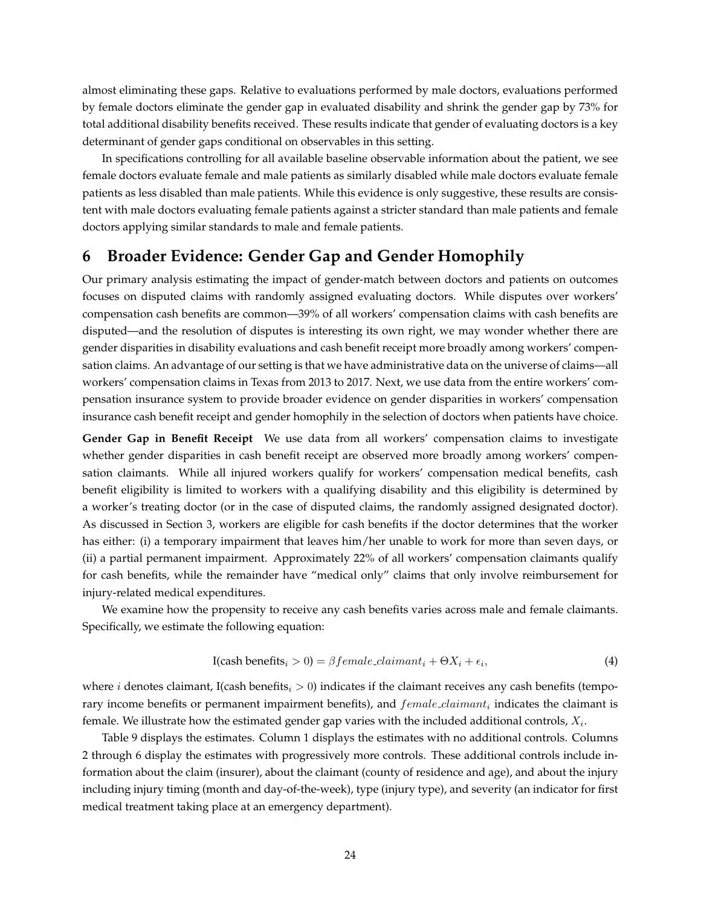almost eliminating these gaps. Relative to evaluations performed by male doctors, evaluations performed by female doctors eliminate the gender gap in evaluated disability and shrink the gender gap by 73% for total additional disability benefits received. These results indicate that gender of evaluating doctors is a key determinant of gender gaps conditional on observables in this setting.

In specifications controlling for all available baseline observable information about the patient, we see female doctors evaluate female and male patients as similarly disabled while male doctors evaluate female patients as less disabled than male patients. While this evidence is only suggestive, these results are consistent with male doctors evaluating female patients against a stricter standard than male patients and female doctors applying similar standards to male and female patients.

# 6 Broader Evidence: Gender Gap and Gender Homophily

Our primary analysis estimating the impact of gender-match between doctors and patients on outcomes focuses on disputed claims with randomly assigned evaluating doctors. While disputes over workers' compensation cash benefits are common—39% of all workers' compensation claims with cash benefits are disputed—and the resolution of disputes is interesting its own right, we may wonder whether there are gender disparities in disability evaluations and cash benefit receipt more broadly among workers' compensation claims. An advantage of our setting is that we have administrative data on the universe of claims—all workers' compensation claims in Texas from 2013 to 2017. Next, we use data from the entire workers' compensation insurance system to provide broader evidence on gender disparities in workers' compensation insurance cash benefit receipt and gender homophily in the selection of doctors when patients have choice.

**Gender Gap in Benefit Receipt** We use data from all workers' compensation claims to investigate whether gender disparities in cash benefit receipt are observed more broadly among workers' compensation claimants. While all injured workers qualify for workers' compensation medical benefits, cash benefit eligibility is limited to workers with a qualifying disability and this eligibility is determined by a worker's treating doctor (or in the case of disputed claims, the randomly assigned designated doctor). As discussed in Section 3, workers are eligible for cash benefits if the doctor determines that the worker has either: (i) a temporary impairment that leaves him/her unable to work for more than seven days, or (ii) a partial permanent impairment. Approximately 22% of all workers' compensation claimants qualify for cash benefits, while the remainder have "medical only" claims that only involve reimbursement for injury-related medical expenditures.

We examine how the propensity to receive any cash benefits varies across male and female claimants. Specifically, we estimate the following equation:

$$\text{I}(\text{cash benefits}_i > 0) = \beta \, female\_claimant_i + \Theta X_i + \epsilon_i, \tag{4}$$

where $i$ denotes claimant, $\text{I}(\text{cash benefits}_i > 0)$ indicates if the claimant receives any cash benefits (temporary income benefits or permanent impairment benefits), and $female\_claimant_i$ indicates the claimant is female. We illustrate how the estimated gender gap varies with the included additional controls, $X_i$.

Table 9 displays the estimates. Column 1 displays the estimates with no additional controls. Columns 2 through 6 display the estimates with progressively more controls. These additional controls include information about the claim (insurer), about the claimant (county of residence and age), and about the injury including injury timing (month and day-of-the-week), type (injury type), and severity (an indicator for first medical treatment taking place at an emergency department).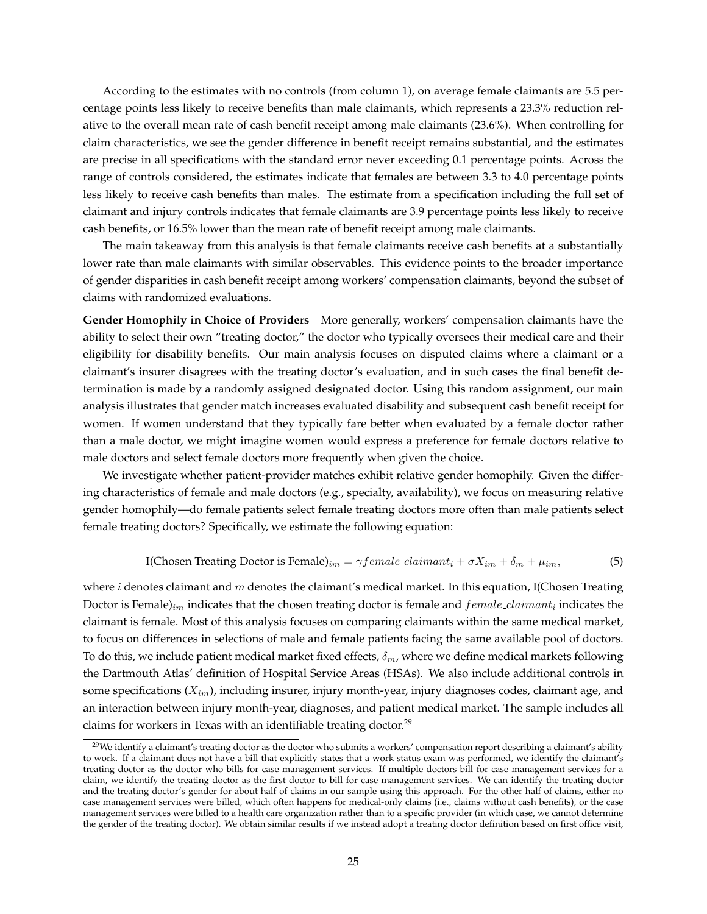According to the estimates with no controls (from column 1), on average female claimants are 5.5 percentage points less likely to receive benefits than male claimants, which represents a 23.3% reduction relative to the overall mean rate of cash benefit receipt among male claimants (23.6%). When controlling for claim characteristics, we see the gender difference in benefit receipt remains substantial, and the estimates are precise in all specifications with the standard error never exceeding 0.1 percentage points. Across the range of controls considered, the estimates indicate that females are between 3.3 to 4.0 percentage points less likely to receive cash benefits than males. The estimate from a specification including the full set of claimant and injury controls indicates that female claimants are 3.9 percentage points less likely to receive cash benefits, or 16.5% lower than the mean rate of benefit receipt among male claimants.

The main takeaway from this analysis is that female claimants receive cash benefits at a substantially lower rate than male claimants with similar observables. This evidence points to the broader importance of gender disparities in cash benefit receipt among workers' compensation claimants, beyond the subset of claims with randomized evaluations.

**Gender Homophily in Choice of Providers** More generally, workers' compensation claimants have the ability to select their own "treating doctor," the doctor who typically oversees their medical care and their eligibility for disability benefits. Our main analysis focuses on disputed claims where a claimant or a claimant's insurer disagrees with the treating doctor's evaluation, and in such cases the final benefit determination is made by a randomly assigned designated doctor. Using this random assignment, our main analysis illustrates that gender match increases evaluated disability and subsequent cash benefit receipt for women. If women understand that they typically fare better when evaluated by a female doctor rather than a male doctor, we might imagine women would express a preference for female doctors relative to male doctors and select female doctors more frequently when given the choice.

We investigate whether patient-provider matches exhibit relative gender homophily. Given the differing characteristics of female and male doctors (e.g., specialty, availability), we focus on measuring relative gender homophily—do female patients select female treating doctors more often than male patients select female treating doctors? Specifically, we estimate the following equation:

$$\text{I(Chosen Treating Doctor is Female)}_{im} = \gamma female\_claimant_i + \sigma X_{im} + \delta_m + \mu_{im}, \tag{5}$$

where $i$ denotes claimant and $m$ denotes the claimant's medical market. In this equation, I(Chosen Treating Doctor is Female)$_{im}$ indicates that the chosen treating doctor is female and $female\_claimant_i$ indicates the claimant is female. Most of this analysis focuses on comparing claimants within the same medical market, to focus on differences in selections of male and female patients facing the same available pool of doctors. To do this, we include patient medical market fixed effects, $\delta_m$, where we define medical markets following the Dartmouth Atlas' definition of Hospital Service Areas (HSAs). We also include additional controls in some specifications ($X_{im}$), including insurer, injury month-year, injury diagnoses codes, claimant age, and an interaction between injury month-year, diagnoses, and patient medical market. The sample includes all claims for workers in Texas with an identifiable treating doctor.[29]

[29] We identify a claimant's treating doctor as the doctor who submits a workers' compensation report describing a claimant's ability to work. If a claimant does not have a bill that explicitly states that a work status exam was performed, we identify the claimant's treating doctor as the doctor who bills for case management services. If multiple doctors bill for case management services for a claim, we identify the treating doctor as the first doctor to bill for case management services. We can identify the treating doctor and the treating doctor's gender for about half of claims in our sample using this approach. For the other half of claims, either no case management services were billed, which often happens for medical-only claims (i.e., claims without cash benefits), or the case management services were billed to a health care organization rather than to a specific provider (in which case, we cannot determine the gender of the treating doctor). We obtain similar results if we instead adopt a treating doctor definition based on first office visit,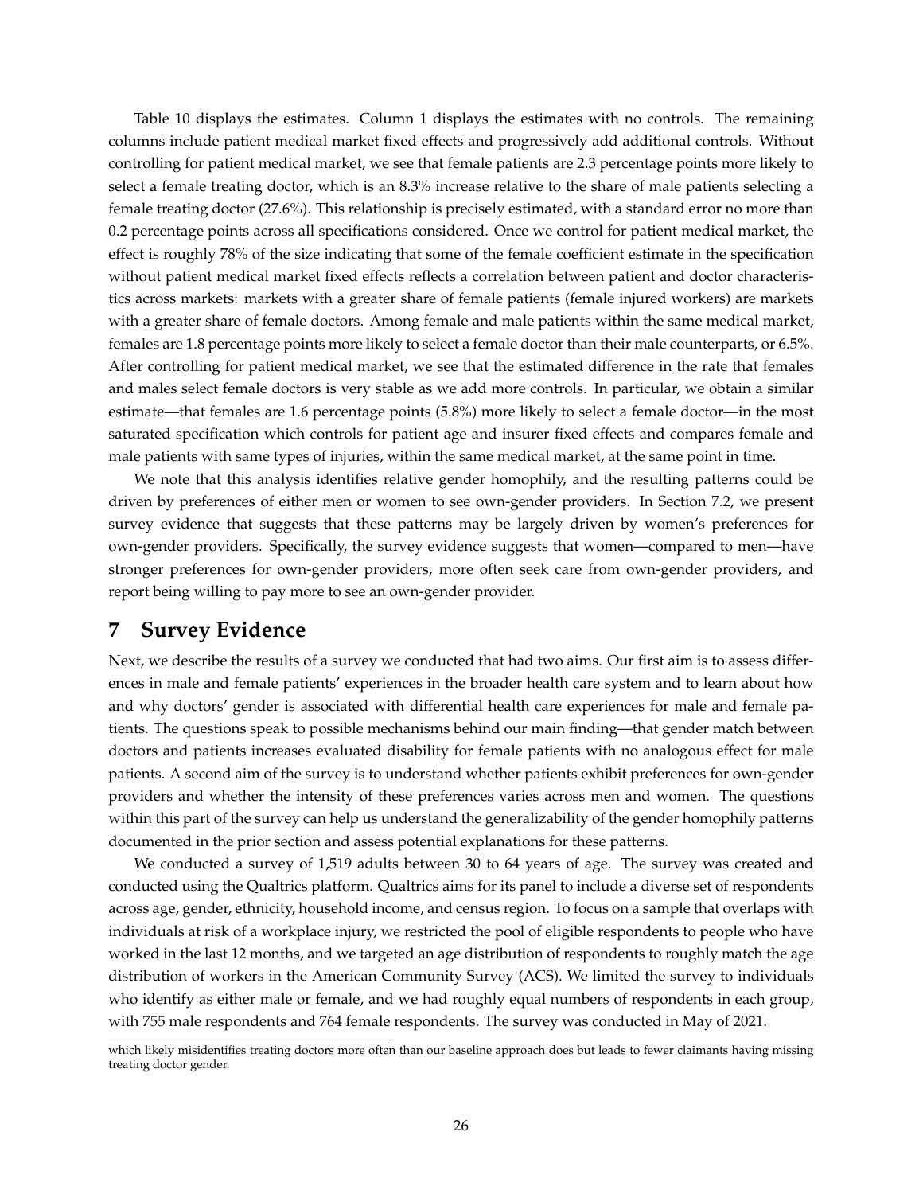Table 10 displays the estimates. Column 1 displays the estimates with no controls. The remaining columns include patient medical market fixed effects and progressively add additional controls. Without controlling for patient medical market, we see that female patients are 2.3 percentage points more likely to select a female treating doctor, which is an 8.3% increase relative to the share of male patients selecting a female treating doctor (27.6%). This relationship is precisely estimated, with a standard error no more than 0.2 percentage points across all specifications considered. Once we control for patient medical market, the effect is roughly 78% of the size indicating that some of the female coefficient estimate in the specification without patient medical market fixed effects reflects a correlation between patient and doctor characteristics across markets: markets with a greater share of female patients (female injured workers) are markets with a greater share of female doctors. Among female and male patients within the same medical market, females are 1.8 percentage points more likely to select a female doctor than their male counterparts, or 6.5%. After controlling for patient medical market, we see that the estimated difference in the rate that females and males select female doctors is very stable as we add more controls. In particular, we obtain a similar estimate—that females are 1.6 percentage points (5.8%) more likely to select a female doctor—in the most saturated specification which controls for patient age and insurer fixed effects and compares female and male patients with same types of injuries, within the same medical market, at the same point in time.

We note that this analysis identifies relative gender homophily, and the resulting patterns could be driven by preferences of either men or women to see own-gender providers. In Section 7.2, we present survey evidence that suggests that these patterns may be largely driven by women's preferences for own-gender providers. Specifically, the survey evidence suggests that women—compared to men—have stronger preferences for own-gender providers, more often seek care from own-gender providers, and report being willing to pay more to see an own-gender provider.

# 7 Survey Evidence

Next, we describe the results of a survey we conducted that had two aims. Our first aim is to assess differences in male and female patients' experiences in the broader health care system and to learn about how and why doctors' gender is associated with differential health care experiences for male and female patients. The questions speak to possible mechanisms behind our main finding—that gender match between doctors and patients increases evaluated disability for female patients with no analogous effect for male patients. A second aim of the survey is to understand whether patients exhibit preferences for own-gender providers and whether the intensity of these preferences varies across men and women. The questions within this part of the survey can help us understand the generalizability of the gender homophily patterns documented in the prior section and assess potential explanations for these patterns.

We conducted a survey of 1,519 adults between 30 to 64 years of age. The survey was created and conducted using the Qualtrics platform. Qualtrics aims for its panel to include a diverse set of respondents across age, gender, ethnicity, household income, and census region. To focus on a sample that overlaps with individuals at risk of a workplace injury, we restricted the pool of eligible respondents to people who have worked in the last 12 months, and we targeted an age distribution of respondents to roughly match the age distribution of workers in the American Community Survey (ACS). We limited the survey to individuals who identify as either male or female, and we had roughly equal numbers of respondents in each group, with 755 male respondents and 764 female respondents. The survey was conducted in May of 2021.

which likely misidentifies treating doctors more often than our baseline approach does but leads to fewer claimants having missing treating doctor gender.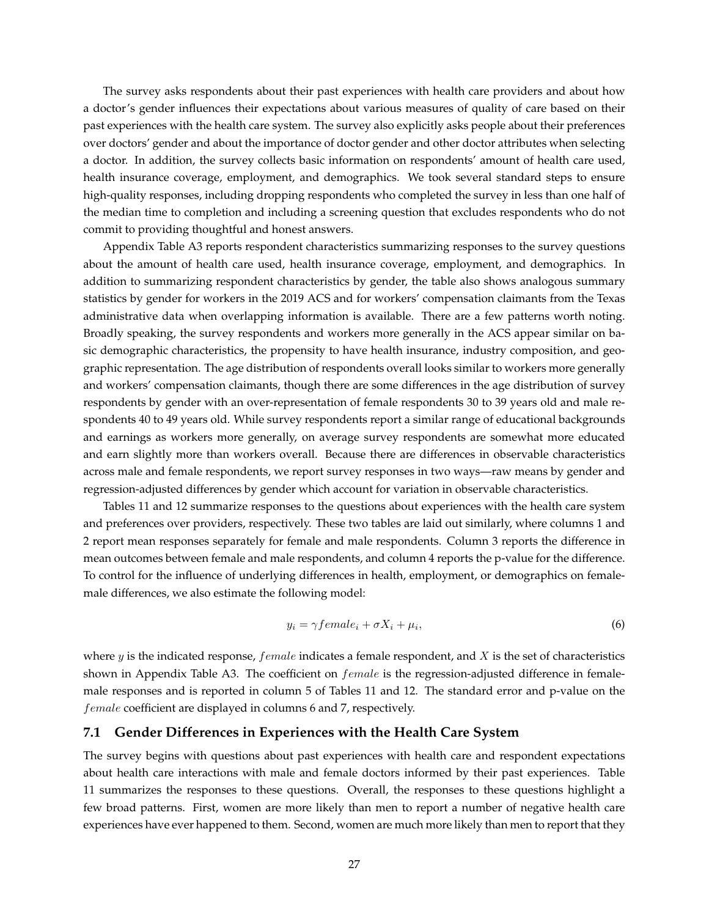The survey asks respondents about their past experiences with health care providers and about how a doctor's gender influences their expectations about various measures of quality of care based on their past experiences with the health care system. The survey also explicitly asks people about their preferences over doctors' gender and about the importance of doctor gender and other doctor attributes when selecting a doctor. In addition, the survey collects basic information on respondents' amount of health care used, health insurance coverage, employment, and demographics. We took several standard steps to ensure high-quality responses, including dropping respondents who completed the survey in less than one half of the median time to completion and including a screening question that excludes respondents who do not commit to providing thoughtful and honest answers.

Appendix Table A3 reports respondent characteristics summarizing responses to the survey questions about the amount of health care used, health insurance coverage, employment, and demographics. In addition to summarizing respondent characteristics by gender, the table also shows analogous summary statistics by gender for workers in the 2019 ACS and for workers' compensation claimants from the Texas administrative data when overlapping information is available. There are a few patterns worth noting. Broadly speaking, the survey respondents and workers more generally in the ACS appear similar on basic demographic characteristics, the propensity to have health insurance, industry composition, and geographic representation. The age distribution of respondents overall looks similar to workers more generally and workers' compensation claimants, though there are some differences in the age distribution of survey respondents by gender with an over-representation of female respondents 30 to 39 years old and male respondents 40 to 49 years old. While survey respondents report a similar range of educational backgrounds and earnings as workers more generally, on average survey respondents are somewhat more educated and earn slightly more than workers overall. Because there are differences in observable characteristics across male and female respondents, we report survey responses in two ways—raw means by gender and regression-adjusted differences by gender which account for variation in observable characteristics.

Tables 11 and 12 summarize responses to the questions about experiences with the health care system and preferences over providers, respectively. These two tables are laid out similarly, where columns 1 and 2 report mean responses separately for female and male respondents. Column 3 reports the difference in mean outcomes between female and male respondents, and column 4 reports the p-value for the difference. To control for the influence of underlying differences in health, employment, or demographics on female-male differences, we also estimate the following model:

$$y_i = \gamma female_i + \sigma X_i + \mu_i, \tag{6}$$

where $y$ is the indicated response, $female$ indicates a female respondent, and $X$ is the set of characteristics shown in Appendix Table A3. The coefficient on $female$ is the regression-adjusted difference in female-male responses and is reported in column 5 of Tables 11 and 12. The standard error and p-value on the $female$ coefficient are displayed in columns 6 and 7, respectively.

### 7.1 Gender Differences in Experiences with the Health Care System

The survey begins with questions about past experiences with health care and respondent expectations about health care interactions with male and female doctors informed by their past experiences. Table 11 summarizes the responses to these questions. Overall, the responses to these questions highlight a few broad patterns. First, women are more likely than men to report a number of negative health care experiences have ever happened to them. Second, women are much more likely than men to report that they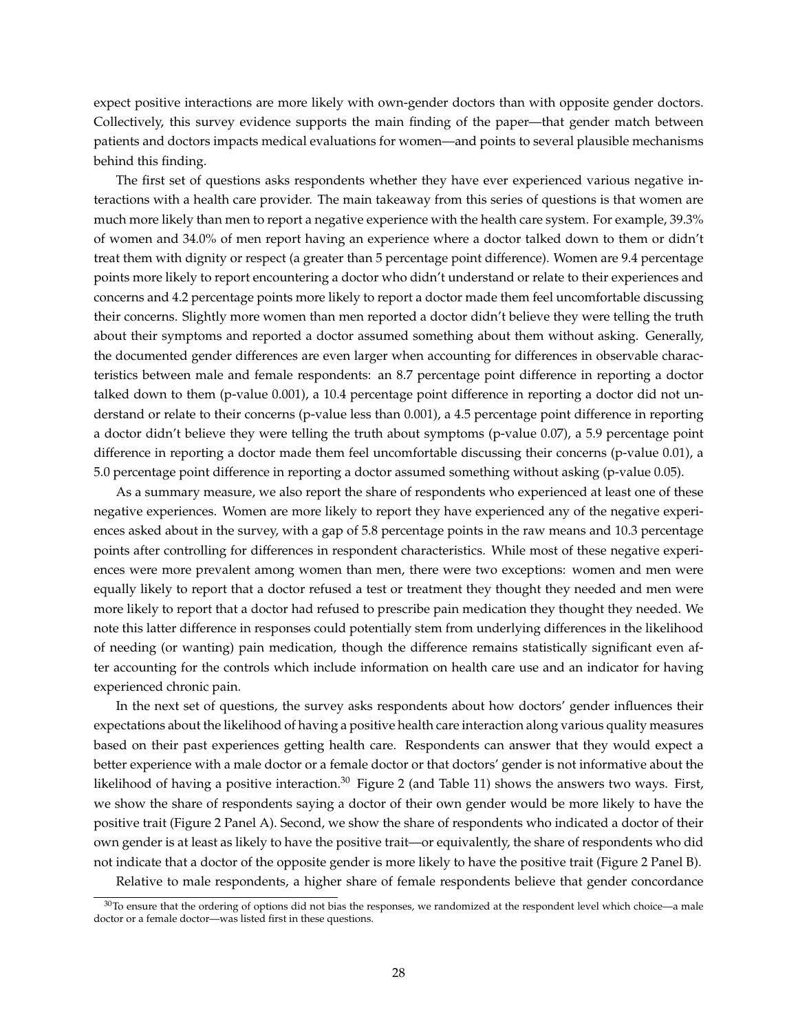expect positive interactions are more likely with own-gender doctors than with opposite gender doctors. Collectively, this survey evidence supports the main finding of the paper—that gender match between patients and doctors impacts medical evaluations for women—and points to several plausible mechanisms behind this finding.

The first set of questions asks respondents whether they have ever experienced various negative interactions with a health care provider. The main takeaway from this series of questions is that women are much more likely than men to report a negative experience with the health care system. For example, 39.3% of women and 34.0% of men report having an experience where a doctor talked down to them or didn't treat them with dignity or respect (a greater than 5 percentage point difference). Women are 9.4 percentage points more likely to report encountering a doctor who didn't understand or relate to their experiences and concerns and 4.2 percentage points more likely to report a doctor made them feel uncomfortable discussing their concerns. Slightly more women than men reported a doctor didn't believe they were telling the truth about their symptoms and reported a doctor assumed something about them without asking. Generally, the documented gender differences are even larger when accounting for differences in observable characteristics between male and female respondents: an 8.7 percentage point difference in reporting a doctor talked down to them (p-value 0.001), a 10.4 percentage point difference in reporting a doctor did not understand or relate to their concerns (p-value less than 0.001), a 4.5 percentage point difference in reporting a doctor didn't believe they were telling the truth about symptoms (p-value 0.07), a 5.9 percentage point difference in reporting a doctor made them feel uncomfortable discussing their concerns (p-value 0.01), a 5.0 percentage point difference in reporting a doctor assumed something without asking (p-value 0.05).

As a summary measure, we also report the share of respondents who experienced at least one of these negative experiences. Women are more likely to report they have experienced any of the negative experiences asked about in the survey, with a gap of 5.8 percentage points in the raw means and 10.3 percentage points after controlling for differences in respondent characteristics. While most of these negative experiences were more prevalent among women than men, there were two exceptions: women and men were equally likely to report that a doctor refused a test or treatment they thought they needed and men were more likely to report that a doctor had refused to prescribe pain medication they thought they needed. We note this latter difference in responses could potentially stem from underlying differences in the likelihood of needing (or wanting) pain medication, though the difference remains statistically significant even after accounting for the controls which include information on health care use and an indicator for having experienced chronic pain.

In the next set of questions, the survey asks respondents about how doctors' gender influences their expectations about the likelihood of having a positive health care interaction along various quality measures based on their past experiences getting health care. Respondents can answer that they would expect a better experience with a male doctor or a female doctor or that doctors' gender is not informative about the likelihood of having a positive interaction.[30] Figure 2 (and Table 11) shows the answers two ways. First, we show the share of respondents saying a doctor of their own gender would be more likely to have the positive trait (Figure 2 Panel A). Second, we show the share of respondents who indicated a doctor of their own gender is at least as likely to have the positive trait—or equivalently, the share of respondents who did not indicate that a doctor of the opposite gender is more likely to have the positive trait (Figure 2 Panel B).

Relative to male respondents, a higher share of female respondents believe that gender concordance

[30] To ensure that the ordering of options did not bias the responses, we randomized at the respondent level which choice—a male doctor or a female doctor—was listed first in these questions.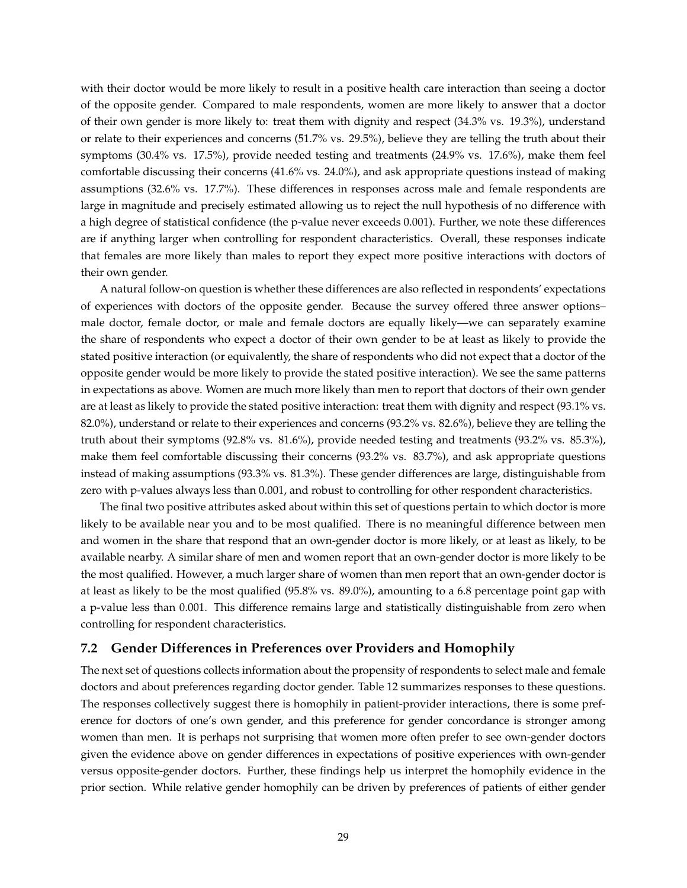with their doctor would be more likely to result in a positive health care interaction than seeing a doctor of the opposite gender. Compared to male respondents, women are more likely to answer that a doctor of their own gender is more likely to: treat them with dignity and respect (34.3% vs. 19.3%), understand or relate to their experiences and concerns (51.7% vs. 29.5%), believe they are telling the truth about their symptoms (30.4% vs. 17.5%), provide needed testing and treatments (24.9% vs. 17.6%), make them feel comfortable discussing their concerns (41.6% vs. 24.0%), and ask appropriate questions instead of making assumptions (32.6% vs. 17.7%). These differences in responses across male and female respondents are large in magnitude and precisely estimated allowing us to reject the null hypothesis of no difference with a high degree of statistical confidence (the p-value never exceeds 0.001). Further, we note these differences are if anything larger when controlling for respondent characteristics. Overall, these responses indicate that females are more likely than males to report they expect more positive interactions with doctors of their own gender.

A natural follow-on question is whether these differences are also reflected in respondents' expectations of experiences with doctors of the opposite gender. Because the survey offered three answer options– male doctor, female doctor, or male and female doctors are equally likely—we can separately examine the share of respondents who expect a doctor of their own gender to be at least as likely to provide the stated positive interaction (or equivalently, the share of respondents who did not expect that a doctor of the opposite gender would be more likely to provide the stated positive interaction). We see the same patterns in expectations as above. Women are much more likely than men to report that doctors of their own gender are at least as likely to provide the stated positive interaction: treat them with dignity and respect (93.1% vs. 82.0%), understand or relate to their experiences and concerns (93.2% vs. 82.6%), believe they are telling the truth about their symptoms (92.8% vs. 81.6%), provide needed testing and treatments (93.2% vs. 85.3%), make them feel comfortable discussing their concerns (93.2% vs. 83.7%), and ask appropriate questions instead of making assumptions (93.3% vs. 81.3%). These gender differences are large, distinguishable from zero with p-values always less than 0.001, and robust to controlling for other respondent characteristics.

The final two positive attributes asked about within this set of questions pertain to which doctor is more likely to be available near you and to be most qualified. There is no meaningful difference between men and women in the share that respond that an own-gender doctor is more likely, or at least as likely, to be available nearby. A similar share of men and women report that an own-gender doctor is more likely to be the most qualified. However, a much larger share of women than men report that an own-gender doctor is at least as likely to be the most qualified (95.8% vs. 89.0%), amounting to a 6.8 percentage point gap with a p-value less than 0.001. This difference remains large and statistically distinguishable from zero when controlling for respondent characteristics.

### 7.2 Gender Differences in Preferences over Providers and Homophily

The next set of questions collects information about the propensity of respondents to select male and female doctors and about preferences regarding doctor gender. Table 12 summarizes responses to these questions. The responses collectively suggest there is homophily in patient-provider interactions, there is some preference for doctors of one's own gender, and this preference for gender concordance is stronger among women than men. It is perhaps not surprising that women more often prefer to see own-gender doctors given the evidence above on gender differences in expectations of positive experiences with own-gender versus opposite-gender doctors. Further, these findings help us interpret the homophily evidence in the prior section. While relative gender homophily can be driven by preferences of patients of either gender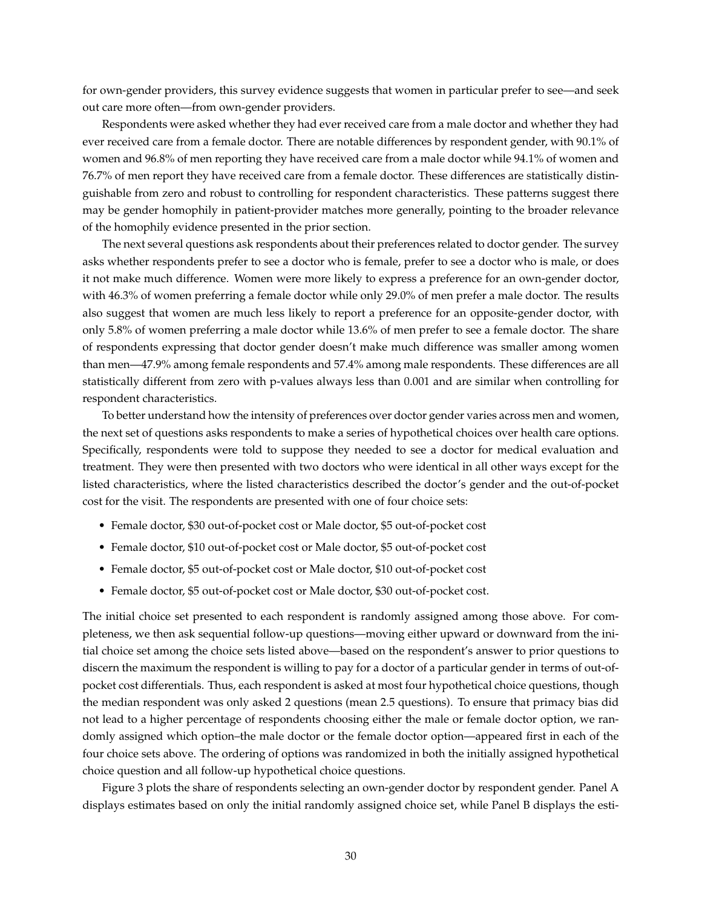for own-gender providers, this survey evidence suggests that women in particular prefer to see—and seek out care more often—from own-gender providers.

Respondents were asked whether they had ever received care from a male doctor and whether they had ever received care from a female doctor. There are notable differences by respondent gender, with 90.1% of women and 96.8% of men reporting they have received care from a male doctor while 94.1% of women and 76.7% of men report they have received care from a female doctor. These differences are statistically distinguishable from zero and robust to controlling for respondent characteristics. These patterns suggest there may be gender homophily in patient-provider matches more generally, pointing to the broader relevance of the homophily evidence presented in the prior section.

The next several questions ask respondents about their preferences related to doctor gender. The survey asks whether respondents prefer to see a doctor who is female, prefer to see a doctor who is male, or does it not make much difference. Women were more likely to express a preference for an own-gender doctor, with 46.3% of women preferring a female doctor while only 29.0% of men prefer a male doctor. The results also suggest that women are much less likely to report a preference for an opposite-gender doctor, with only 5.8% of women preferring a male doctor while 13.6% of men prefer to see a female doctor. The share of respondents expressing that doctor gender doesn't make much difference was smaller among women than men—47.9% among female respondents and 57.4% among male respondents. These differences are all statistically different from zero with p-values always less than 0.001 and are similar when controlling for respondent characteristics.

To better understand how the intensity of preferences over doctor gender varies across men and women, the next set of questions asks respondents to make a series of hypothetical choices over health care options. Specifically, respondents were told to suppose they needed to see a doctor for medical evaluation and treatment. They were then presented with two doctors who were identical in all other ways except for the listed characteristics, where the listed characteristics described the doctor's gender and the out-of-pocket cost for the visit. The respondents are presented with one of four choice sets:

- Female doctor, $30 out-of-pocket cost or Male doctor, $5 out-of-pocket cost
- Female doctor, $10 out-of-pocket cost or Male doctor, $5 out-of-pocket cost
- Female doctor, $5 out-of-pocket cost or Male doctor, $10 out-of-pocket cost
- Female doctor, $5 out-of-pocket cost or Male doctor, $30 out-of-pocket cost.

The initial choice set presented to each respondent is randomly assigned among those above. For completeness, we then ask sequential follow-up questions—moving either upward or downward from the initial choice set among the choice sets listed above—based on the respondent's answer to prior questions to discern the maximum the respondent is willing to pay for a doctor of a particular gender in terms of out-of-pocket cost differentials. Thus, each respondent is asked at most four hypothetical choice questions, though the median respondent was only asked 2 questions (mean 2.5 questions). To ensure that primacy bias did not lead to a higher percentage of respondents choosing either the male or female doctor option, we randomly assigned which option–the male doctor or the female doctor option—appeared first in each of the four choice sets above. The ordering of options was randomized in both the initially assigned hypothetical choice question and all follow-up hypothetical choice questions.

Figure 3 plots the share of respondents selecting an own-gender doctor by respondent gender. Panel A displays estimates based on only the initial randomly assigned choice set, while Panel B displays the esti-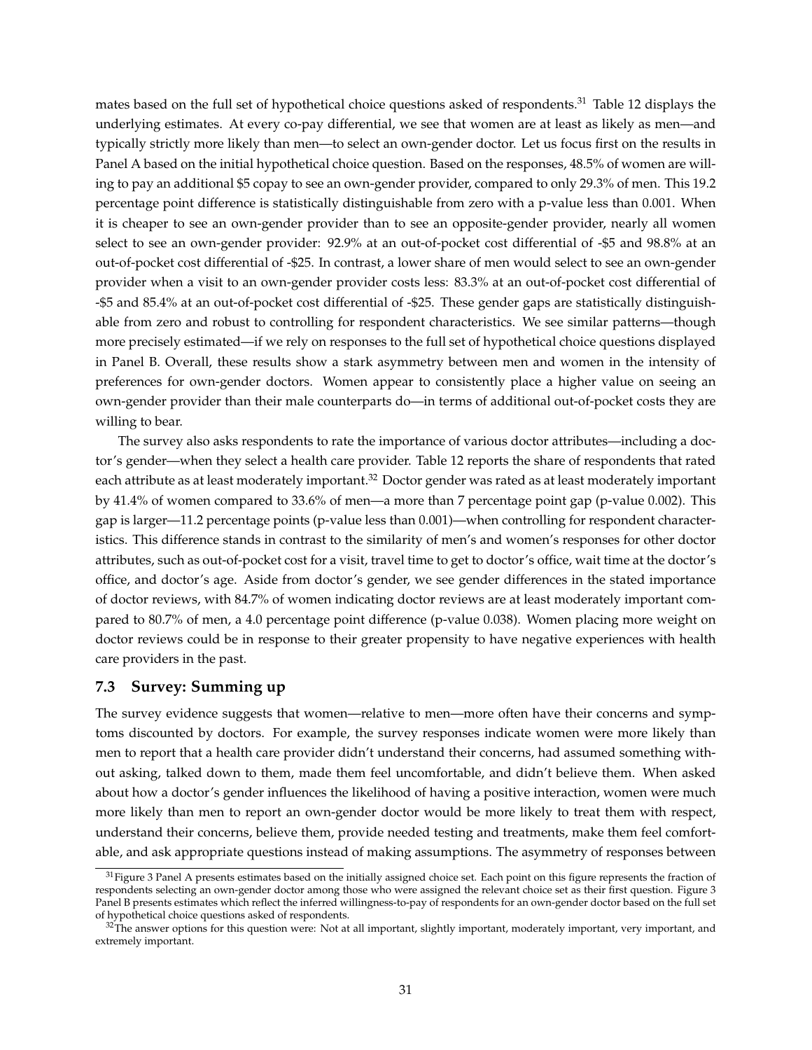mates based on the full set of hypothetical choice questions asked of respondents.[31] Table 12 displays the underlying estimates. At every co-pay differential, we see that women are at least as likely as men—and typically strictly more likely than men—to select an own-gender doctor. Let us focus first on the results in Panel A based on the initial hypothetical choice question. Based on the responses, 48.5% of women are willing to pay an additional $5 copay to see an own-gender provider, compared to only 29.3% of men. This 19.2 percentage point difference is statistically distinguishable from zero with a p-value less than 0.001. When it is cheaper to see an own-gender provider than to see an opposite-gender provider, nearly all women select to see an own-gender provider: 92.9% at an out-of-pocket cost differential of -$5 and 98.8% at an out-of-pocket cost differential of -$25. In contrast, a lower share of men would select to see an own-gender provider when a visit to an own-gender provider costs less: 83.3% at an out-of-pocket cost differential of -$5 and 85.4% at an out-of-pocket cost differential of -$25. These gender gaps are statistically distinguishable from zero and robust to controlling for respondent characteristics. We see similar patterns—though more precisely estimated—if we rely on responses to the full set of hypothetical choice questions displayed in Panel B. Overall, these results show a stark asymmetry between men and women in the intensity of preferences for own-gender doctors. Women appear to consistently place a higher value on seeing an own-gender provider than their male counterparts do—in terms of additional out-of-pocket costs they are willing to bear.

The survey also asks respondents to rate the importance of various doctor attributes—including a doctor's gender—when they select a health care provider. Table 12 reports the share of respondents that rated each attribute as at least moderately important.[32] Doctor gender was rated as at least moderately important by 41.4% of women compared to 33.6% of men—a more than 7 percentage point gap (p-value 0.002). This gap is larger—11.2 percentage points (p-value less than 0.001)—when controlling for respondent characteristics. This difference stands in contrast to the similarity of men's and women's responses for other doctor attributes, such as out-of-pocket cost for a visit, travel time to get to doctor's office, wait time at the doctor's office, and doctor's age. Aside from doctor's gender, we see gender differences in the stated importance of doctor reviews, with 84.7% of women indicating doctor reviews are at least moderately important compared to 80.7% of men, a 4.0 percentage point difference (p-value 0.038). Women placing more weight on doctor reviews could be in response to their greater propensity to have negative experiences with health care providers in the past.

### 7.3 Survey: Summing up

The survey evidence suggests that women—relative to men—more often have their concerns and symptoms discounted by doctors. For example, the survey responses indicate women were more likely than men to report that a health care provider didn't understand their concerns, had assumed something without asking, talked down to them, made them feel uncomfortable, and didn't believe them. When asked about how a doctor's gender influences the likelihood of having a positive interaction, women were much more likely than men to report an own-gender doctor would be more likely to treat them with respect, understand their concerns, believe them, provide needed testing and treatments, make them feel comfortable, and ask appropriate questions instead of making assumptions. The asymmetry of responses between

[31] Figure 3 Panel A presents estimates based on the initially assigned choice set. Each point on this figure represents the fraction of respondents selecting an own-gender doctor among those who were assigned the relevant choice set as their first question. Figure 3 Panel B presents estimates which reflect the inferred willingness-to-pay of respondents for an own-gender doctor based on the full set of hypothetical choice questions asked of respondents.

[32] The answer options for this question were: Not at all important, slightly important, moderately important, very important, and extremely important.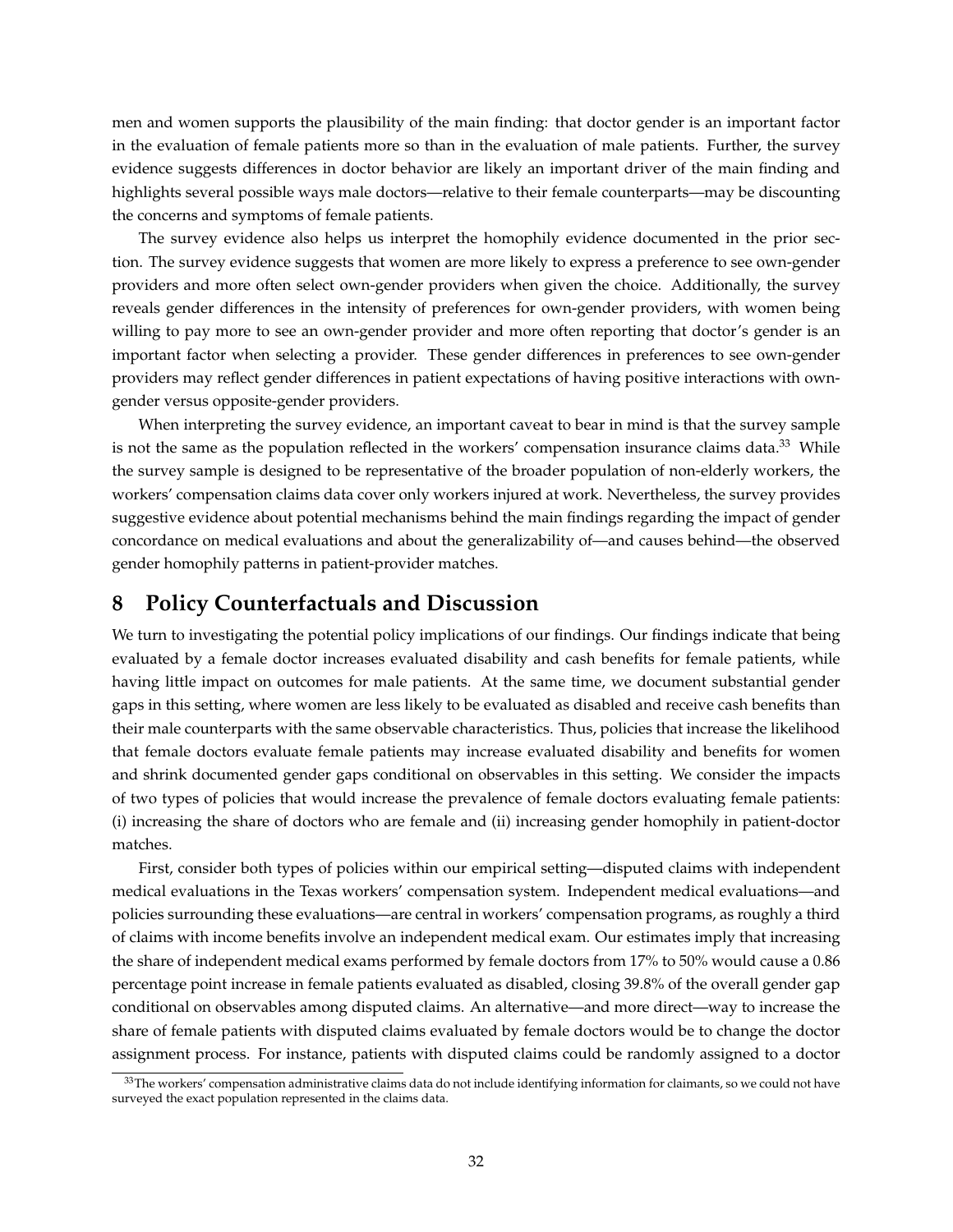men and women supports the plausibility of the main finding: that doctor gender is an important factor in the evaluation of female patients more so than in the evaluation of male patients. Further, the survey evidence suggests differences in doctor behavior are likely an important driver of the main finding and highlights several possible ways male doctors—relative to their female counterparts—may be discounting the concerns and symptoms of female patients.

The survey evidence also helps us interpret the homophily evidence documented in the prior section. The survey evidence suggests that women are more likely to express a preference to see own-gender providers and more often select own-gender providers when given the choice. Additionally, the survey reveals gender differences in the intensity of preferences for own-gender providers, with women being willing to pay more to see an own-gender provider and more often reporting that doctor's gender is an important factor when selecting a provider. These gender differences in preferences to see own-gender providers may reflect gender differences in patient expectations of having positive interactions with own-gender versus opposite-gender providers.

When interpreting the survey evidence, an important caveat to bear in mind is that the survey sample is not the same as the population reflected in the workers' compensation insurance claims data.[33] While the survey sample is designed to be representative of the broader population of non-elderly workers, the workers' compensation claims data cover only workers injured at work. Nevertheless, the survey provides suggestive evidence about potential mechanisms behind the main findings regarding the impact of gender concordance on medical evaluations and about the generalizability of—and causes behind—the observed gender homophily patterns in patient-provider matches.

# 8 Policy Counterfactuals and Discussion

We turn to investigating the potential policy implications of our findings. Our findings indicate that being evaluated by a female doctor increases evaluated disability and cash benefits for female patients, while having little impact on outcomes for male patients. At the same time, we document substantial gender gaps in this setting, where women are less likely to be evaluated as disabled and receive cash benefits than their male counterparts with the same observable characteristics. Thus, policies that increase the likelihood that female doctors evaluate female patients may increase evaluated disability and benefits for women and shrink documented gender gaps conditional on observables in this setting. We consider the impacts of two types of policies that would increase the prevalence of female doctors evaluating female patients: (i) increasing the share of doctors who are female and (ii) increasing gender homophily in patient-doctor matches.

First, consider both types of policies within our empirical setting—disputed claims with independent medical evaluations in the Texas workers' compensation system. Independent medical evaluations—and policies surrounding these evaluations—are central in workers' compensation programs, as roughly a third of claims with income benefits involve an independent medical exam. Our estimates imply that increasing the share of independent medical exams performed by female doctors from 17% to 50% would cause a 0.86 percentage point increase in female patients evaluated as disabled, closing 39.8% of the overall gender gap conditional on observables among disputed claims. An alternative—and more direct—way to increase the share of female patients with disputed claims evaluated by female doctors would be to change the doctor assignment process. For instance, patients with disputed claims could be randomly assigned to a doctor

[33] The workers' compensation administrative claims data do not include identifying information for claimants, so we could not have surveyed the exact population represented in the claims data.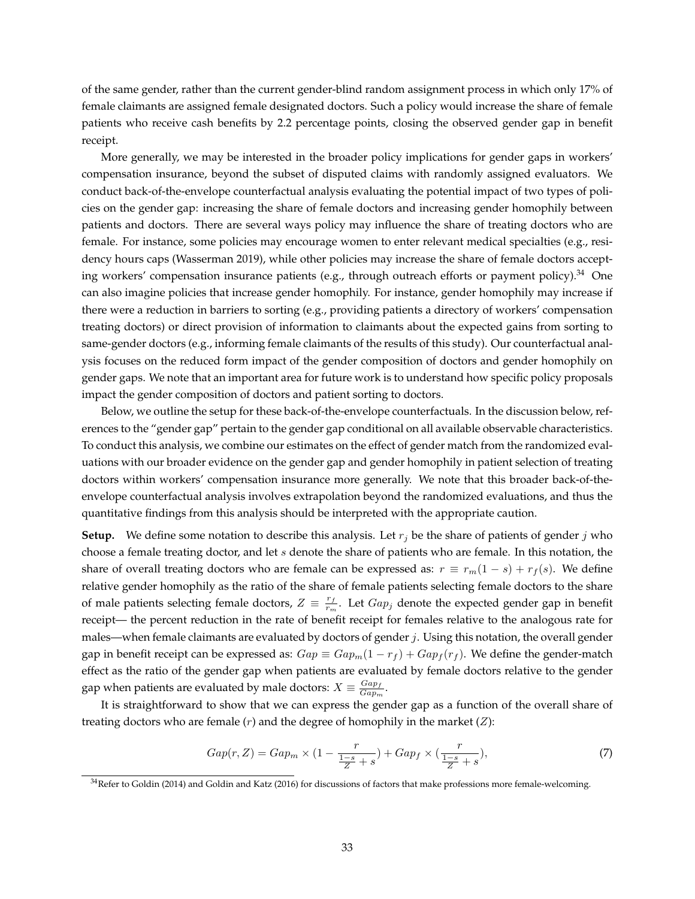of the same gender, rather than the current gender-blind random assignment process in which only 17% of female claimants are assigned female designated doctors. Such a policy would increase the share of female patients who receive cash benefits by 2.2 percentage points, closing the observed gender gap in benefit receipt.

More generally, we may be interested in the broader policy implications for gender gaps in workers' compensation insurance, beyond the subset of disputed claims with randomly assigned evaluators. We conduct back-of-the-envelope counterfactual analysis evaluating the potential impact of two types of policies on the gender gap: increasing the share of female doctors and increasing gender homophily between patients and doctors. There are several ways policy may influence the share of treating doctors who are female. For instance, some policies may encourage women to enter relevant medical specialties (e.g., residency hours caps (Wasserman 2019), while other policies may increase the share of female doctors accepting workers' compensation insurance patients (e.g., through outreach efforts or payment policy).[34] One can also imagine policies that increase gender homophily. For instance, gender homophily may increase if there were a reduction in barriers to sorting (e.g., providing patients a directory of workers' compensation treating doctors) or direct provision of information to claimants about the expected gains from sorting to same-gender doctors (e.g., informing female claimants of the results of this study). Our counterfactual analysis focuses on the reduced form impact of the gender composition of doctors and gender homophily on gender gaps. We note that an important area for future work is to understand how specific policy proposals impact the gender composition of doctors and patient sorting to doctors.

Below, we outline the setup for these back-of-the-envelope counterfactuals. In the discussion below, references to the "gender gap" pertain to the gender gap conditional on all available observable characteristics. To conduct this analysis, we combine our estimates on the effect of gender match from the randomized evaluations with our broader evidence on the gender gap and gender homophily in patient selection of treating doctors within workers' compensation insurance more generally. We note that this broader back-of-the-envelope counterfactual analysis involves extrapolation beyond the randomized evaluations, and thus the quantitative findings from this analysis should be interpreted with the appropriate caution.

**Setup.** We define some notation to describe this analysis. Let $r_j$ be the share of patients of gender $j$ who choose a female treating doctor, and let $s$ denote the share of patients who are female. In this notation, the share of overall treating doctors who are female can be expressed as: $r \equiv r_m(1-s) + r_f(s)$. We define relative gender homophily as the ratio of the share of female patients selecting female doctors to the share of male patients selecting female doctors, $Z \equiv \frac{r_f}{r_m}$. Let $Gap_j$ denote the expected gender gap in benefit receipt— the percent reduction in the rate of benefit receipt for females relative to the analogous rate for males—when female claimants are evaluated by doctors of gender $j$. Using this notation, the overall gender gap in benefit receipt can be expressed as: $Gap \equiv Gap_m(1-r_f) + Gap_f(r_f)$. We define the gender-match effect as the ratio of the gender gap when patients are evaluated by female doctors relative to the gender gap when patients are evaluated by male doctors: $X \equiv \frac{Gap_f}{Gap_m}$.

It is straightforward to show that we can express the gender gap as a function of the overall share of treating doctors who are female ($r$) and the degree of homophily in the market ($Z$):

$$Gap(r,Z) = Gap_m \times \left(1 - \frac{r}{\frac{1-s}{Z} + s}\right) + Gap_f \times \left(\frac{r}{\frac{1-s}{Z} + s}\right), \tag{7}$$

[34] Refer to Goldin (2014) and Goldin and Katz (2016) for discussions of factors that make professions more female-welcoming.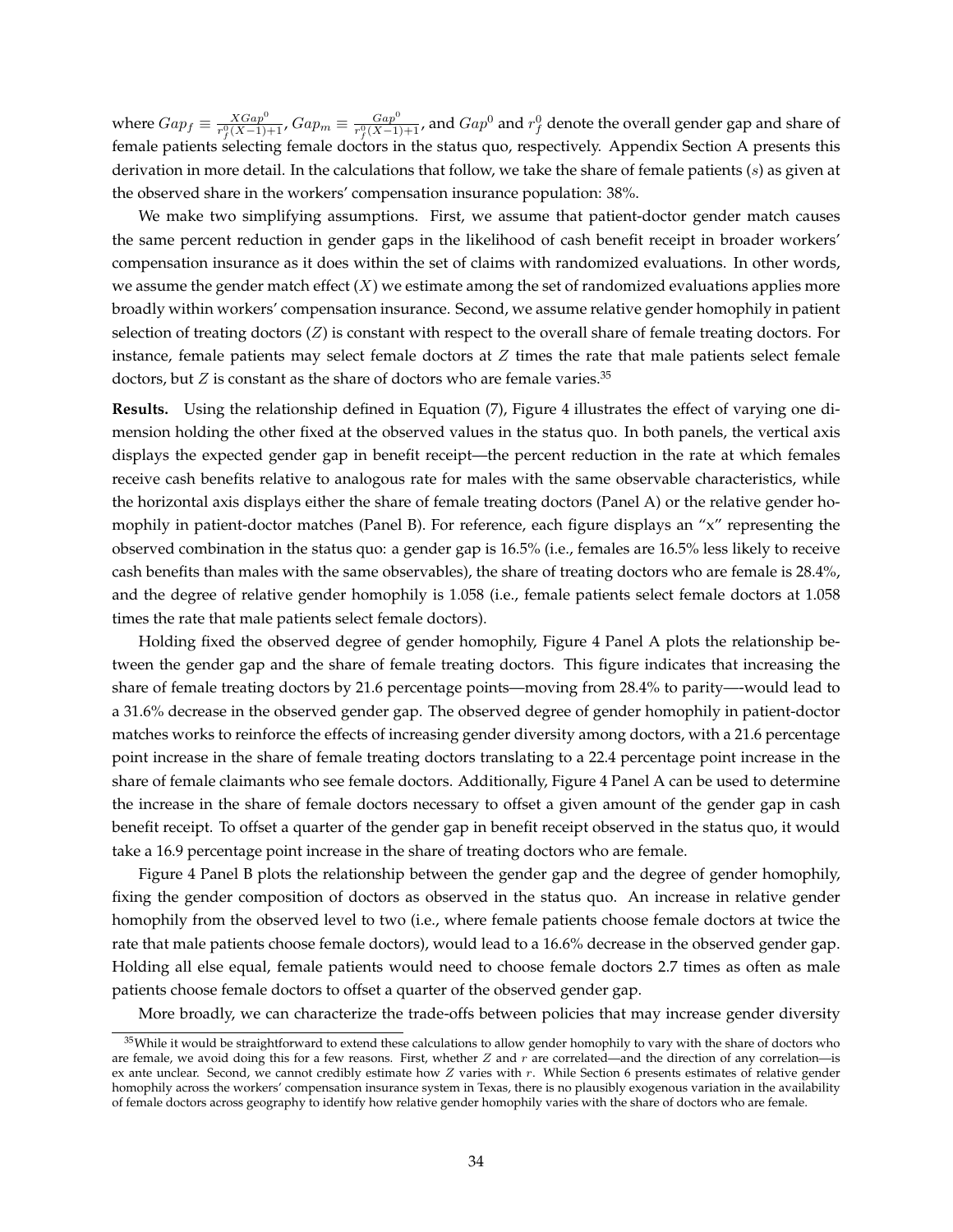where $Gap_f \equiv \frac{XGap^0}{r_f^0(X-1)+1}$, $Gap_m \equiv \frac{Gap^0}{r_f^0(X-1)+1}$, and $Gap^0$ and $r_f^0$ denote the overall gender gap and share of female patients selecting female doctors in the status quo, respectively. Appendix Section A presents this derivation in more detail. In the calculations that follow, we take the share of female patients ($s$) as given at the observed share in the workers' compensation insurance population: 38%.

We make two simplifying assumptions. First, we assume that patient-doctor gender match causes the same percent reduction in gender gaps in the likelihood of cash benefit receipt in broader workers' compensation insurance as it does within the set of claims with randomized evaluations. In other words, we assume the gender match effect ($X$) we estimate among the set of randomized evaluations applies more broadly within workers' compensation insurance. Second, we assume relative gender homophily in patient selection of treating doctors ($Z$) is constant with respect to the overall share of female treating doctors. For instance, female patients may select female doctors at $Z$ times the rate that male patients select female doctors, but $Z$ is constant as the share of doctors who are female varies.[35]

**Results.** Using the relationship defined in Equation (7), Figure 4 illustrates the effect of varying one dimension holding the other fixed at the observed values in the status quo. In both panels, the vertical axis displays the expected gender gap in benefit receipt—the percent reduction in the rate at which females receive cash benefits relative to analogous rate for males with the same observable characteristics, while the horizontal axis displays either the share of female treating doctors (Panel A) or the relative gender homophily in patient-doctor matches (Panel B). For reference, each figure displays an "x" representing the observed combination in the status quo: a gender gap is 16.5% (i.e., females are 16.5% less likely to receive cash benefits than males with the same observables), the share of treating doctors who are female is 28.4%, and the degree of relative gender homophily is 1.058 (i.e., female patients select female doctors at 1.058 times the rate that male patients select female doctors).

Holding fixed the observed degree of gender homophily, Figure 4 Panel A plots the relationship between the gender gap and the share of female treating doctors. This figure indicates that increasing the share of female treating doctors by 21.6 percentage points—moving from 28.4% to parity—-would lead to a 31.6% decrease in the observed gender gap. The observed degree of gender homophily in patient-doctor matches works to reinforce the effects of increasing gender diversity among doctors, with a 21.6 percentage point increase in the share of female treating doctors translating to a 22.4 percentage point increase in the share of female claimants who see female doctors. Additionally, Figure 4 Panel A can be used to determine the increase in the share of female doctors necessary to offset a given amount of the gender gap in cash benefit receipt. To offset a quarter of the gender gap in benefit receipt observed in the status quo, it would take a 16.9 percentage point increase in the share of treating doctors who are female.

Figure 4 Panel B plots the relationship between the gender gap and the degree of gender homophily, fixing the gender composition of doctors as observed in the status quo. An increase in relative gender homophily from the observed level to two (i.e., where female patients choose female doctors at twice the rate that male patients choose female doctors), would lead to a 16.6% decrease in the observed gender gap. Holding all else equal, female patients would need to choose female doctors 2.7 times as often as male patients choose female doctors to offset a quarter of the observed gender gap.

More broadly, we can characterize the trade-offs between policies that may increase gender diversity

[35] While it would be straightforward to extend these calculations to allow gender homophily to vary with the share of doctors who are female, we avoid doing this for a few reasons. First, whether $Z$ and $r$ are correlated—and the direction of any correlation—is ex ante unclear. Second, we cannot credibly estimate how $Z$ varies with $r$. While Section 6 presents estimates of relative gender homophily across the workers' compensation insurance system in Texas, there is no plausibly exogenous variation in the availability of female doctors across geography to identify how relative gender homophily varies with the share of doctors who are female.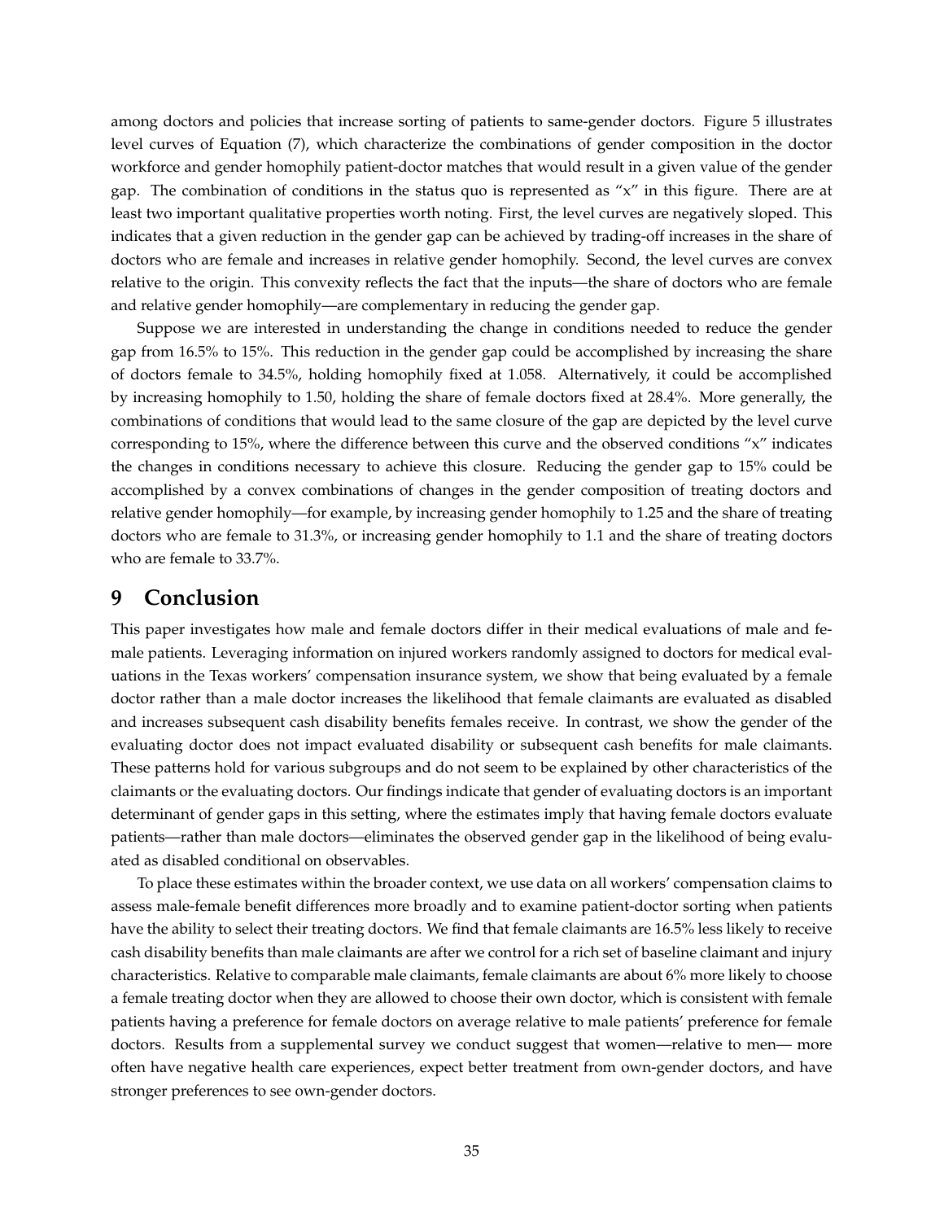among doctors and policies that increase sorting of patients to same-gender doctors. Figure 5 illustrates level curves of Equation (7), which characterize the combinations of gender composition in the doctor workforce and gender homophily patient-doctor matches that would result in a given value of the gender gap. The combination of conditions in the status quo is represented as "x" in this figure. There are at least two important qualitative properties worth noting. First, the level curves are negatively sloped. This indicates that a given reduction in the gender gap can be achieved by trading-off increases in the share of doctors who are female and increases in relative gender homophily. Second, the level curves are convex relative to the origin. This convexity reflects the fact that the inputs—the share of doctors who are female and relative gender homophily—are complementary in reducing the gender gap.

Suppose we are interested in understanding the change in conditions needed to reduce the gender gap from 16.5% to 15%. This reduction in the gender gap could be accomplished by increasing the share of doctors female to 34.5%, holding homophily fixed at 1.058. Alternatively, it could be accomplished by increasing homophily to 1.50, holding the share of female doctors fixed at 28.4%. More generally, the combinations of conditions that would lead to the same closure of the gap are depicted by the level curve corresponding to 15%, where the difference between this curve and the observed conditions "x" indicates the changes in conditions necessary to achieve this closure. Reducing the gender gap to 15% could be accomplished by a convex combinations of changes in the gender composition of treating doctors and relative gender homophily—for example, by increasing gender homophily to 1.25 and the share of treating doctors who are female to 31.3%, or increasing gender homophily to 1.1 and the share of treating doctors who are female to 33.7%.

# 9 Conclusion

This paper investigates how male and female doctors differ in their medical evaluations of male and female patients. Leveraging information on injured workers randomly assigned to doctors for medical evaluations in the Texas workers' compensation insurance system, we show that being evaluated by a female doctor rather than a male doctor increases the likelihood that female claimants are evaluated as disabled and increases subsequent cash disability benefits females receive. In contrast, we show the gender of the evaluating doctor does not impact evaluated disability or subsequent cash benefits for male claimants. These patterns hold for various subgroups and do not seem to be explained by other characteristics of the claimants or the evaluating doctors. Our findings indicate that gender of evaluating doctors is an important determinant of gender gaps in this setting, where the estimates imply that having female doctors evaluate patients—rather than male doctors—eliminates the observed gender gap in the likelihood of being evaluated as disabled conditional on observables.

To place these estimates within the broader context, we use data on all workers' compensation claims to assess male-female benefit differences more broadly and to examine patient-doctor sorting when patients have the ability to select their treating doctors. We find that female claimants are 16.5% less likely to receive cash disability benefits than male claimants are after we control for a rich set of baseline claimant and injury characteristics. Relative to comparable male claimants, female claimants are about 6% more likely to choose a female treating doctor when they are allowed to choose their own doctor, which is consistent with female patients having a preference for female doctors on average relative to male patients' preference for female doctors. Results from a supplemental survey we conduct suggest that women—relative to men— more often have negative health care experiences, expect better treatment from own-gender doctors, and have stronger preferences to see own-gender doctors.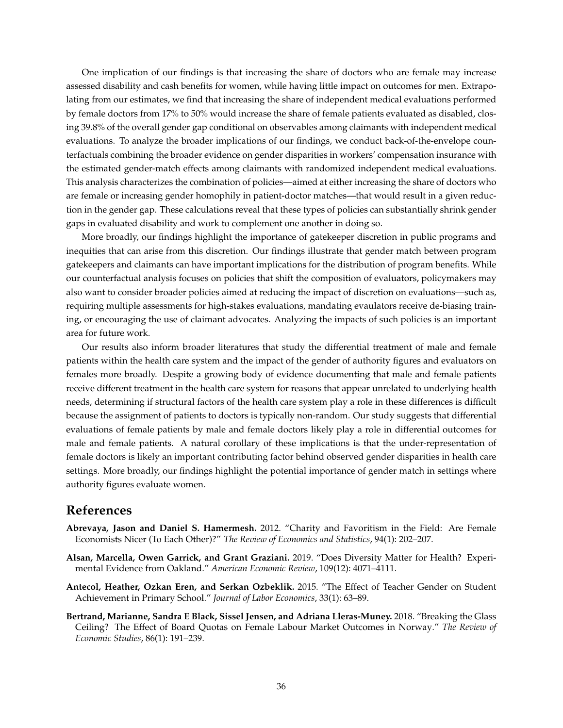One implication of our findings is that increasing the share of doctors who are female may increase assessed disability and cash benefits for women, while having little impact on outcomes for men. Extrapolating from our estimates, we find that increasing the share of independent medical evaluations performed by female doctors from 17% to 50% would increase the share of female patients evaluated as disabled, closing 39.8% of the overall gender gap conditional on observables among claimants with independent medical evaluations. To analyze the broader implications of our findings, we conduct back-of-the-envelope counterfactuals combining the broader evidence on gender disparities in workers' compensation insurance with the estimated gender-match effects among claimants with randomized independent medical evaluations. This analysis characterizes the combination of policies—aimed at either increasing the share of doctors who are female or increasing gender homophily in patient-doctor matches—that would result in a given reduction in the gender gap. These calculations reveal that these types of policies can substantially shrink gender gaps in evaluated disability and work to complement one another in doing so.

More broadly, our findings highlight the importance of gatekeeper discretion in public programs and inequities that can arise from this discretion. Our findings illustrate that gender match between program gatekeepers and claimants can have important implications for the distribution of program benefits. While our counterfactual analysis focuses on policies that shift the composition of evaluators, policymakers may also want to consider broader policies aimed at reducing the impact of discretion on evaluations—such as, requiring multiple assessments for high-stakes evaluations, mandating evaulators receive de-biasing training, or encouraging the use of claimant advocates. Analyzing the impacts of such policies is an important area for future work.

Our results also inform broader literatures that study the differential treatment of male and female patients within the health care system and the impact of the gender of authority figures and evaluators on females more broadly. Despite a growing body of evidence documenting that male and female patients receive different treatment in the health care system for reasons that appear unrelated to underlying health needs, determining if structural factors of the health care system play a role in these differences is difficult because the assignment of patients to doctors is typically non-random. Our study suggests that differential evaluations of female patients by male and female doctors likely play a role in differential outcomes for male and female patients. A natural corollary of these implications is that the under-representation of female doctors is likely an important contributing factor behind observed gender disparities in health care settings. More broadly, our findings highlight the potential importance of gender match in settings where authority figures evaluate women.

# References

**Abrevaya, Jason and Daniel S. Hamermesh.** 2012. "Charity and Favoritism in the Field: Are Female Economists Nicer (To Each Other)?" *The Review of Economics and Statistics*, 94(1): 202–207.

**Alsan, Marcella, Owen Garrick, and Grant Graziani.** 2019. "Does Diversity Matter for Health? Experimental Evidence from Oakland." *American Economic Review*, 109(12): 4071–4111.

**Antecol, Heather, Ozkan Eren, and Serkan Ozbeklik.** 2015. "The Effect of Teacher Gender on Student Achievement in Primary School." *Journal of Labor Economics*, 33(1): 63–89.

**Bertrand, Marianne, Sandra E Black, Sissel Jensen, and Adriana Lleras-Muney.** 2018. "Breaking the Glass Ceiling? The Effect of Board Quotas on Female Labour Market Outcomes in Norway." *The Review of Economic Studies*, 86(1): 191–239.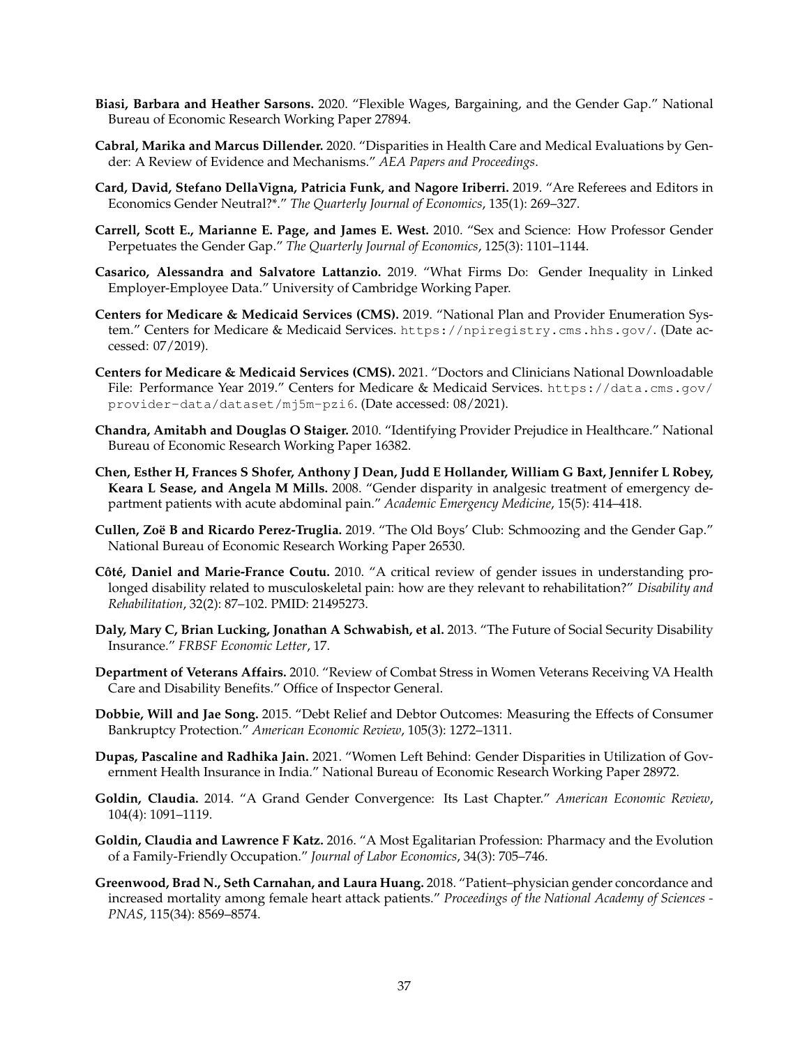**Biasi, Barbara and Heather Sarsons.** 2020. "Flexible Wages, Bargaining, and the Gender Gap." National Bureau of Economic Research Working Paper 27894.

**Cabral, Marika and Marcus Dillender.** 2020. "Disparities in Health Care and Medical Evaluations by Gender: A Review of Evidence and Mechanisms." *AEA Papers and Proceedings*.

**Card, David, Stefano DellaVigna, Patricia Funk, and Nagore Iriberri.** 2019. "Are Referees and Editors in Economics Gender Neutral?*." *The Quarterly Journal of Economics*, 135(1): 269–327.

**Carrell, Scott E., Marianne E. Page, and James E. West.** 2010. "Sex and Science: How Professor Gender Perpetuates the Gender Gap." *The Quarterly Journal of Economics*, 125(3): 1101–1144.

**Casarico, Alessandra and Salvatore Lattanzio.** 2019. "What Firms Do: Gender Inequality in Linked Employer-Employee Data." University of Cambridge Working Paper.

**Centers for Medicare & Medicaid Services (CMS).** 2019. "National Plan and Provider Enumeration System." Centers for Medicare & Medicaid Services. https://npiregistry.cms.hhs.gov/. (Date accessed: 07/2019).

**Centers for Medicare & Medicaid Services (CMS).** 2021. "Doctors and Clinicians National Downloadable File: Performance Year 2019." Centers for Medicare & Medicaid Services. https://data.cms.gov/provider-data/dataset/mj5m-pzi6. (Date accessed: 08/2021).

**Chandra, Amitabh and Douglas O Staiger.** 2010. "Identifying Provider Prejudice in Healthcare." National Bureau of Economic Research Working Paper 16382.

**Chen, Esther H, Frances S Shofer, Anthony J Dean, Judd E Hollander, William G Baxt, Jennifer L Robey, Keara L Sease, and Angela M Mills.** 2008. "Gender disparity in analgesic treatment of emergency department patients with acute abdominal pain." *Academic Emergency Medicine*, 15(5): 414–418.

**Cullen, Zoë B and Ricardo Perez-Truglia.** 2019. "The Old Boys' Club: Schmoozing and the Gender Gap." National Bureau of Economic Research Working Paper 26530.

**Côté, Daniel and Marie-France Coutu.** 2010. "A critical review of gender issues in understanding prolonged disability related to musculoskeletal pain: how are they relevant to rehabilitation?" *Disability and Rehabilitation*, 32(2): 87–102. PMID: 21495273.

**Daly, Mary C, Brian Lucking, Jonathan A Schwabish, et al.** 2013. "The Future of Social Security Disability Insurance." *FRBSF Economic Letter*, 17.

**Department of Veterans Affairs.** 2010. "Review of Combat Stress in Women Veterans Receiving VA Health Care and Disability Benefits." Office of Inspector General.

**Dobbie, Will and Jae Song.** 2015. "Debt Relief and Debtor Outcomes: Measuring the Effects of Consumer Bankruptcy Protection." *American Economic Review*, 105(3): 1272–1311.

**Dupas, Pascaline and Radhika Jain.** 2021. "Women Left Behind: Gender Disparities in Utilization of Government Health Insurance in India." National Bureau of Economic Research Working Paper 28972.

**Goldin, Claudia.** 2014. "A Grand Gender Convergence: Its Last Chapter." *American Economic Review*, 104(4): 1091–1119.

**Goldin, Claudia and Lawrence F Katz.** 2016. "A Most Egalitarian Profession: Pharmacy and the Evolution of a Family-Friendly Occupation." *Journal of Labor Economics*, 34(3): 705–746.

**Greenwood, Brad N., Seth Carnahan, and Laura Huang.** 2018. "Patient–physician gender concordance and increased mortality among female heart attack patients." *Proceedings of the National Academy of Sciences - PNAS*, 115(34): 8569–8574.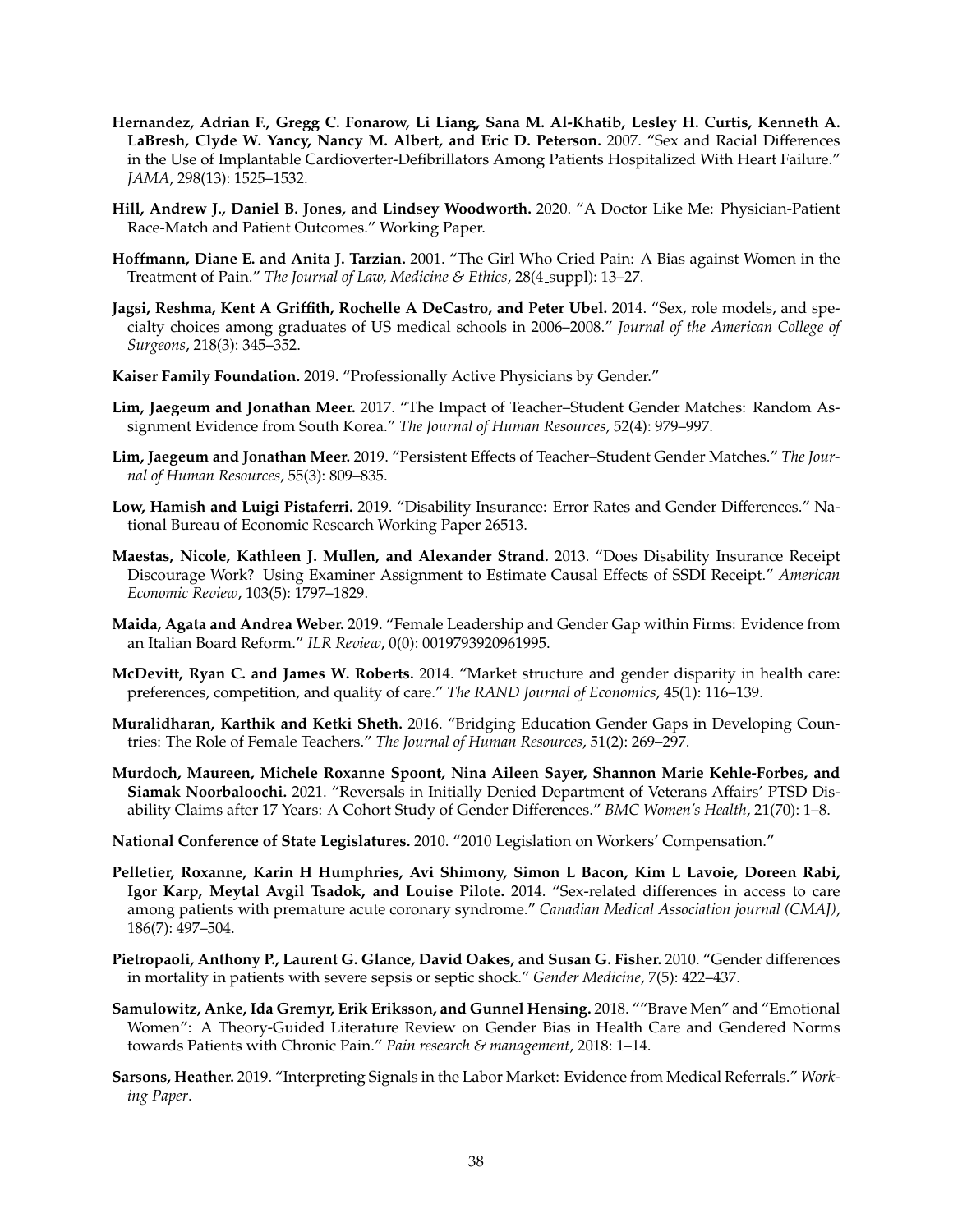**Hernandez, Adrian F., Gregg C. Fonarow, Li Liang, Sana M. Al-Khatib, Lesley H. Curtis, Kenneth A. LaBresh, Clyde W. Yancy, Nancy M. Albert, and Eric D. Peterson.** 2007. "Sex and Racial Differences in the Use of Implantable Cardioverter-Defibrillators Among Patients Hospitalized With Heart Failure." *JAMA*, 298(13): 1525–1532.

**Hill, Andrew J., Daniel B. Jones, and Lindsey Woodworth.** 2020. "A Doctor Like Me: Physician-Patient Race-Match and Patient Outcomes." Working Paper.

**Hoffmann, Diane E. and Anita J. Tarzian.** 2001. "The Girl Who Cried Pain: A Bias against Women in the Treatment of Pain." *The Journal of Law, Medicine & Ethics*, 28(4_suppl): 13–27.

**Jagsi, Reshma, Kent A Griffith, Rochelle A DeCastro, and Peter Ubel.** 2014. "Sex, role models, and specialty choices among graduates of US medical schools in 2006–2008." *Journal of the American College of Surgeons*, 218(3): 345–352.

**Kaiser Family Foundation.** 2019. "Professionally Active Physicians by Gender."

**Lim, Jaegeum and Jonathan Meer.** 2017. "The Impact of Teacher–Student Gender Matches: Random Assignment Evidence from South Korea." *The Journal of Human Resources*, 52(4): 979–997.

**Lim, Jaegeum and Jonathan Meer.** 2019. "Persistent Effects of Teacher–Student Gender Matches." *The Journal of Human Resources*, 55(3): 809–835.

**Low, Hamish and Luigi Pistaferri.** 2019. "Disability Insurance: Error Rates and Gender Differences." National Bureau of Economic Research Working Paper 26513.

**Maestas, Nicole, Kathleen J. Mullen, and Alexander Strand.** 2013. "Does Disability Insurance Receipt Discourage Work? Using Examiner Assignment to Estimate Causal Effects of SSDI Receipt." *American Economic Review*, 103(5): 1797–1829.

**Maida, Agata and Andrea Weber.** 2019. "Female Leadership and Gender Gap within Firms: Evidence from an Italian Board Reform." *ILR Review*, 0(0): 0019793920961995.

**McDevitt, Ryan C. and James W. Roberts.** 2014. "Market structure and gender disparity in health care: preferences, competition, and quality of care." *The RAND Journal of Economics*, 45(1): 116–139.

**Muralidharan, Karthik and Ketki Sheth.** 2016. "Bridging Education Gender Gaps in Developing Countries: The Role of Female Teachers." *The Journal of Human Resources*, 51(2): 269–297.

**Murdoch, Maureen, Michele Roxanne Spoont, Nina Aileen Sayer, Shannon Marie Kehle-Forbes, and Siamak Noorbaloochi.** 2021. "Reversals in Initially Denied Department of Veterans Affairs' PTSD Disability Claims after 17 Years: A Cohort Study of Gender Differences." *BMC Women's Health*, 21(70): 1–8.

**National Conference of State Legislatures.** 2010. "2010 Legislation on Workers' Compensation."

**Pelletier, Roxanne, Karin H Humphries, Avi Shimony, Simon L Bacon, Kim L Lavoie, Doreen Rabi, Igor Karp, Meytal Avgil Tsadok, and Louise Pilote.** 2014. "Sex-related differences in access to care among patients with premature acute coronary syndrome." *Canadian Medical Association journal (CMAJ)*, 186(7): 497–504.

**Pietropaoli, Anthony P., Laurent G. Glance, David Oakes, and Susan G. Fisher.** 2010. "Gender differences in mortality in patients with severe sepsis or septic shock." *Gender Medicine*, 7(5): 422–437.

**Samulowitz, Anke, Ida Gremyr, Erik Eriksson, and Gunnel Hensing.** 2018. ""Brave Men" and "Emotional Women": A Theory-Guided Literature Review on Gender Bias in Health Care and Gendered Norms towards Patients with Chronic Pain." *Pain research & management*, 2018: 1–14.

**Sarsons, Heather.** 2019. "Interpreting Signals in the Labor Market: Evidence from Medical Referrals." *Working Paper*.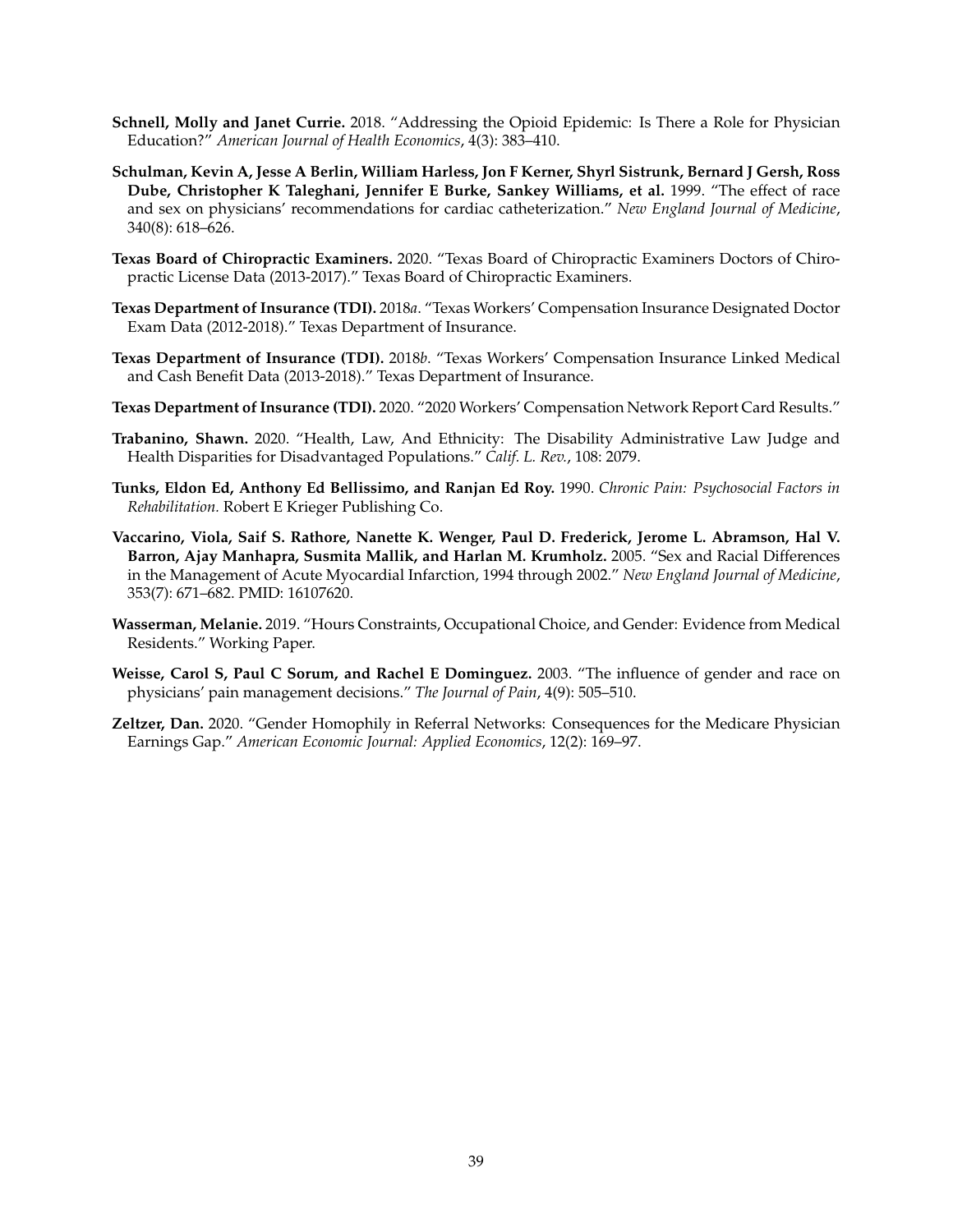**Schnell, Molly and Janet Currie.** 2018. "Addressing the Opioid Epidemic: Is There a Role for Physician Education?" *American Journal of Health Economics*, 4(3): 383–410.

**Schulman, Kevin A, Jesse A Berlin, William Harless, Jon F Kerner, Shyrl Sistrunk, Bernard J Gersh, Ross Dube, Christopher K Taleghani, Jennifer E Burke, Sankey Williams, et al.** 1999. "The effect of race and sex on physicians' recommendations for cardiac catheterization." *New England Journal of Medicine*, 340(8): 618–626.

**Texas Board of Chiropractic Examiners.** 2020. "Texas Board of Chiropractic Examiners Doctors of Chiropractic License Data (2013-2017)." Texas Board of Chiropractic Examiners.

**Texas Department of Insurance (TDI).** 2018*a*. "Texas Workers' Compensation Insurance Designated Doctor Exam Data (2012-2018)." Texas Department of Insurance.

**Texas Department of Insurance (TDI).** 2018*b*. "Texas Workers' Compensation Insurance Linked Medical and Cash Benefit Data (2013-2018)." Texas Department of Insurance.

**Texas Department of Insurance (TDI).** 2020. "2020 Workers' Compensation Network Report Card Results."

**Trabanino, Shawn.** 2020. "Health, Law, And Ethnicity: The Disability Administrative Law Judge and Health Disparities for Disadvantaged Populations." *Calif. L. Rev.*, 108: 2079.

**Tunks, Eldon Ed, Anthony Ed Bellissimo, and Ranjan Ed Roy.** 1990. *Chronic Pain: Psychosocial Factors in Rehabilitation.* Robert E Krieger Publishing Co.

**Vaccarino, Viola, Saif S. Rathore, Nanette K. Wenger, Paul D. Frederick, Jerome L. Abramson, Hal V. Barron, Ajay Manhapra, Susmita Mallik, and Harlan M. Krumholz.** 2005. "Sex and Racial Differences in the Management of Acute Myocardial Infarction, 1994 through 2002." *New England Journal of Medicine*, 353(7): 671–682. PMID: 16107620.

**Wasserman, Melanie.** 2019. "Hours Constraints, Occupational Choice, and Gender: Evidence from Medical Residents." Working Paper.

**Weisse, Carol S, Paul C Sorum, and Rachel E Dominguez.** 2003. "The influence of gender and race on physicians' pain management decisions." *The Journal of Pain*, 4(9): 505–510.

**Zeltzer, Dan.** 2020. "Gender Homophily in Referral Networks: Consequences for the Medicare Physician Earnings Gap." *American Economic Journal: Applied Economics*, 12(2): 169–97.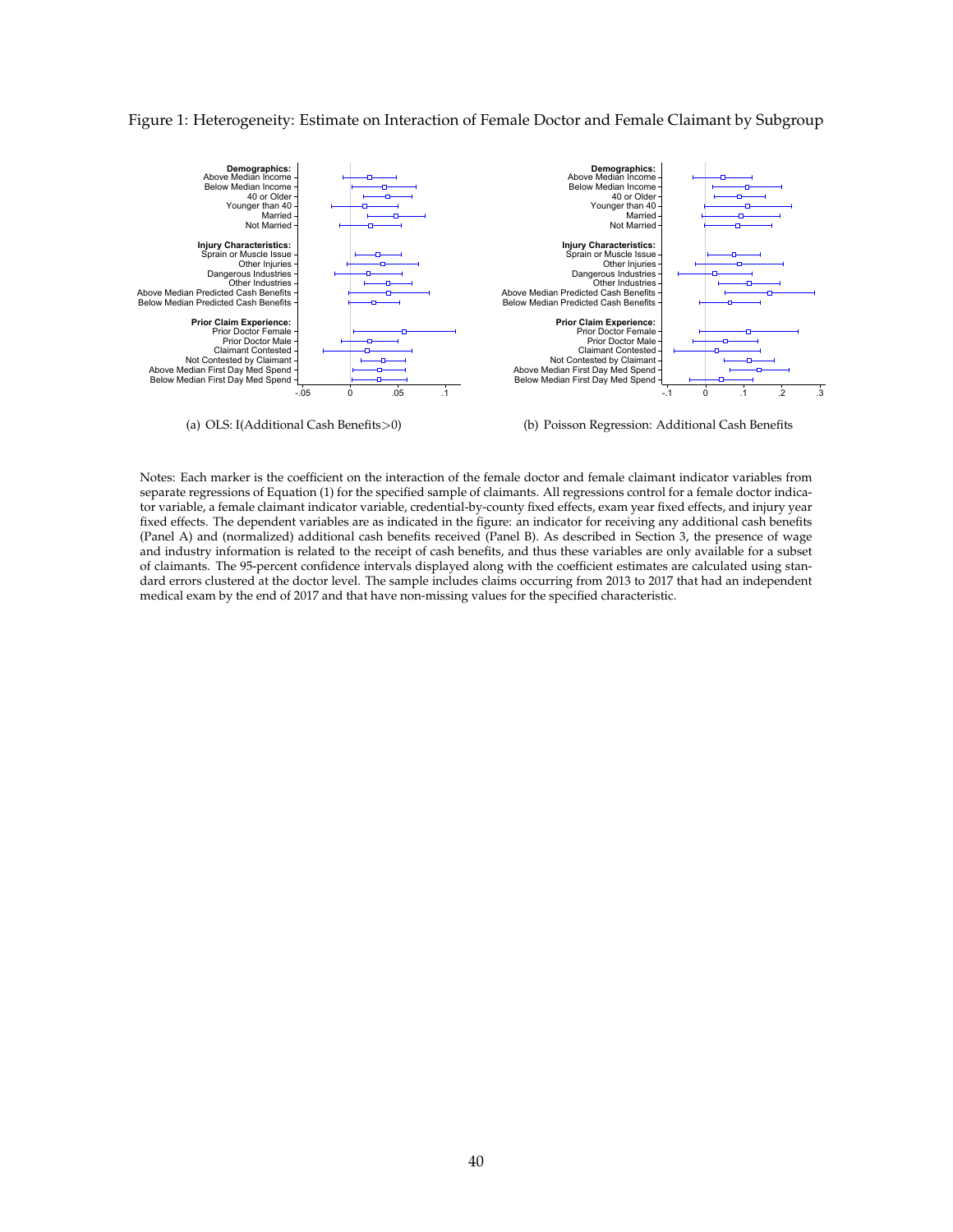Figure 1: Heterogeneity: Estimate on Interaction of Female Doctor and Female Claimant by Subgroup

(a) OLS: I(Additional Cash Benefits>0)

(b) Poisson Regression: Additional Cash Benefits

Notes: Each marker is the coefficient on the interaction of the female doctor and female claimant indicator variables from separate regressions of Equation (1) for the specified sample of claimants. All regressions control for a female doctor indicator variable, a female claimant indicator variable, credential-by-county fixed effects, exam year fixed effects, and injury year fixed effects. The dependent variables are as indicated in the figure: an indicator for receiving any additional cash benefits (Panel A) and (normalized) additional cash benefits received (Panel B). As described in Section 3, the presence of wage and industry information is related to the receipt of cash benefits, and thus these variables are only available for a subset of claimants. The 95-percent confidence intervals displayed along with the coefficient estimates are calculated using standard errors clustered at the doctor level. The sample includes claims occurring from 2013 to 2017 that had an independent medical exam by the end of 2017 and that have non-missing values for the specified characteristic.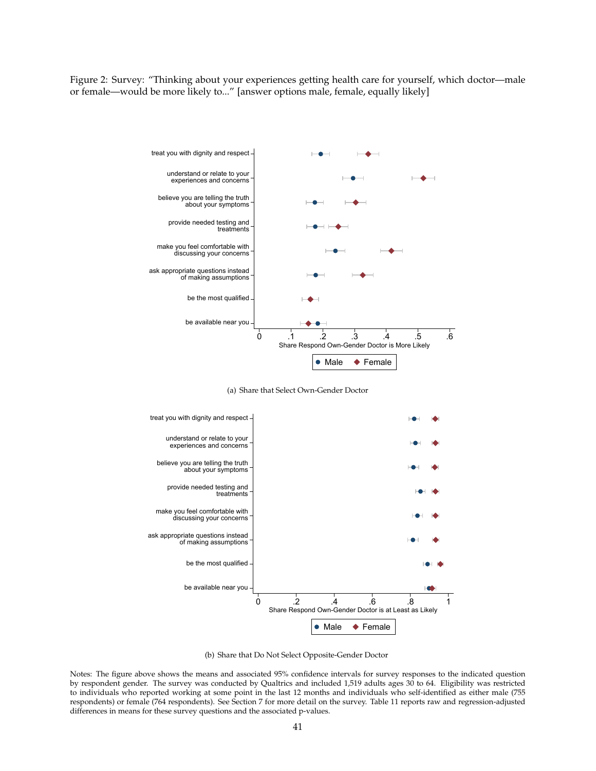Figure 2: Survey: "Thinking about your experiences getting health care for yourself, which doctor—male or female—would be more likely to..." [answer options male, female, equally likely]

(a) Share that Select Own-Gender Doctor

(b) Share that Do Not Select Opposite-Gender Doctor

Notes: The figure above shows the means and associated 95% confidence intervals for survey responses to the indicated question by respondent gender. The survey was conducted by Qualtrics and included 1,519 adults ages 30 to 64. Eligibility was restricted to individuals who reported working at some point in the last 12 months and individuals who self-identified as either male (755 respondents) or female (764 respondents). See Section 7 for more detail on the survey. Table 11 reports raw and regression-adjusted differences in means for these survey questions and the associated p-values.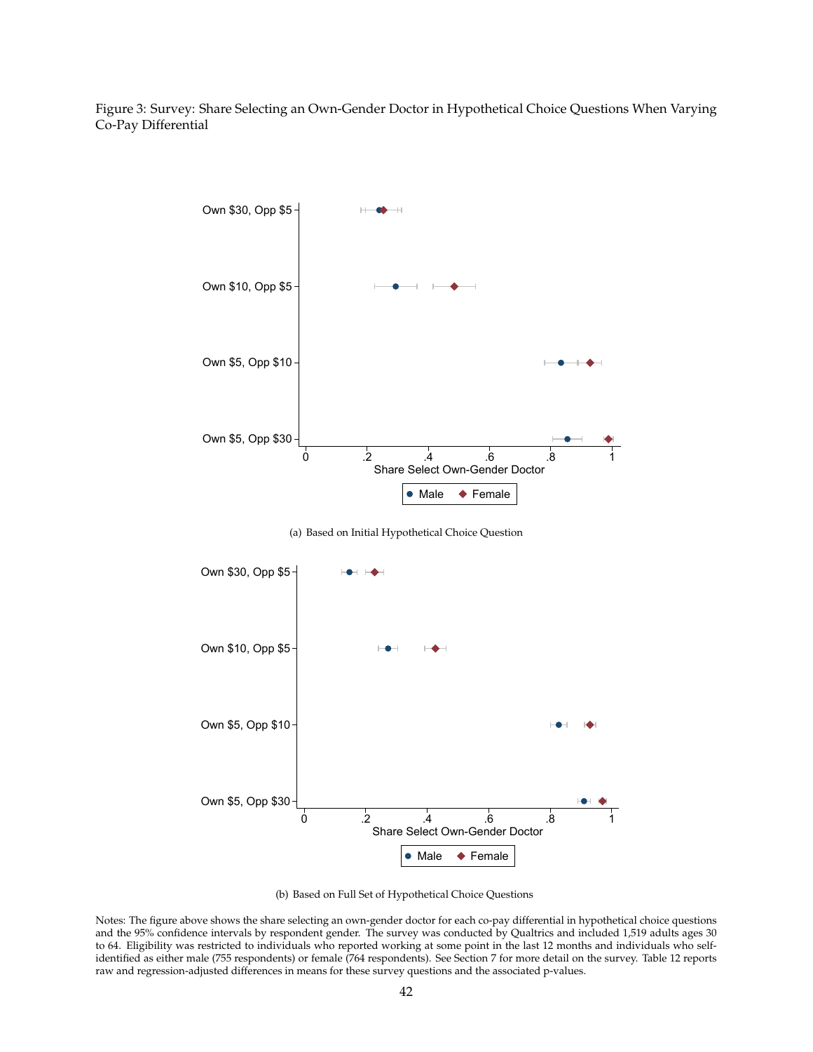Figure 3: Survey: Share Selecting an Own-Gender Doctor in Hypothetical Choice Questions When Varying Co-Pay Differential

(a) Based on Initial Hypothetical Choice Question

(b) Based on Full Set of Hypothetical Choice Questions

Notes: The figure above shows the share selecting an own-gender doctor for each co-pay differential in hypothetical choice questions and the 95% confidence intervals by respondent gender. The survey was conducted by Qualtrics and included 1,519 adults ages 30 to 64. Eligibility was restricted to individuals who reported working at some point in the last 12 months and individuals who self-identified as either male (755 respondents) or female (764 respondents). See Section 7 for more detail on the survey. Table 12 reports raw and regression-adjusted differences in means for these survey questions and the associated p-values.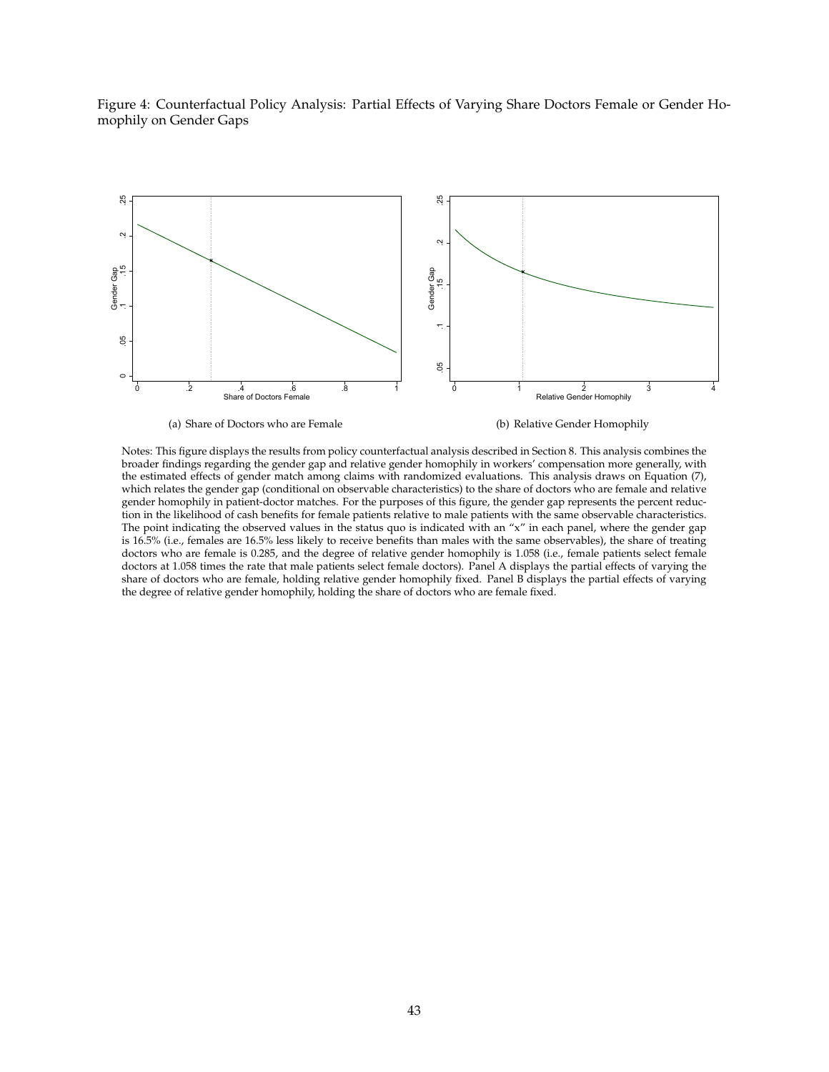Figure 4: Counterfactual Policy Analysis: Partial Effects of Varying Share Doctors Female or Gender Homophily on Gender Gaps

(a) Share of Doctors who are Female

(b) Relative Gender Homophily

Notes: This figure displays the results from policy counterfactual analysis described in Section 8. This analysis combines the broader findings regarding the gender gap and relative gender homophily in workers' compensation more generally, with the estimated effects of gender match among claims with randomized evaluations. This analysis draws on Equation (7), which relates the gender gap (conditional on observable characteristics) to the share of doctors who are female and relative gender homophily in patient-doctor matches. For the purposes of this figure, the gender gap represents the percent reduction in the likelihood of cash benefits for female patients relative to male patients with the same observable characteristics. The point indicating the observed values in the status quo is indicated with an "x" in each panel, where the gender gap is 16.5% (i.e., females are 16.5% less likely to receive benefits than males with the same observables), the share of treating doctors who are female is 0.285, and the degree of relative gender homophily is 1.058 (i.e., female patients select female doctors at 1.058 times the rate that male patients select female doctors). Panel A displays the partial effects of varying the share of doctors who are female, holding relative gender homophily fixed. Panel B displays the partial effects of varying the degree of relative gender homophily, holding the share of doctors who are female fixed.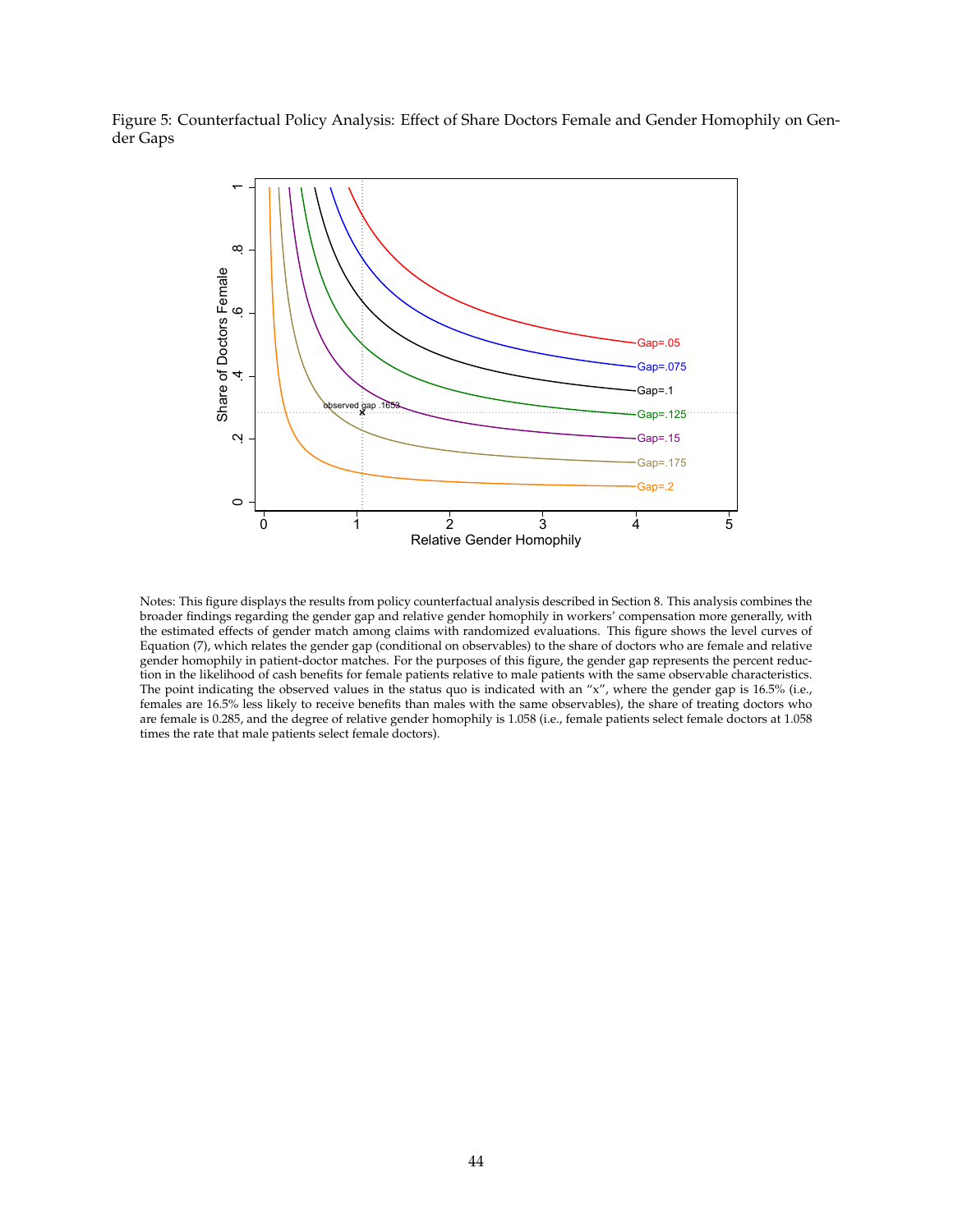Figure 5: Counterfactual Policy Analysis: Effect of Share Doctors Female and Gender Homophily on Gender Gaps

Notes: This figure displays the results from policy counterfactual analysis described in Section 8. This analysis combines the broader findings regarding the gender gap and relative gender homophily in workers' compensation more generally, with the estimated effects of gender match among claims with randomized evaluations. This figure shows the level curves of Equation (7), which relates the gender gap (conditional on observables) to the share of doctors who are female and relative gender homophily in patient-doctor matches. For the purposes of this figure, the gender gap represents the percent reduction in the likelihood of cash benefits for female patients relative to male patients with the same observable characteristics. The point indicating the observed values in the status quo is indicated with an "x", where the gender gap is 16.5% (i.e., females are 16.5% less likely to receive benefits than males with the same observables), the share of treating doctors who are female is 0.285, and the degree of relative gender homophily is 1.058 (i.e., female patients select female doctors at 1.058 times the rate that male patients select female doctors).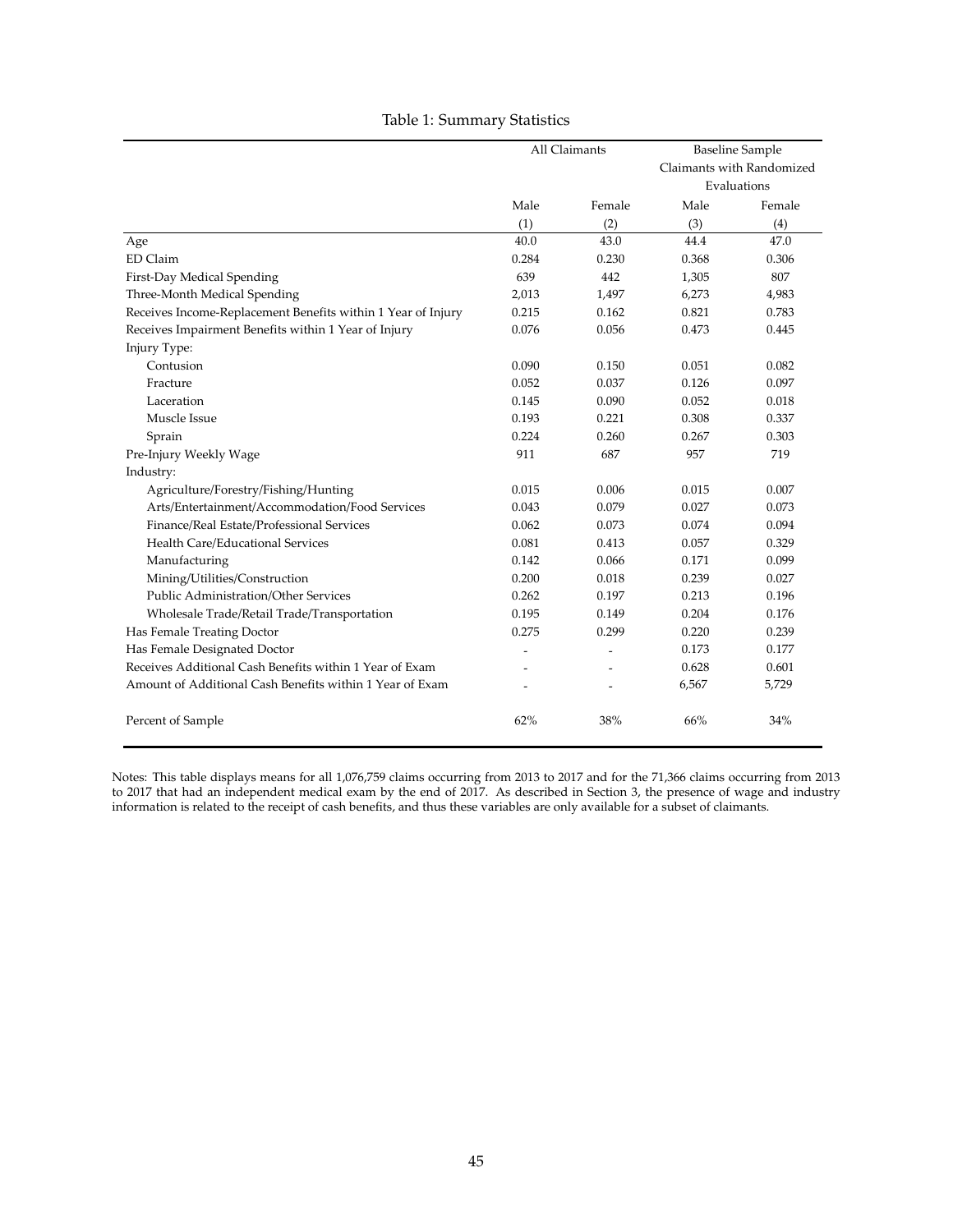Table 1: Summary Statistics

| | All Claimants | | Baseline Sample Claimants with Randomized Evaluations | |
|---|---|---|---|---|
| | Male | Female | Male | Female |
| | (1) | (2) | (3) | (4) |
| Age | 40.0 | 43.0 | 44.4 | 47.0 |
| ED Claim | 0.284 | 0.230 | 0.368 | 0.306 |
| First-Day Medical Spending | 639 | 442 | 1,305 | 807 |
| Three-Month Medical Spending | 2,013 | 1,497 | 6,273 | 4,983 |
| Receives Income-Replacement Benefits within 1 Year of Injury | 0.215 | 0.162 | 0.821 | 0.783 |
| Receives Impairment Benefits within 1 Year of Injury | 0.076 | 0.056 | 0.473 | 0.445 |
| Injury Type: | | | | |
| Contusion | 0.090 | 0.150 | 0.051 | 0.082 |
| Fracture | 0.052 | 0.037 | 0.126 | 0.097 |
| Laceration | 0.145 | 0.090 | 0.052 | 0.018 |
| Muscle Issue | 0.193 | 0.221 | 0.308 | 0.337 |
| Sprain | 0.224 | 0.260 | 0.267 | 0.303 |
| Pre-Injury Weekly Wage | 911 | 687 | 957 | 719 |
| Industry: | | | | |
| Agriculture/Forestry/Fishing/Hunting | 0.015 | 0.006 | 0.015 | 0.007 |
| Arts/Entertainment/Accommodation/Food Services | 0.043 | 0.079 | 0.027 | 0.073 |
| Finance/Real Estate/Professional Services | 0.062 | 0.073 | 0.074 | 0.094 |
| Health Care/Educational Services | 0.081 | 0.413 | 0.057 | 0.329 |
| Manufacturing | 0.142 | 0.066 | 0.171 | 0.099 |
| Mining/Utilities/Construction | 0.200 | 0.018 | 0.239 | 0.027 |
| Public Administration/Other Services | 0.262 | 0.197 | 0.213 | 0.196 |
| Wholesale Trade/Retail Trade/Transportation | 0.195 | 0.149 | 0.204 | 0.176 |
| Has Female Treating Doctor | 0.275 | 0.299 | 0.220 | 0.239 |
| Has Female Designated Doctor | - | - | 0.173 | 0.177 |
| Receives Additional Cash Benefits within 1 Year of Exam | - | - | 0.628 | 0.601 |
| Amount of Additional Cash Benefits within 1 Year of Exam | - | - | 6,567 | 5,729 |
| Percent of Sample | 62% | 38% | 66% | 34% |

Notes: This table displays means for all 1,076,759 claims occurring from 2013 to 2017 and for the 71,366 claims occurring from 2013 to 2017 that had an independent medical exam by the end of 2017. As described in Section 3, the presence of wage and industry information is related to the receipt of cash benefits, and thus these variables are only available for a subset of claimants.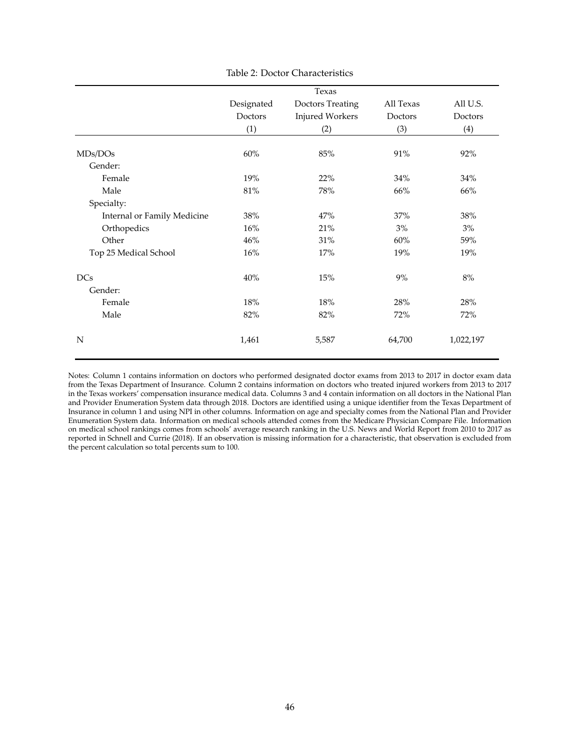Table 2: Doctor Characteristics

| | Designated Doctors (1) | Texas Doctors Treating Injured Workers (2) | All Texas Doctors (3) | All U.S. Doctors (4) |
|---|---|---|---|---|
| MDs/DOs | 60% | 85% | 91% | 92% |
| Gender: | | | | |
| Female | 19% | 22% | 34% | 34% |
| Male | 81% | 78% | 66% | 66% |
| Specialty: | | | | |
| Internal or Family Medicine | 38% | 47% | 37% | 38% |
| Orthopedics | 16% | 21% | 3% | 3% |
| Other | 46% | 31% | 60% | 59% |
| Top 25 Medical School | 16% | 17% | 19% | 19% |
| DCs | 40% | 15% | 9% | 8% |
| Gender: | | | | |
| Female | 18% | 18% | 28% | 28% |
| Male | 82% | 82% | 72% | 72% |
| N | 1,461 | 5,587 | 64,700 | 1,022,197 |

Notes: Column 1 contains information on doctors who performed designated doctor exams from 2013 to 2017 in doctor exam data from the Texas Department of Insurance. Column 2 contains information on doctors who treated injured workers from 2013 to 2017 in the Texas workers' compensation insurance medical data. Columns 3 and 4 contain information on all doctors in the National Plan and Provider Enumeration System data through 2018. Doctors are identified using a unique identifier from the Texas Department of Insurance in column 1 and using NPI in other columns. Information on age and specialty comes from the National Plan and Provider Enumeration System data. Information on medical schools attended comes from the Medicare Physician Compare File. Information on medical school rankings comes from schools' average research ranking in the U.S. News and World Report from 2010 to 2017 as reported in Schnell and Currie (2018). If an observation is missing information for a characteristic, that observation is excluded from the percent calculation so total percents sum to 100.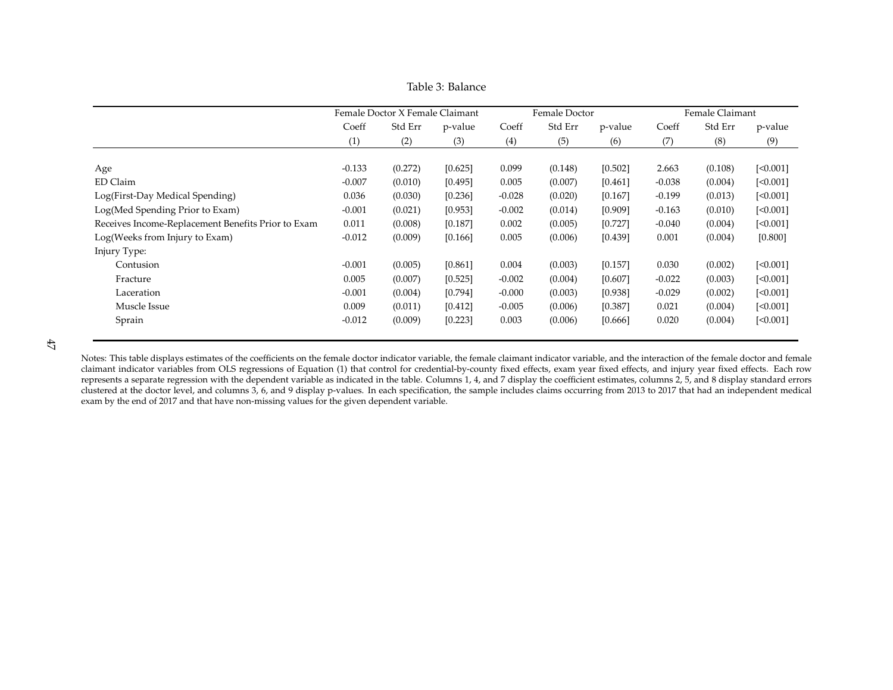Table 3: Balance

| | Female Doctor X Female Claimant | | | Female Doctor | | | Female Claimant | | |
|---|---|---|---|---|---|---|---|---|---|
| | Coeff | Std Err | p-value | Coeff | Std Err | p-value | Coeff | Std Err | p-value |
| | (1) | (2) | (3) | (4) | (5) | (6) | (7) | (8) | (9) |
| Age | -0.133 | (0.272) | [0.625] | 0.099 | (0.148) | [0.502] | 2.663 | (0.108) | [<0.001] |
| ED Claim | -0.007 | (0.010) | [0.495] | 0.005 | (0.007) | [0.461] | -0.038 | (0.004) | [<0.001] |
| Log(First-Day Medical Spending) | 0.036 | (0.030) | [0.236] | -0.028 | (0.020) | [0.167] | -0.199 | (0.013) | [<0.001] |
| Log(Med Spending Prior to Exam) | -0.001 | (0.021) | [0.953] | -0.002 | (0.014) | [0.909] | -0.163 | (0.010) | [<0.001] |
| Receives Income-Replacement Benefits Prior to Exam | 0.011 | (0.008) | [0.187] | 0.002 | (0.005) | [0.727] | -0.040 | (0.004) | [<0.001] |
| Log(Weeks from Injury to Exam) | -0.012 | (0.009) | [0.166] | 0.005 | (0.006) | [0.439] | 0.001 | (0.004) | [0.800] |
| Injury Type: | | | | | | | | | |
| Contusion | -0.001 | (0.005) | [0.861] | 0.004 | (0.003) | [0.157] | 0.030 | (0.002) | [<0.001] |
| Fracture | 0.005 | (0.007) | [0.525] | -0.002 | (0.004) | [0.607] | -0.022 | (0.003) | [<0.001] |
| Laceration | -0.001 | (0.004) | [0.794] | -0.000 | (0.003) | [0.938] | -0.029 | (0.002) | [<0.001] |
| Muscle Issue | 0.009 | (0.011) | [0.412] | -0.005 | (0.006) | [0.387] | 0.021 | (0.004) | [<0.001] |
| Sprain | -0.012 | (0.009) | [0.223] | 0.003 | (0.006) | [0.666] | 0.020 | (0.004) | [<0.001] |

Notes: This table displays estimates of the coefficients on the female doctor indicator variable, the female claimant indicator variable, and the interaction of the female doctor and female claimant indicator variables from OLS regressions of Equation (1) that control for credential-by-county fixed effects, exam year fixed effects, and injury year fixed effects. Each row represents a separate regression with the dependent variable as indicated in the table. Columns 1, 4, and 7 display the coefficient estimates, columns 2, 5, and 8 display standard errors clustered at the doctor level, and columns 3, 6, and 9 display p-values. In each specification, the sample includes claims occurring from 2013 to 2017 that had an independent medical exam by the end of 2017 and that have non-missing values for the given dependent variable.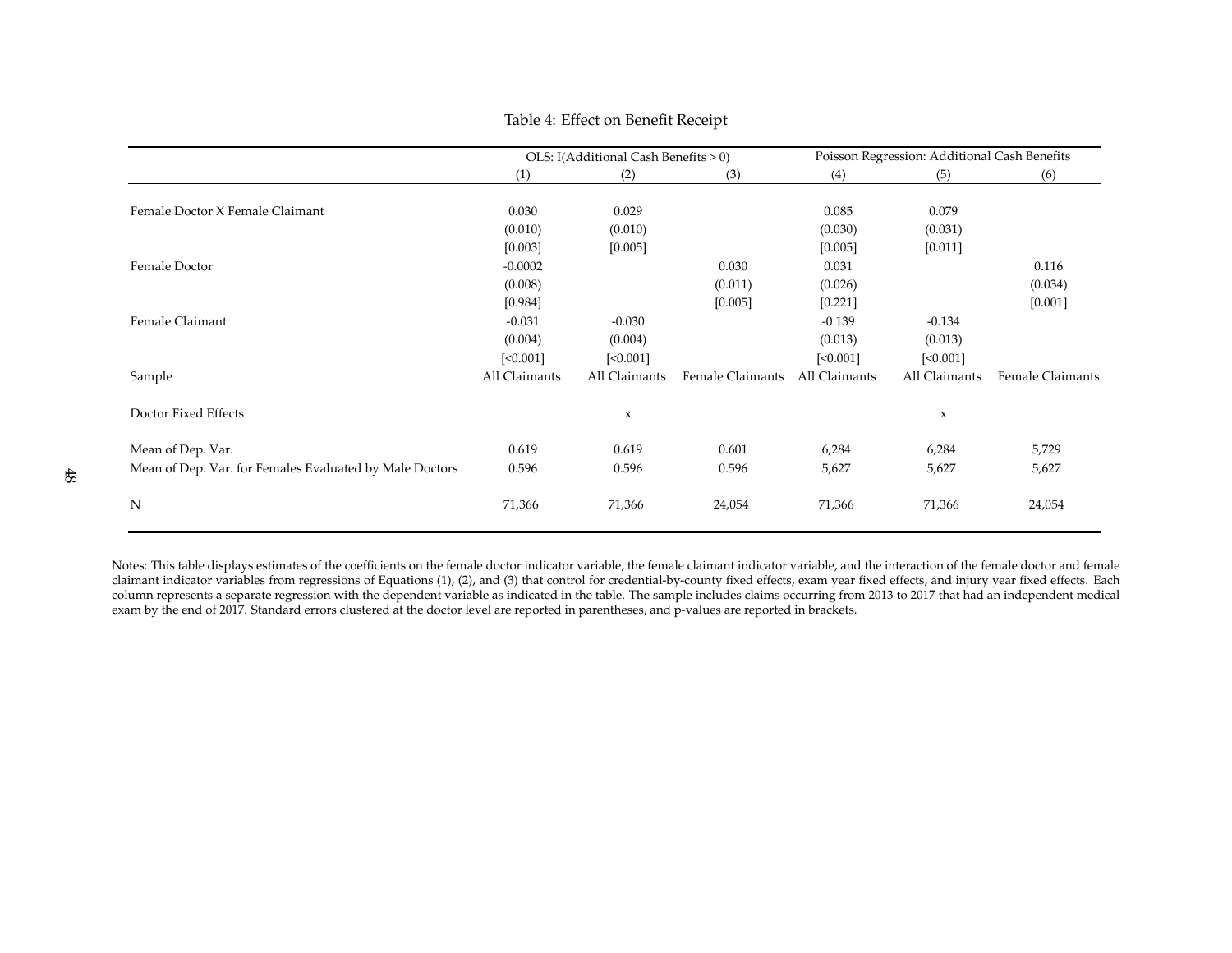Table 4: Effect on Benefit Receipt

| | OLS: I(Additional Cash Benefits > 0) | | | Poisson Regression: Additional Cash Benefits | | |
|---|---|---|---|---|---|---|
| | (1) | (2) | (3) | (4) | (5) | (6) |
| Female Doctor X Female Claimant | 0.030 | 0.029 | | 0.085 | 0.079 | |
| | (0.010) | (0.010) | | (0.030) | (0.031) | |
| | [0.003] | [0.005] | | [0.005] | [0.011] | |
| Female Doctor | -0.0002 | | 0.030 | 0.031 | | 0.116 |
| | (0.008) | | (0.011) | (0.026) | | (0.034) |
| | [0.984] | | [0.005] | [0.221] | | [0.001] |
| Female Claimant | -0.031 | -0.030 | | -0.139 | -0.134 | |
| | (0.004) | (0.004) | | (0.013) | (0.013) | |
| | [<0.001] | [<0.001] | | [<0.001] | [<0.001] | |
| Sample | All Claimants | All Claimants | Female Claimants | All Claimants | All Claimants | Female Claimants |
| Doctor Fixed Effects | | x | | | x | |
| Mean of Dep. Var. | 0.619 | 0.619 | 0.601 | 6,284 | 6,284 | 5,729 |
| Mean of Dep. Var. for Females Evaluated by Male Doctors | 0.596 | 0.596 | 0.596 | 5,627 | 5,627 | 5,627 |
| N | 71,366 | 71,366 | 24,054 | 71,366 | 71,366 | 24,054 |

Notes: This table displays estimates of the coefficients on the female doctor indicator variable, the female claimant indicator variable, and the interaction of the female doctor and female claimant indicator variables from regressions of Equations (1), (2), and (3) that control for credential-by-county fixed effects, exam year fixed effects, and injury year fixed effects. Each column represents a separate regression with the dependent variable as indicated in the table. The sample includes claims occurring from 2013 to 2017 that had an independent medical exam by the end of 2017. Standard errors clustered at the doctor level are reported in parentheses, and p-values are reported in brackets.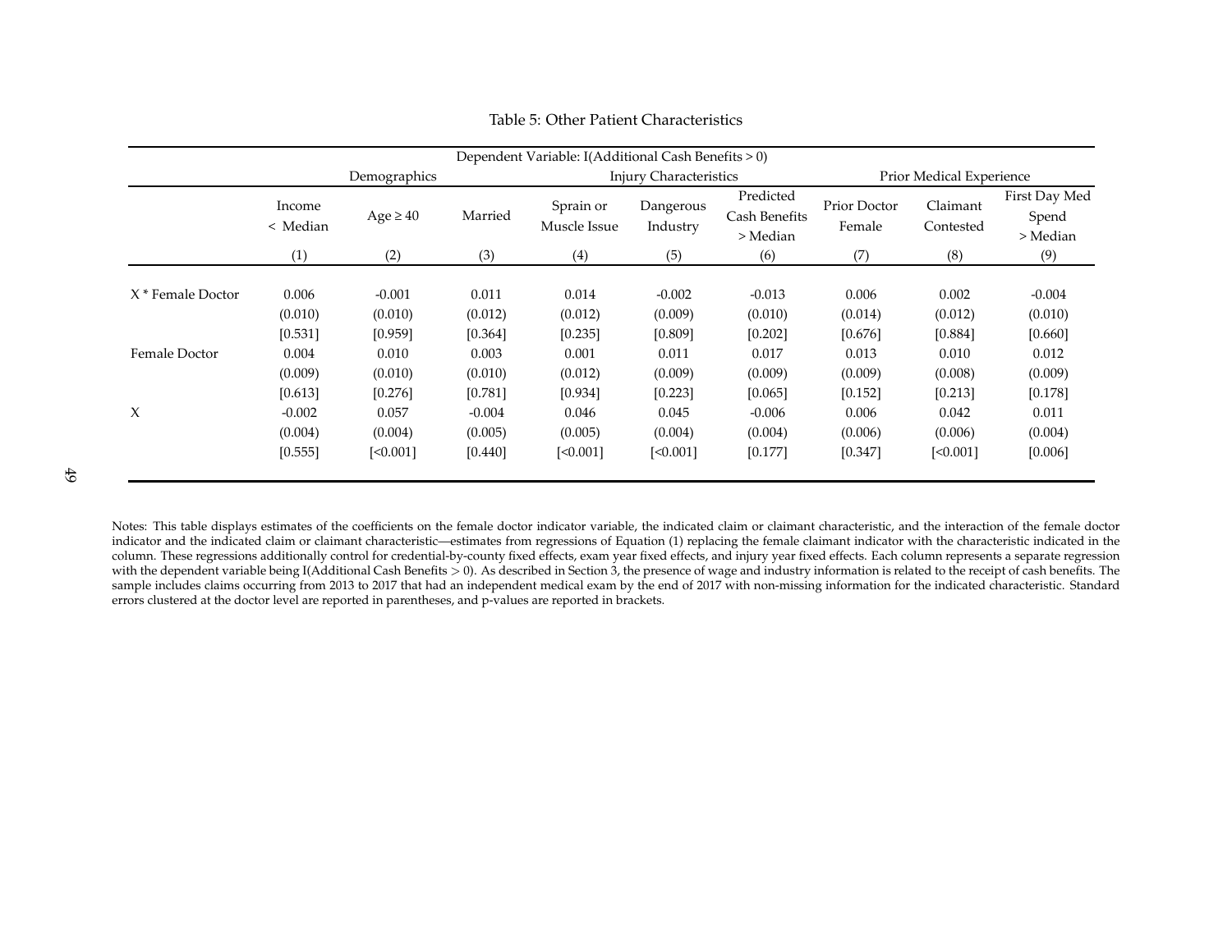Table 5: Other Patient Characteristics

| | Dependent Variable: I(Additional Cash Benefits > 0) | | | | | | | | |
|---|---|---|---|---|---|---|---|---|---|
| | Demographics | | | Injury Characteristics | | | Prior Medical Experience | | |
| | Income < Median | Age ≥ 40 | Married | Sprain or Muscle Issue | Dangerous Industry | Predicted Cash Benefits > Median | Prior Doctor Female | Claimant Contested | First Day Med Spend > Median |
| | (1) | (2) | (3) | (4) | (5) | (6) | (7) | (8) | (9) |
| X * Female Doctor | 0.006 | -0.001 | 0.011 | 0.014 | -0.002 | -0.013 | 0.006 | 0.002 | -0.004 |
| | (0.010) | (0.010) | (0.012) | (0.012) | (0.009) | (0.010) | (0.014) | (0.012) | (0.010) |
| | [0.531] | [0.959] | [0.364] | [0.235] | [0.809] | [0.202] | [0.676] | [0.884] | [0.660] |
| Female Doctor | 0.004 | 0.010 | 0.003 | 0.001 | 0.011 | 0.017 | 0.013 | 0.010 | 0.012 |
| | (0.009) | (0.010) | (0.010) | (0.012) | (0.009) | (0.009) | (0.009) | (0.008) | (0.009) |
| | [0.613] | [0.276] | [0.781] | [0.934] | [0.223] | [0.065] | [0.152] | [0.213] | [0.178] |
| X | -0.002 | 0.057 | -0.004 | 0.046 | 0.045 | -0.006 | 0.006 | 0.042 | 0.011 |
| | (0.004) | (0.004) | (0.005) | (0.005) | (0.004) | (0.004) | (0.006) | (0.006) | (0.004) |
| | [0.555] | [<0.001] | [0.440] | [<0.001] | [<0.001] | [0.177] | [0.347] | [<0.001] | [0.006] |

Notes: This table displays estimates of the coefficients on the female doctor indicator variable, the indicated claim or claimant characteristic, and the interaction of the female doctor indicator and the indicated claim or claimant characteristic—estimates from regressions of Equation (1) replacing the female claimant indicator with the characteristic indicated in the column. These regressions additionally control for credential-by-county fixed effects, exam year fixed effects, and injury year fixed effects. Each column represents a separate regression with the dependent variable being I(Additional Cash Benefits > 0). As described in Section 3, the presence of wage and industry information is related to the receipt of cash benefits. The sample includes claims occurring from 2013 to 2017 that had an independent medical exam by the end of 2017 with non-missing information for the indicated characteristic. Standard errors clustered at the doctor level are reported in parentheses, and p-values are reported in brackets.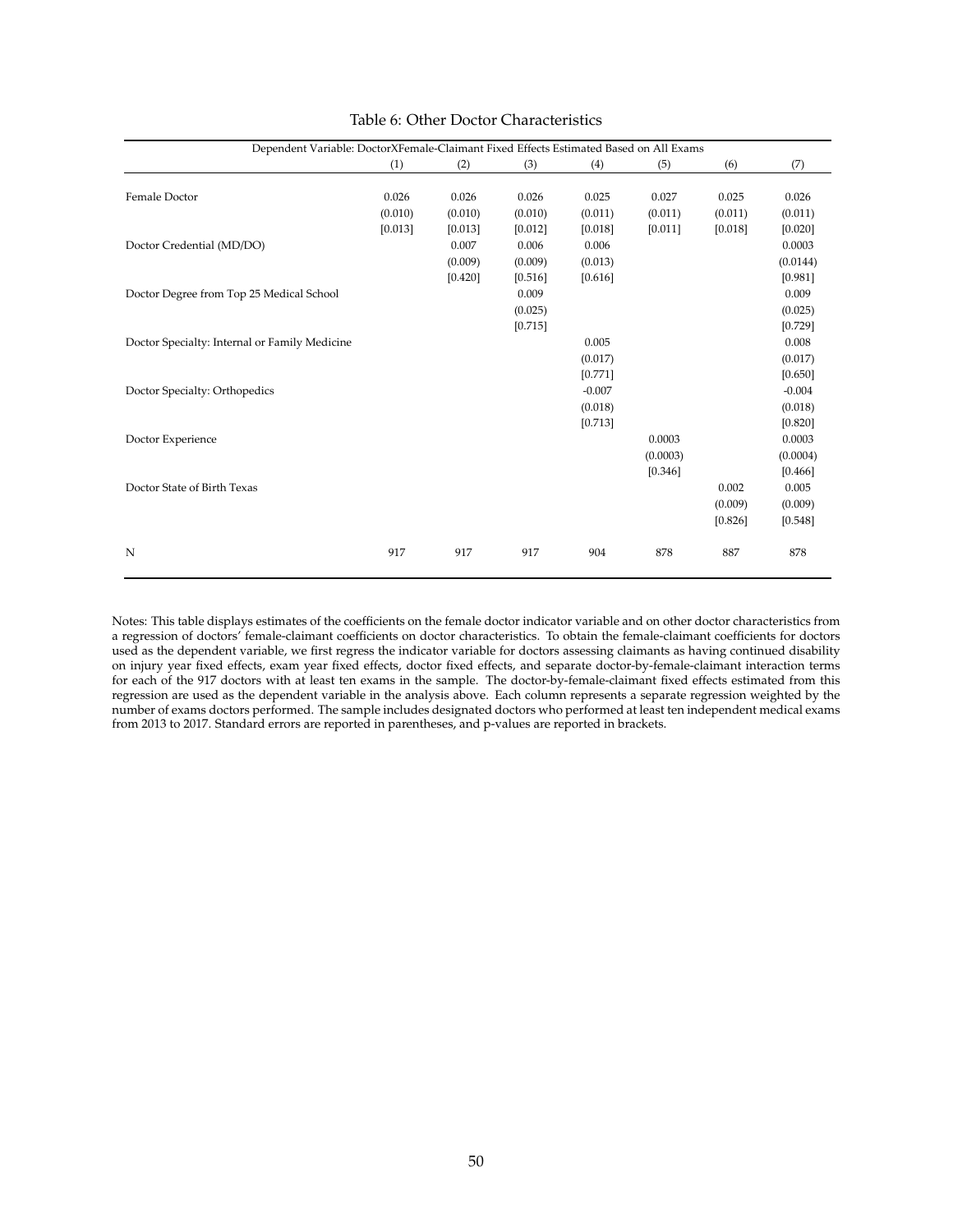Table 6: Other Doctor Characteristics

| Dependent Variable: DoctorXFemale-Claimant Fixed Effects Estimated Based on All Exams | (1) | (2) | (3) | (4) | (5) | (6) | (7) |
|---|---|---|---|---|---|---|---|
| Female Doctor | 0.026 | 0.026 | 0.026 | 0.025 | 0.027 | 0.025 | 0.026 |
| | (0.010) | (0.010) | (0.010) | (0.011) | (0.011) | (0.011) | (0.011) |
| | [0.013] | [0.013] | [0.012] | [0.018] | [0.011] | [0.018] | [0.020] |
| Doctor Credential (MD/DO) | | 0.007 | 0.006 | 0.006 | | | 0.0003 |
| | | (0.009) | (0.009) | (0.013) | | | (0.0144) |
| | | [0.420] | [0.516] | [0.616] | | | [0.981] |
| Doctor Degree from Top 25 Medical School | | | 0.009 | | | | 0.009 |
| | | | (0.025) | | | | (0.025) |
| | | | [0.715] | | | | [0.729] |
| Doctor Specialty: Internal or Family Medicine | | | | 0.005 | | | 0.008 |
| | | | | (0.017) | | | (0.017) |
| | | | | [0.771] | | | [0.650] |
| Doctor Specialty: Orthopedics | | | | -0.007 | | | -0.004 |
| | | | | (0.018) | | | (0.018) |
| | | | | [0.713] | | | [0.820] |
| Doctor Experience | | | | | 0.0003 | | 0.0003 |
| | | | | | (0.0003) | | (0.0004) |
| | | | | | [0.346] | | [0.466] |
| Doctor State of Birth Texas | | | | | | 0.002 | 0.005 |
| | | | | | | (0.009) | (0.009) |
| | | | | | | [0.826] | [0.548] |
| N | 917 | 917 | 917 | 904 | 878 | 887 | 878 |

Notes: This table displays estimates of the coefficients on the female doctor indicator variable and on other doctor characteristics from a regression of doctors' female-claimant coefficients on doctor characteristics. To obtain the female-claimant coefficients for doctors used as the dependent variable, we first regress the indicator variable for doctors assessing claimants as having continued disability on injury year fixed effects, exam year fixed effects, doctor fixed effects, and separate doctor-by-female-claimant interaction terms for each of the 917 doctors with at least ten exams in the sample. The doctor-by-female-claimant fixed effects estimated from this regression are used as the dependent variable in the analysis above. Each column represents a separate regression weighted by the number of exams doctors performed. The sample includes designated doctors who performed at least ten independent medical exams from 2013 to 2017. Standard errors are reported in parentheses, and p-values are reported in brackets.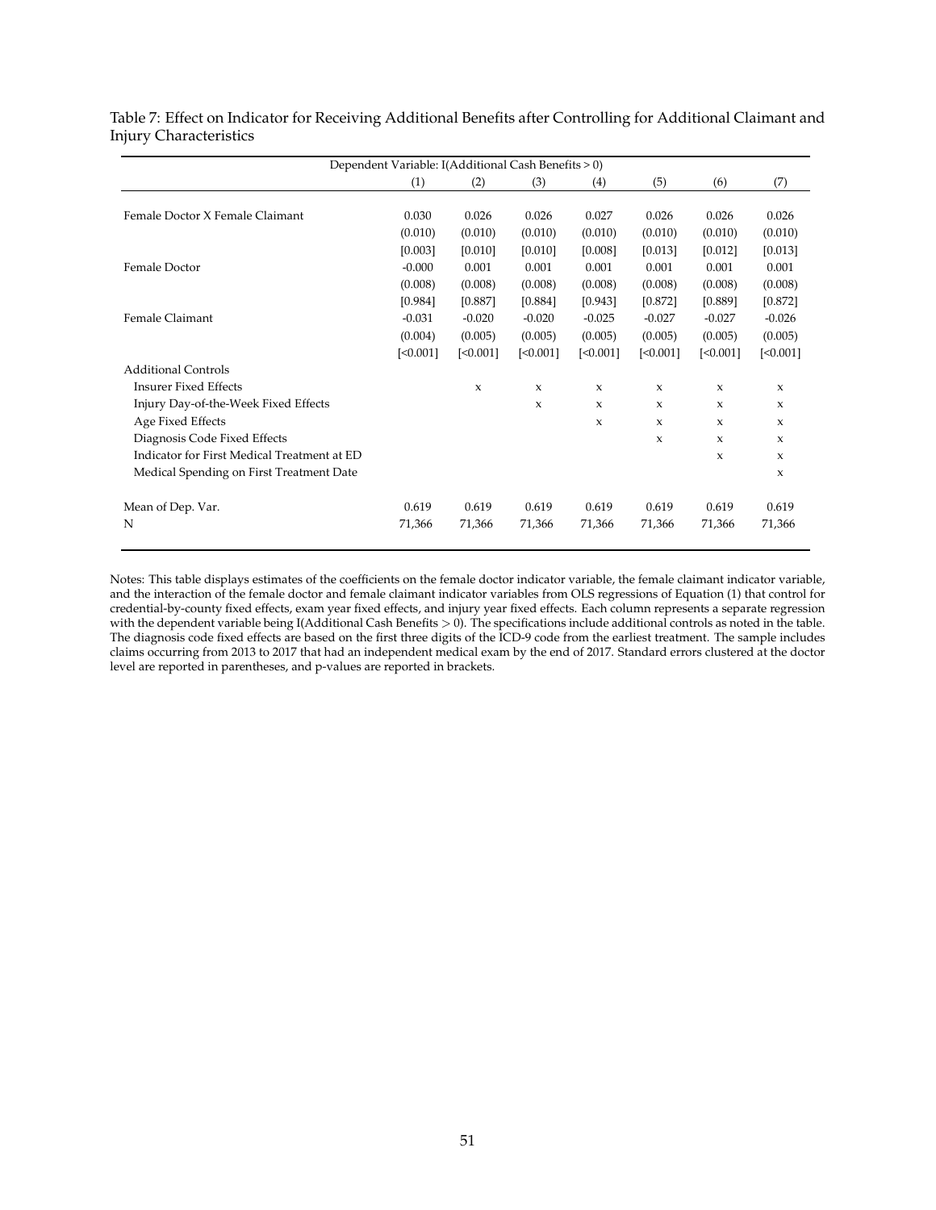Table 7: Effect on Indicator for Receiving Additional Benefits after Controlling for Additional Claimant and Injury Characteristics

| Dependent Variable: I(Additional Cash Benefits > 0) | | | | | | | |
|---|---|---|---|---|---|---|---|
| | (1) | (2) | (3) | (4) | (5) | (6) | (7) |
| Female Doctor X Female Claimant | 0.030 | 0.026 | 0.026 | 0.027 | 0.026 | 0.026 | 0.026 |
| | (0.010) | (0.010) | (0.010) | (0.010) | (0.010) | (0.010) | (0.010) |
| | [0.003] | [0.010] | [0.010] | [0.008] | [0.013] | [0.012] | [0.013] |
| Female Doctor | -0.000 | 0.001 | 0.001 | 0.001 | 0.001 | 0.001 | 0.001 |
| | (0.008) | (0.008) | (0.008) | (0.008) | (0.008) | (0.008) | (0.008) |
| | [0.984] | [0.887] | [0.884] | [0.943] | [0.872] | [0.889] | [0.872] |
| Female Claimant | -0.031 | -0.020 | -0.020 | -0.025 | -0.027 | -0.027 | -0.026 |
| | (0.004) | (0.005) | (0.005) | (0.005) | (0.005) | (0.005) | (0.005) |
| | [<0.001] | [<0.001] | [<0.001] | [<0.001] | [<0.001] | [<0.001] | [<0.001] |
| Additional Controls | | | | | | | |
| Insurer Fixed Effects | | x | x | x | x | x | x |
| Injury Day-of-the-Week Fixed Effects | | | x | x | x | x | x |
| Age Fixed Effects | | | | x | x | x | x |
| Diagnosis Code Fixed Effects | | | | | x | x | x |
| Indicator for First Medical Treatment at ED | | | | | | x | x |
| Medical Spending on First Treatment Date | | | | | | | x |
| Mean of Dep. Var. | 0.619 | 0.619 | 0.619 | 0.619 | 0.619 | 0.619 | 0.619 |
| N | 71,366 | 71,366 | 71,366 | 71,366 | 71,366 | 71,366 | 71,366 |

Notes: This table displays estimates of the coefficients on the female doctor indicator variable, the female claimant indicator variable, and the interaction of the female doctor and female claimant indicator variables from OLS regressions of Equation (1) that control for credential-by-county fixed effects, exam year fixed effects, and injury year fixed effects. Each column represents a separate regression with the dependent variable being I(Additional Cash Benefits $> 0$). The specifications include additional controls as noted in the table. The diagnosis code fixed effects are based on the first three digits of the ICD-9 code from the earliest treatment. The sample includes claims occurring from 2013 to 2017 that had an independent medical exam by the end of 2017. Standard errors clustered at the doctor level are reported in parentheses, and p-values are reported in brackets.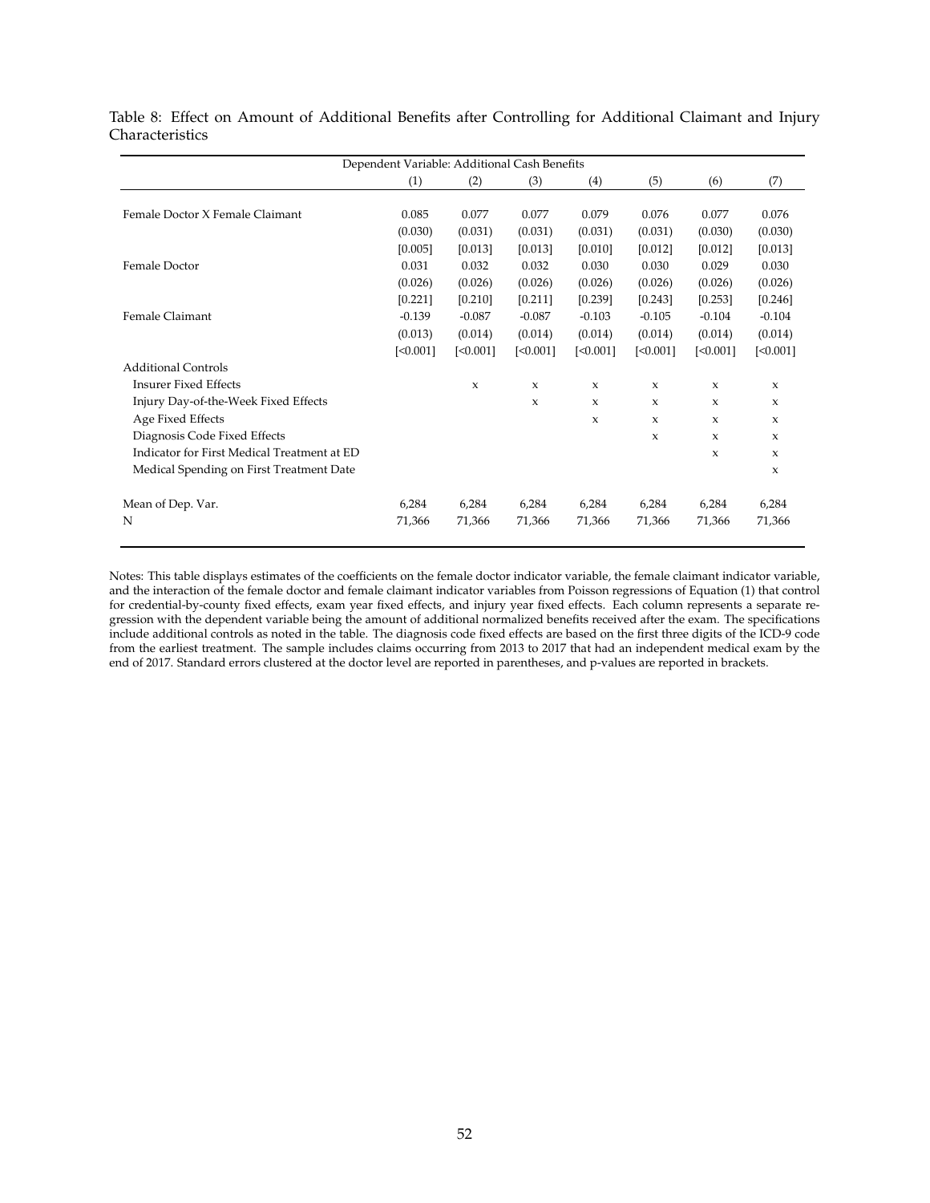Table 8: Effect on Amount of Additional Benefits after Controlling for Additional Claimant and Injury Characteristics

| Dependent Variable: Additional Cash Benefits | | | | | | | |
|---|---|---|---|---|---|---|---|
| | (1) | (2) | (3) | (4) | (5) | (6) | (7) |
| Female Doctor X Female Claimant | 0.085 | 0.077 | 0.077 | 0.079 | 0.076 | 0.077 | 0.076 |
| | (0.030) | (0.031) | (0.031) | (0.031) | (0.031) | (0.030) | (0.030) |
| | [0.005] | [0.013] | [0.013] | [0.010] | [0.012] | [0.012] | [0.013] |
| Female Doctor | 0.031 | 0.032 | 0.032 | 0.030 | 0.030 | 0.029 | 0.030 |
| | (0.026) | (0.026) | (0.026) | (0.026) | (0.026) | (0.026) | (0.026) |
| | [0.221] | [0.210] | [0.211] | [0.239] | [0.243] | [0.253] | [0.246] |
| Female Claimant | -0.139 | -0.087 | -0.087 | -0.103 | -0.105 | -0.104 | -0.104 |
| | (0.013) | (0.014) | (0.014) | (0.014) | (0.014) | (0.014) | (0.014) |
| | [<0.001] | [<0.001] | [<0.001] | [<0.001] | [<0.001] | [<0.001] | [<0.001] |
| Additional Controls | | | | | | | |
| Insurer Fixed Effects | | x | x | x | x | x | x |
| Injury Day-of-the-Week Fixed Effects | | | x | x | x | x | x |
| Age Fixed Effects | | | | x | x | x | x |
| Diagnosis Code Fixed Effects | | | | | x | x | x |
| Indicator for First Medical Treatment at ED | | | | | | x | x |
| Medical Spending on First Treatment Date | | | | | | | x |
| Mean of Dep. Var. | 6,284 | 6,284 | 6,284 | 6,284 | 6,284 | 6,284 | 6,284 |
| N | 71,366 | 71,366 | 71,366 | 71,366 | 71,366 | 71,366 | 71,366 |

Notes: This table displays estimates of the coefficients on the female doctor indicator variable, the female claimant indicator variable, and the interaction of the female doctor and female claimant indicator variables from Poisson regressions of Equation (1) that control for credential-by-county fixed effects, exam year fixed effects, and injury year fixed effects. Each column represents a separate regression with the dependent variable being the amount of additional normalized benefits received after the exam. The specifications include additional controls as noted in the table. The diagnosis code fixed effects are based on the first three digits of the ICD-9 code from the earliest treatment. The sample includes claims occurring from 2013 to 2017 that had an independent medical exam by the end of 2017. Standard errors clustered at the doctor level are reported in parentheses, and p-values are reported in brackets.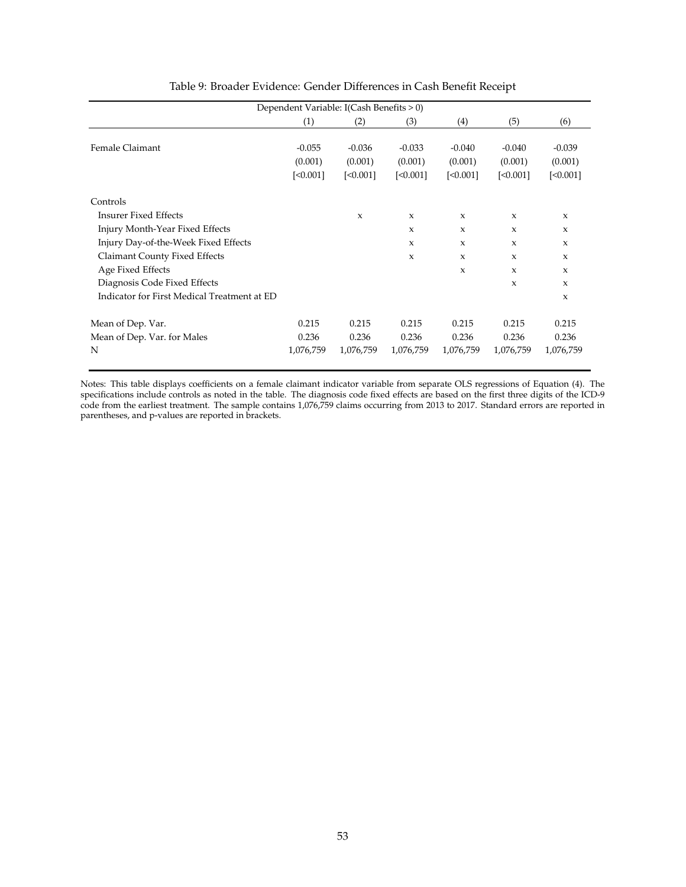Table 9: Broader Evidence: Gender Differences in Cash Benefit Receipt

| Dependent Variable: I(Cash Benefits > 0) | | | | | | |
|---|---|---|---|---|---|---|
| | (1) | (2) | (3) | (4) | (5) | (6) |
| Female Claimant | -0.055 | -0.036 | -0.033 | -0.040 | -0.040 | -0.039 |
| | (0.001) | (0.001) | (0.001) | (0.001) | (0.001) | (0.001) |
| | [<0.001] | [<0.001] | [<0.001] | [<0.001] | [<0.001] | [<0.001] |
| Controls | | | | | | |
| Insurer Fixed Effects | | x | x | x | x | x |
| Injury Month-Year Fixed Effects | | | x | x | x | x |
| Injury Day-of-the-Week Fixed Effects | | | x | x | x | x |
| Claimant County Fixed Effects | | | x | x | x | x |
| Age Fixed Effects | | | | x | x | x |
| Diagnosis Code Fixed Effects | | | | | x | x |
| Indicator for First Medical Treatment at ED | | | | | | x |
| Mean of Dep. Var. | 0.215 | 0.215 | 0.215 | 0.215 | 0.215 | 0.215 |
| Mean of Dep. Var. for Males | 0.236 | 0.236 | 0.236 | 0.236 | 0.236 | 0.236 |
| N | 1,076,759 | 1,076,759 | 1,076,759 | 1,076,759 | 1,076,759 | 1,076,759 |

Notes: This table displays coefficients on a female claimant indicator variable from separate OLS regressions of Equation (4). The specifications include controls as noted in the table. The diagnosis code fixed effects are based on the first three digits of the ICD-9 code from the earliest treatment. The sample contains 1,076,759 claims occurring from 2013 to 2017. Standard errors are reported in parentheses, and p-values are reported in brackets.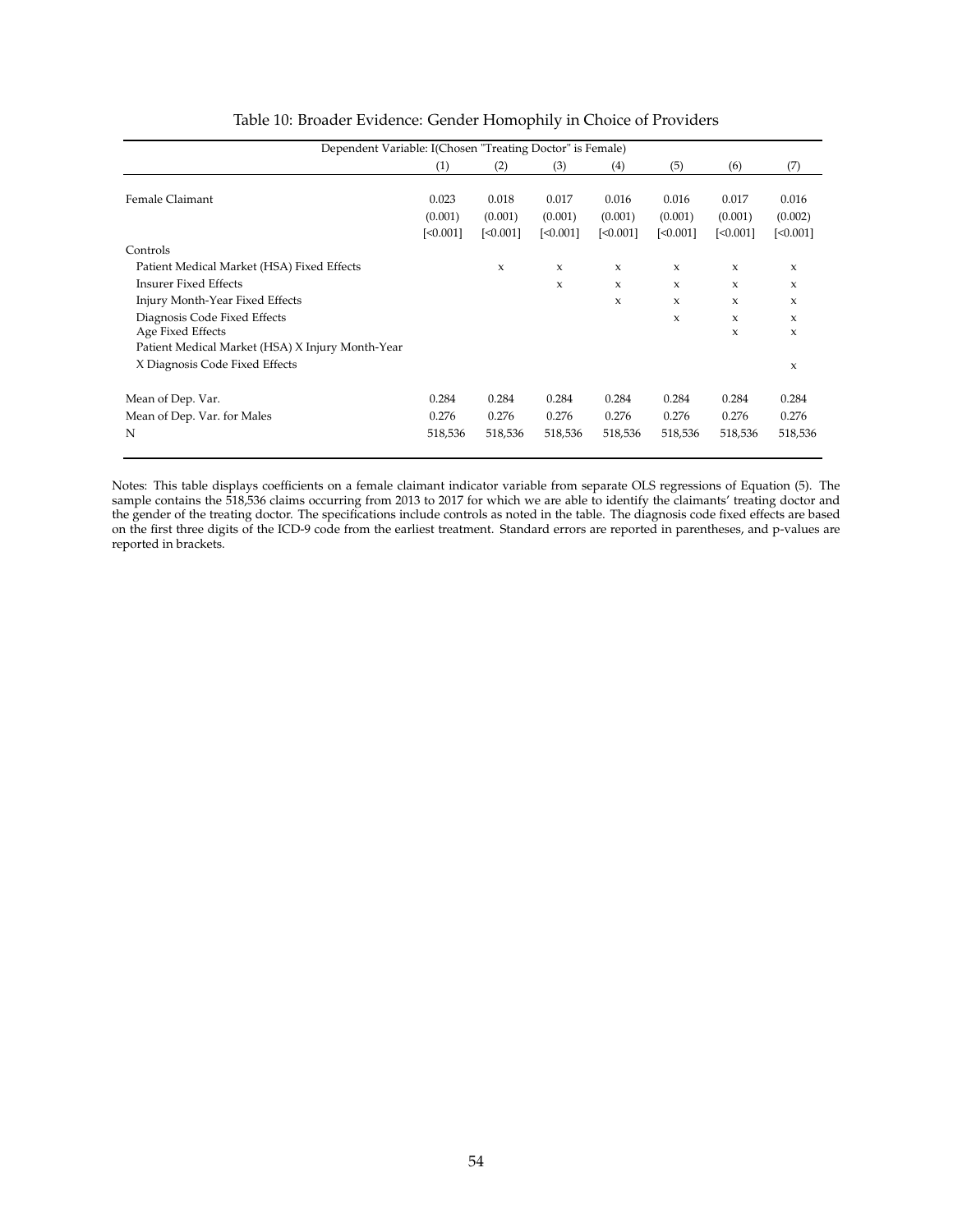Table 10: Broader Evidence: Gender Homophily in Choice of Providers

| Dependent Variable: I(Chosen "Treating Doctor" is Female) | (1) | (2) | (3) | (4) | (5) | (6) | (7) |
|---|---|---|---|---|---|---|---|
| Female Claimant | 0.023 | 0.018 | 0.017 | 0.016 | 0.016 | 0.017 | 0.016 |
| | (0.001) | (0.001) | (0.001) | (0.001) | (0.001) | (0.001) | (0.002) |
| | [<0.001] | [<0.001] | [<0.001] | [<0.001] | [<0.001] | [<0.001] | [<0.001] |
| Controls | | | | | | | |
| Patient Medical Market (HSA) Fixed Effects | | x | x | x | x | x | x |
| Insurer Fixed Effects | | | x | x | x | x | x |
| Injury Month-Year Fixed Effects | | | | x | x | x | x |
| Diagnosis Code Fixed Effects | | | | | x | x | x |
| Age Fixed Effects | | | | | | x | x |
| Patient Medical Market (HSA) X Injury Month-Year X Diagnosis Code Fixed Effects | | | | | | | x |
| Mean of Dep. Var. | 0.284 | 0.284 | 0.284 | 0.284 | 0.284 | 0.284 | 0.284 |
| Mean of Dep. Var. for Males | 0.276 | 0.276 | 0.276 | 0.276 | 0.276 | 0.276 | 0.276 |
| N | 518,536 | 518,536 | 518,536 | 518,536 | 518,536 | 518,536 | 518,536 |

Notes: This table displays coefficients on a female claimant indicator variable from separate OLS regressions of Equation (5). The sample contains the 518,536 claims occurring from 2013 to 2017 for which we are able to identify the claimants' treating doctor and the gender of the treating doctor. The specifications include controls as noted in the table. The diagnosis code fixed effects are based on the first three digits of the ICD-9 code from the earliest treatment. Standard errors are reported in parentheses, and p-values are reported in brackets.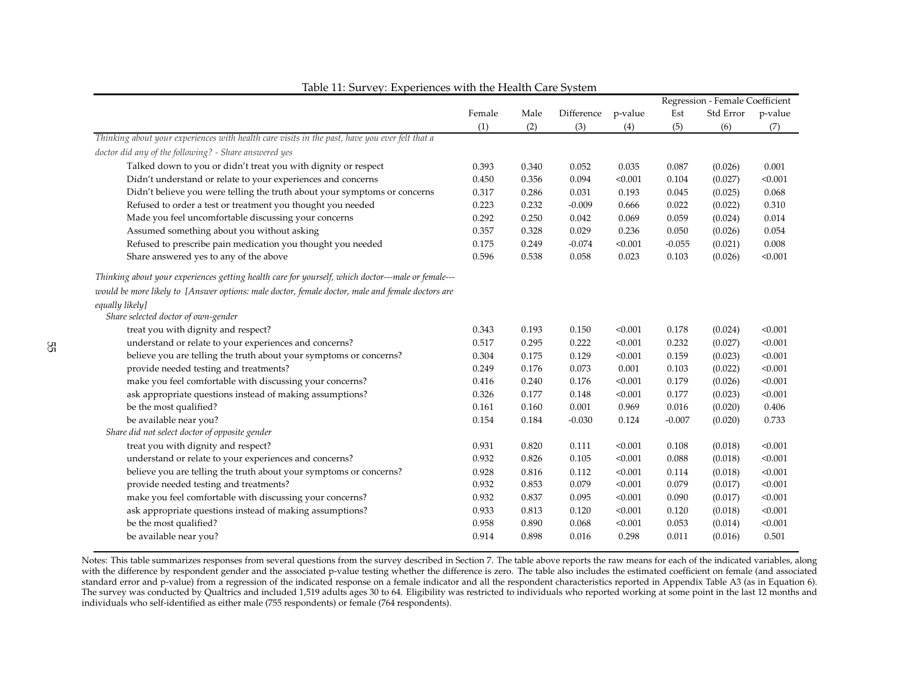Table 11: Survey: Experiences with the Health Care System

| | Female | Male | Difference | p-value | Regression - Female Coefficient Est | Std Error | p-value |
|---|---|---|---|---|---|---|---|
| | (1) | (2) | (3) | (4) | (5) | (6) | (7) |
| *Thinking about your experiences with health care visits in the past, have you ever felt that a doctor did any of the following? - Share answered yes* | | | | | | | |
| Talked down to you or didn't treat you with dignity or respect | 0.393 | 0.340 | 0.052 | 0.035 | 0.087 | (0.026) | 0.001 |
| Didn't understand or relate to your experiences and concerns | 0.450 | 0.356 | 0.094 | <0.001 | 0.104 | (0.027) | <0.001 |
| Didn't believe you were telling the truth about your symptoms or concerns | 0.317 | 0.286 | 0.031 | 0.193 | 0.045 | (0.025) | 0.068 |
| Refused to order a test or treatment you thought you needed | 0.223 | 0.232 | -0.009 | 0.666 | 0.022 | (0.022) | 0.310 |
| Made you feel uncomfortable discussing your concerns | 0.292 | 0.250 | 0.042 | 0.069 | 0.059 | (0.024) | 0.014 |
| Assumed something about you without asking | 0.357 | 0.328 | 0.029 | 0.236 | 0.050 | (0.026) | 0.054 |
| Refused to prescribe pain medication you thought you needed | 0.175 | 0.249 | -0.074 | <0.001 | -0.055 | (0.021) | 0.008 |
| Share answered yes to any of the above | 0.596 | 0.538 | 0.058 | 0.023 | 0.103 | (0.026) | <0.001 |
| *Thinking about your experiences getting health care for yourself, which doctor---male or female---would be more likely to [Answer options: male doctor, female doctor, male and female doctors are equally likely]* | | | | | | | |
| *Share selected doctor of own-gender* | | | | | | | |
| treat you with dignity and respect? | 0.343 | 0.193 | 0.150 | <0.001 | 0.178 | (0.024) | <0.001 |
| understand or relate to your experiences and concerns? | 0.517 | 0.295 | 0.222 | <0.001 | 0.232 | (0.027) | <0.001 |
| believe you are telling the truth about your symptoms or concerns? | 0.304 | 0.175 | 0.129 | <0.001 | 0.159 | (0.023) | <0.001 |
| provide needed testing and treatments? | 0.249 | 0.176 | 0.073 | 0.001 | 0.103 | (0.022) | <0.001 |
| make you feel comfortable with discussing your concerns? | 0.416 | 0.240 | 0.176 | <0.001 | 0.179 | (0.026) | <0.001 |
| ask appropriate questions instead of making assumptions? | 0.326 | 0.177 | 0.148 | <0.001 | 0.177 | (0.023) | <0.001 |
| be the most qualified? | 0.161 | 0.160 | 0.001 | 0.969 | 0.016 | (0.020) | 0.406 |
| be available near you? | 0.154 | 0.184 | -0.030 | 0.124 | -0.007 | (0.020) | 0.733 |
| *Share did not select doctor of opposite gender* | | | | | | | |
| treat you with dignity and respect? | 0.931 | 0.820 | 0.111 | <0.001 | 0.108 | (0.018) | <0.001 |
| understand or relate to your experiences and concerns? | 0.932 | 0.826 | 0.105 | <0.001 | 0.088 | (0.018) | <0.001 |
| believe you are telling the truth about your symptoms or concerns? | 0.928 | 0.816 | 0.112 | <0.001 | 0.114 | (0.018) | <0.001 |
| provide needed testing and treatments? | 0.932 | 0.853 | 0.079 | <0.001 | 0.079 | (0.017) | <0.001 |
| make you feel comfortable with discussing your concerns? | 0.932 | 0.837 | 0.095 | <0.001 | 0.090 | (0.017) | <0.001 |
| ask appropriate questions instead of making assumptions? | 0.933 | 0.813 | 0.120 | <0.001 | 0.120 | (0.018) | <0.001 |
| be the most qualified? | 0.958 | 0.890 | 0.068 | <0.001 | 0.053 | (0.014) | <0.001 |
| be available near you? | 0.914 | 0.898 | 0.016 | 0.298 | 0.011 | (0.016) | 0.501 |

Notes: This table summarizes responses from several questions from the survey described in Section 7. The table above reports the raw means for each of the indicated variables, along with the difference by respondent gender and the associated p-value testing whether the difference is zero. The table also includes the estimated coefficient on female (and associated standard error and p-value) from a regression of the indicated response on a female indicator and all the respondent characteristics reported in Appendix Table A3 (as in Equation 6). The survey was conducted by Qualtrics and included 1,519 adults ages 30 to 64. Eligibility was restricted to individuals who reported working at some point in the last 12 months and individuals who self-identified as either male (755 respondents) or female (764 respondents).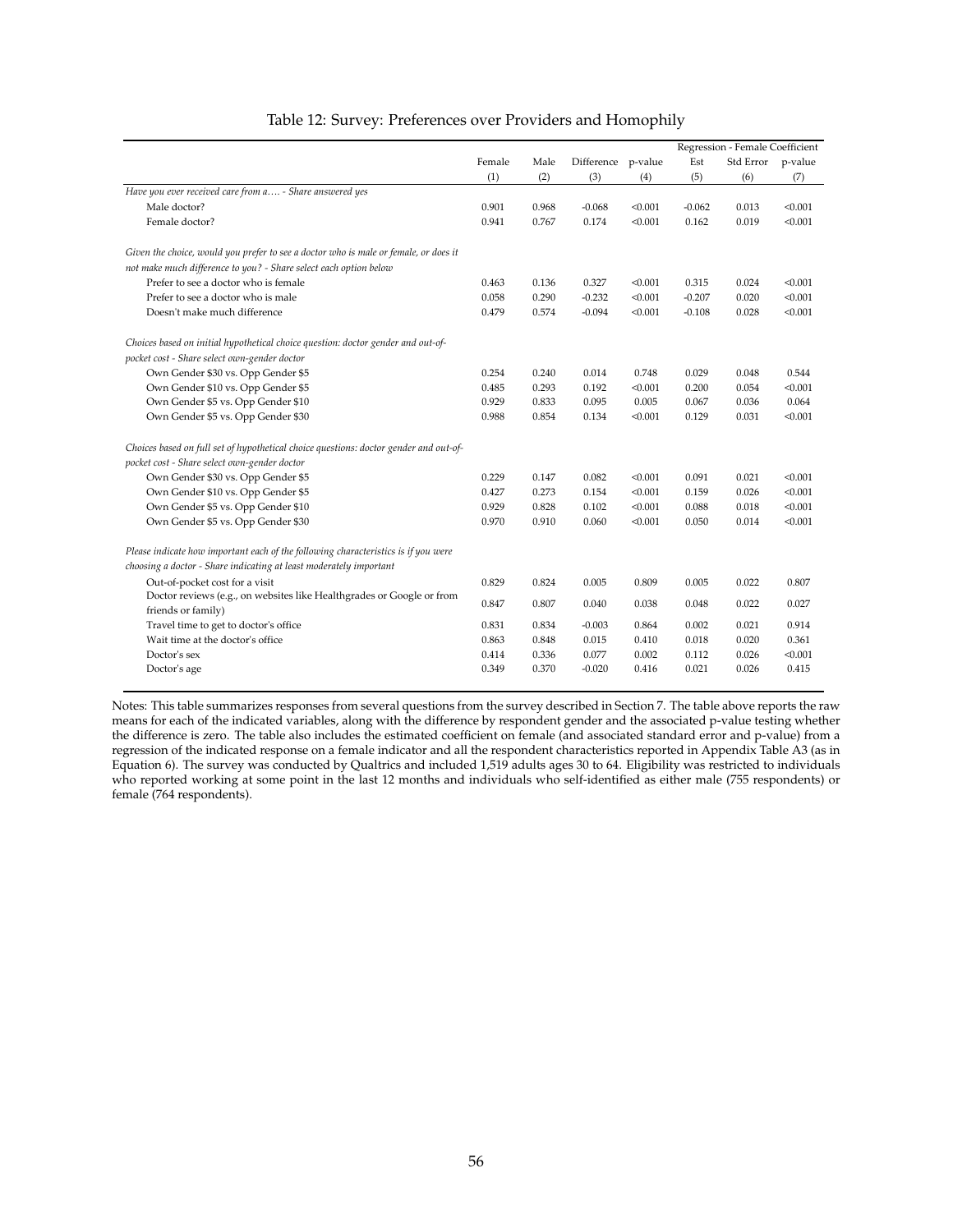Table 12: Survey: Preferences over Providers and Homophily

| | Female | Male | Difference | p-value | Regression - Female Coefficient | | |
|---|---|---|---|---|---|---|---|
| | | | | | Est | Std Error | p-value |
| | (1) | (2) | (3) | (4) | (5) | (6) | (7) |
| *Have you ever received care from a…. - Share answered yes* | | | | | | | |
| Male doctor? | 0.901 | 0.968 | -0.068 | <0.001 | -0.062 | 0.013 | <0.001 |
| Female doctor? | 0.941 | 0.767 | 0.174 | <0.001 | 0.162 | 0.019 | <0.001 |
| *Given the choice, would you prefer to see a doctor who is male or female, or does it not make much difference to you? - Share select each option below* | | | | | | | |
| Prefer to see a doctor who is female | 0.463 | 0.136 | 0.327 | <0.001 | 0.315 | 0.024 | <0.001 |
| Prefer to see a doctor who is male | 0.058 | 0.290 | -0.232 | <0.001 | -0.207 | 0.020 | <0.001 |
| Doesn't make much difference | 0.479 | 0.574 | -0.094 | <0.001 | -0.108 | 0.028 | <0.001 |
| *Choices based on initial hypothetical choice question: doctor gender and out-of-pocket cost - Share select own-gender doctor* | | | | | | | |
| Own Gender $30 vs. Opp Gender $5 | 0.254 | 0.240 | 0.014 | 0.748 | 0.029 | 0.048 | 0.544 |
| Own Gender $10 vs. Opp Gender $5 | 0.485 | 0.293 | 0.192 | <0.001 | 0.200 | 0.054 | <0.001 |
| Own Gender $5 vs. Opp Gender $10 | 0.929 | 0.833 | 0.095 | 0.005 | 0.067 | 0.036 | 0.064 |
| Own Gender $5 vs. Opp Gender $30 | 0.988 | 0.854 | 0.134 | <0.001 | 0.129 | 0.031 | <0.001 |
| *Choices based on full set of hypothetical choice questions: doctor gender and out-of-pocket cost - Share select own-gender doctor* | | | | | | | |
| Own Gender $30 vs. Opp Gender $5 | 0.229 | 0.147 | 0.082 | <0.001 | 0.091 | 0.021 | <0.001 |
| Own Gender $10 vs. Opp Gender $5 | 0.427 | 0.273 | 0.154 | <0.001 | 0.159 | 0.026 | <0.001 |
| Own Gender $5 vs. Opp Gender $10 | 0.929 | 0.828 | 0.102 | <0.001 | 0.088 | 0.018 | <0.001 |
| Own Gender $5 vs. Opp Gender $30 | 0.970 | 0.910 | 0.060 | <0.001 | 0.050 | 0.014 | <0.001 |
| *Please indicate how important each of the following characteristics is if you were choosing a doctor - Share indicating at least moderately important* | | | | | | | |
| Out-of-pocket cost for a visit | 0.829 | 0.824 | 0.005 | 0.809 | 0.005 | 0.022 | 0.807 |
| Doctor reviews (e.g., on websites like Healthgrades or Google or from friends or family) | 0.847 | 0.807 | 0.040 | 0.038 | 0.048 | 0.022 | 0.027 |
| Travel time to get to doctor's office | 0.831 | 0.834 | -0.003 | 0.864 | 0.002 | 0.021 | 0.914 |
| Wait time at the doctor's office | 0.863 | 0.848 | 0.015 | 0.410 | 0.018 | 0.020 | 0.361 |
| Doctor's sex | 0.414 | 0.336 | 0.077 | 0.002 | 0.112 | 0.026 | <0.001 |
| Doctor's age | 0.349 | 0.370 | -0.020 | 0.416 | 0.021 | 0.026 | 0.415 |

Notes: This table summarizes responses from several questions from the survey described in Section 7. The table above reports the raw means for each of the indicated variables, along with the difference by respondent gender and the associated p-value testing whether the difference is zero. The table also includes the estimated coefficient on female (and associated standard error and p-value) from a regression of the indicated response on a female indicator and all the respondent characteristics reported in Appendix Table A3 (as in Equation 6). The survey was conducted by Qualtrics and included 1,519 adults ages 30 to 64. Eligibility was restricted to individuals who reported working at some point in the last 12 months and individuals who self-identified as either male (755 respondents) or female (764 respondents).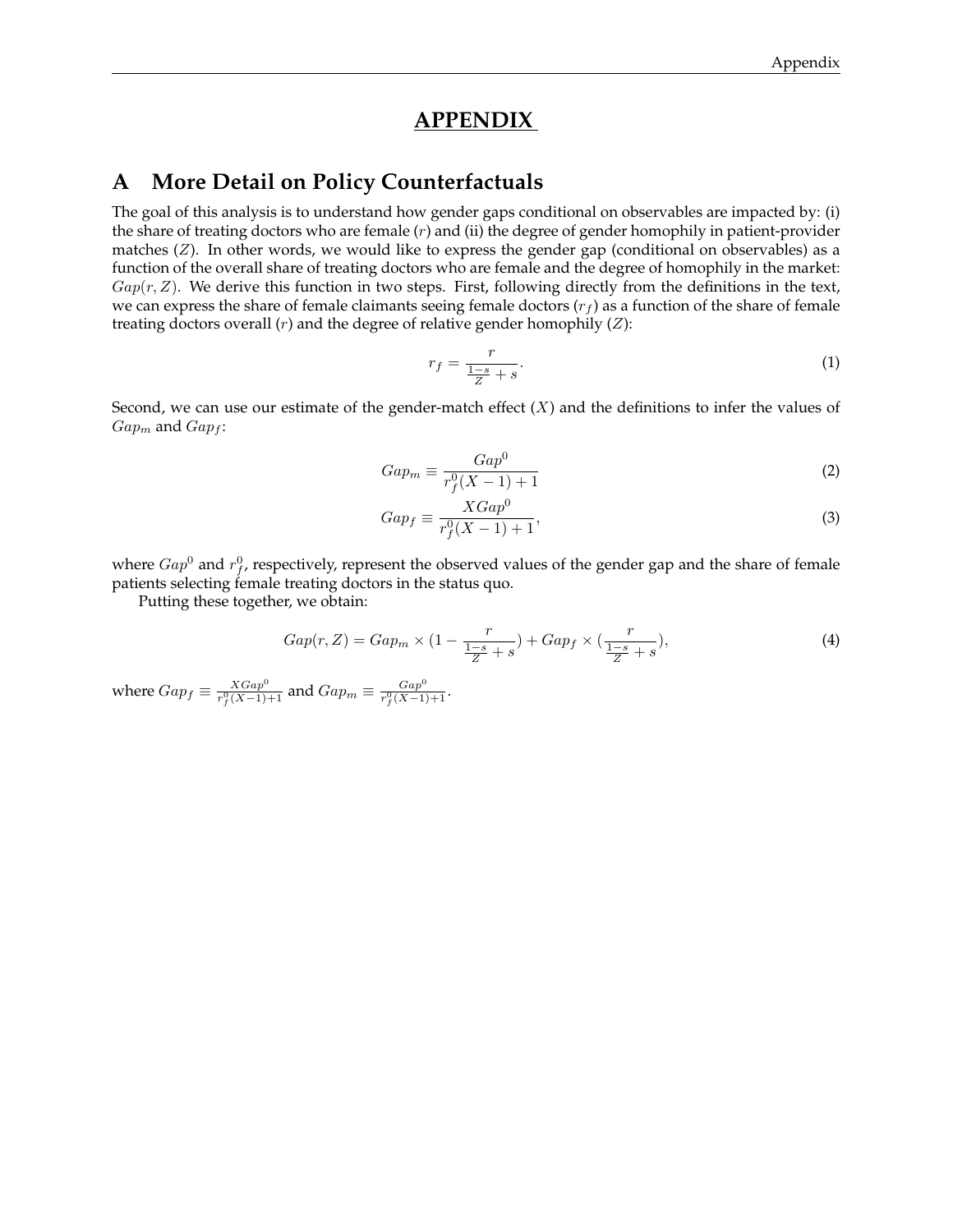# APPENDIX

## A More Detail on Policy Counterfactuals

The goal of this analysis is to understand how gender gaps conditional on observables are impacted by: (i) the share of treating doctors who are female ($r$) and (ii) the degree of gender homophily in patient-provider matches ($Z$). In other words, we would like to express the gender gap (conditional on observables) as a function of the overall share of treating doctors who are female and the degree of homophily in the market: $Gap(r, Z)$. We derive this function in two steps. First, following directly from the definitions in the text, we can express the share of female claimants seeing female doctors ($r_f$) as a function of the share of female treating doctors overall ($r$) and the degree of relative gender homophily ($Z$):

$$r_f = \frac{r}{\frac{1-s}{Z} + s}. \tag{1}$$

Second, we can use our estimate of the gender-match effect ($X$) and the definitions to infer the values of $Gap_m$ and $Gap_f$:

$$Gap_m \equiv \frac{Gap^0}{r_f^0(X-1)+1} \tag{2}$$

$$Gap_f \equiv \frac{XGap^0}{r_f^0(X-1)+1}, \tag{3}$$

where $Gap^0$ and $r_f^0$, respectively, represent the observed values of the gender gap and the share of female patients selecting female treating doctors in the status quo.

Putting these together, we obtain:

$$Gap(r, Z) = Gap_m \times (1 - \frac{r}{\frac{1-s}{Z} + s}) + Gap_f \times (\frac{r}{\frac{1-s}{Z} + s}), \tag{4}$$

where $Gap_f \equiv \frac{XGap^0}{r_f^0(X-1)+1}$ and $Gap_m \equiv \frac{Gap^0}{r_f^0(X-1)+1}$.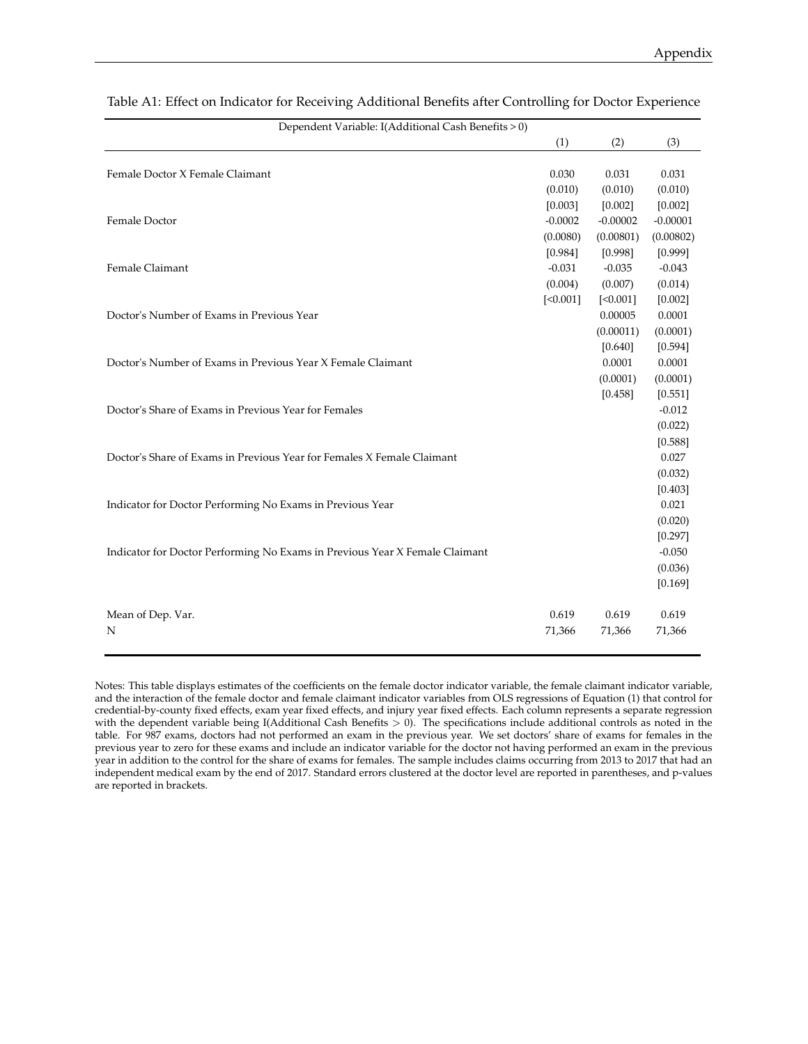Table A1: Effect on Indicator for Receiving Additional Benefits after Controlling for Doctor Experience

| Dependent Variable: I(Additional Cash Benefits > 0) | (1) | (2) | (3) |
|---|---|---|---|
| Female Doctor X Female Claimant | 0.030 | 0.031 | 0.031 |
| | (0.010) | (0.010) | (0.010) |
| | [0.003] | [0.002] | [0.002] |
| Female Doctor | -0.0002 | -0.00002 | -0.00001 |
| | (0.0080) | (0.00801) | (0.00802) |
| | [0.984] | [0.998] | [0.999] |
| Female Claimant | -0.031 | -0.035 | -0.043 |
| | (0.004) | (0.007) | (0.014) |
| | [<0.001] | [<0.001] | [0.002] |
| Doctor's Number of Exams in Previous Year | | 0.00005 | 0.0001 |
| | | (0.00011) | (0.0001) |
| | | [0.640] | [0.594] |
| Doctor's Number of Exams in Previous Year X Female Claimant | | 0.0001 | 0.0001 |
| | | (0.0001) | (0.0001) |
| | | [0.458] | [0.551] |
| Doctor's Share of Exams in Previous Year for Females | | | -0.012 |
| | | | (0.022) |
| | | | [0.588] |
| Doctor's Share of Exams in Previous Year for Females X Female Claimant | | | 0.027 |
| | | | (0.032) |
| | | | [0.403] |
| Indicator for Doctor Performing No Exams in Previous Year | | | 0.021 |
| | | | (0.020) |
| | | | [0.297] |
| Indicator for Doctor Performing No Exams in Previous Year X Female Claimant | | | -0.050 |
| | | | (0.036) |
| | | | [0.169] |
| Mean of Dep. Var. | 0.619 | 0.619 | 0.619 |
| N | 71,366 | 71,366 | 71,366 |

Notes: This table displays estimates of the coefficients on the female doctor indicator variable, the female claimant indicator variable, and the interaction of the female doctor and female claimant indicator variables from OLS regressions of Equation (1) that control for credential-by-county fixed effects, exam year fixed effects, and injury year fixed effects. Each column represents a separate regression with the dependent variable being I(Additional Cash Benefits $> 0$). The specifications include additional controls as noted in the table. For 987 exams, doctors had not performed an exam in the previous year. We set doctors' share of exams for females in the previous year to zero for these exams and include an indicator variable for the doctor not having performed an exam in the previous year in addition to the control for the share of exams for females. The sample includes claims occurring from 2013 to 2017 that had an independent medical exam by the end of 2017. Standard errors clustered at the doctor level are reported in parentheses, and p-values are reported in brackets.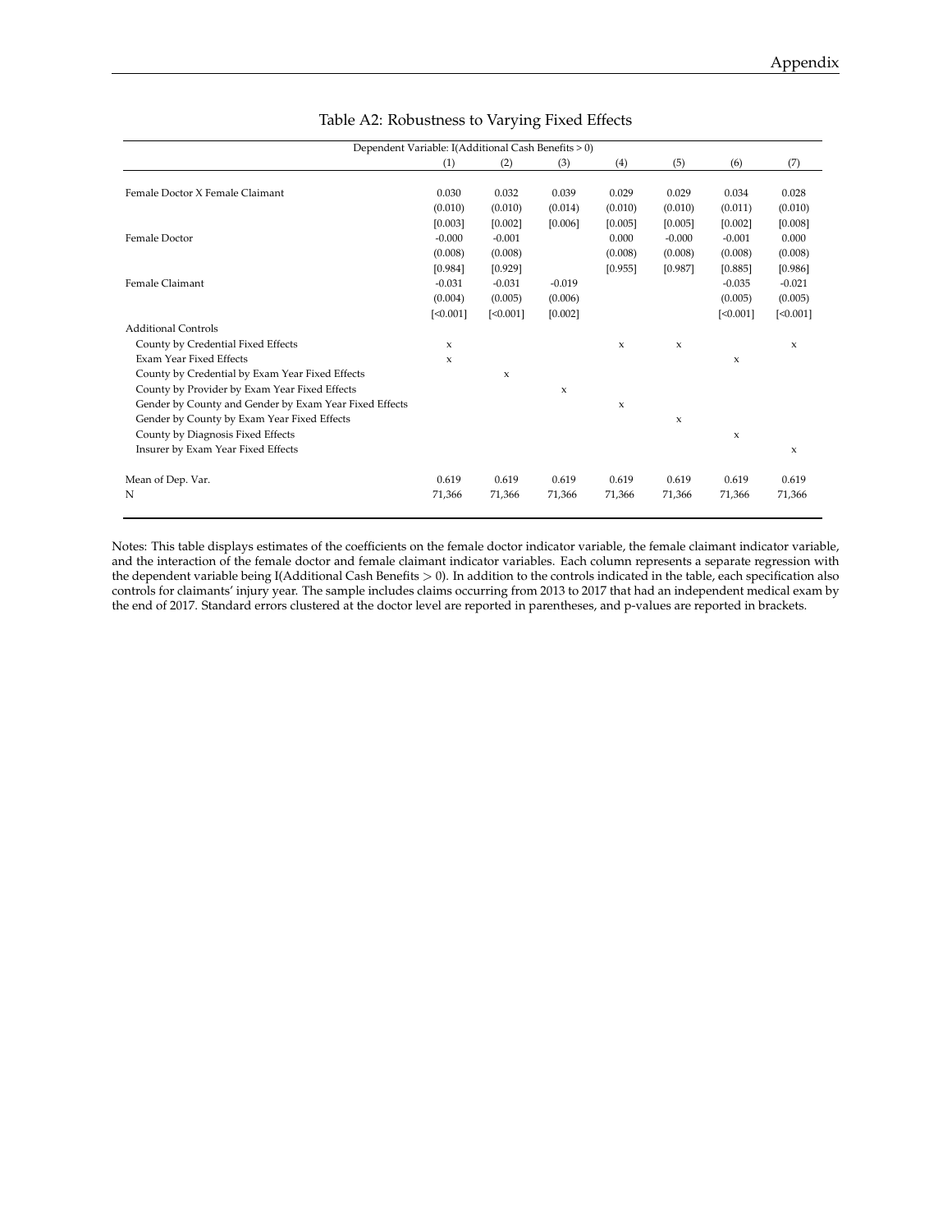Table A2: Robustness to Varying Fixed Effects

| Dependent Variable: I(Additional Cash Benefits > 0) | (1) | (2) | (3) | (4) | (5) | (6) | (7) |
|---|---|---|---|---|---|---|---|
| Female Doctor X Female Claimant | 0.030 | 0.032 | 0.039 | 0.029 | 0.029 | 0.034 | 0.028 |
| | (0.010) | (0.010) | (0.014) | (0.010) | (0.010) | (0.011) | (0.010) |
| | [0.003] | [0.002] | [0.006] | [0.005] | [0.005] | [0.002] | [0.008] |
| Female Doctor | -0.000 | -0.001 | | 0.000 | -0.000 | -0.001 | 0.000 |
| | (0.008) | (0.008) | | (0.008) | (0.008) | (0.008) | (0.008) |
| | [0.984] | [0.929] | | [0.955] | [0.987] | [0.885] | [0.986] |
| Female Claimant | -0.031 | -0.031 | -0.019 | | | -0.035 | -0.021 |
| | (0.004) | (0.005) | (0.006) | | | (0.005) | (0.005) |
| | [<0.001] | [<0.001] | [0.002] | | | [<0.001] | [<0.001] |
| Additional Controls | | | | | | | |
| County by Credential Fixed Effects | x | | | x | x | | x |
| Exam Year Fixed Effects | x | | | | | x | |
| County by Credential by Exam Year Fixed Effects | | x | | | | | |
| County by Provider by Exam Year Fixed Effects | | | x | | | | |
| Gender by County and Gender by Exam Year Fixed Effects | | | | x | | | |
| Gender by County by Exam Year Fixed Effects | | | | | x | | |
| County by Diagnosis Fixed Effects | | | | | | x | |
| Insurer by Exam Year Fixed Effects | | | | | | | x |
| Mean of Dep. Var. | 0.619 | 0.619 | 0.619 | 0.619 | 0.619 | 0.619 | 0.619 |
| N | 71,366 | 71,366 | 71,366 | 71,366 | 71,366 | 71,366 | 71,366 |

Notes: This table displays estimates of the coefficients on the female doctor indicator variable, the female claimant indicator variable, and the interaction of the female doctor and female claimant indicator variables. Each column represents a separate regression with the dependent variable being I(Additional Cash Benefits $>$ 0). In addition to the controls indicated in the table, each specification also controls for claimants' injury year. The sample includes claims occurring from 2013 to 2017 that had an independent medical exam by the end of 2017. Standard errors clustered at the doctor level are reported in parentheses, and p-values are reported in brackets.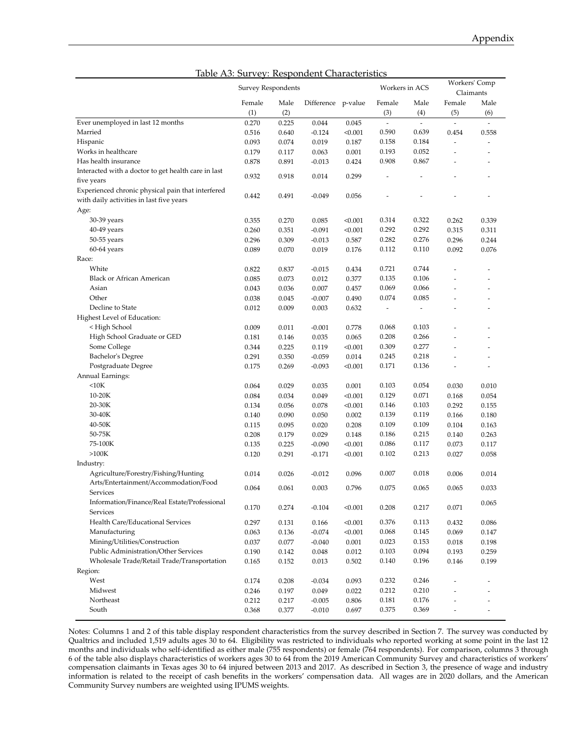Table A3: Survey: Respondent Characteristics

| | Survey Respondents | | | | Workers in ACS | | Workers' Comp Claimants | |
|---|---|---|---|---|---|---|---|---|
| | Female (1) | Male (2) | Difference | p-value | Female (3) | Male (4) | Female (5) | Male (6) |
| Ever unemployed in last 12 months | 0.270 | 0.225 | 0.044 | 0.045 | - | - | - | - |
| Married | 0.516 | 0.640 | -0.124 | <0.001 | 0.590 | 0.639 | 0.454 | 0.558 |
| Hispanic | 0.093 | 0.074 | 0.019 | 0.187 | 0.158 | 0.184 | - | - |
| Works in healthcare | 0.179 | 0.117 | 0.063 | 0.001 | 0.193 | 0.052 | - | - |
| Has health insurance | 0.878 | 0.891 | -0.013 | 0.424 | 0.908 | 0.867 | - | - |
| Interacted with a doctor to get health care in last five years | 0.932 | 0.918 | 0.014 | 0.299 | - | - | - | - |
| Experienced chronic physical pain that interfered with daily activities in last five years | 0.442 | 0.491 | -0.049 | 0.056 | - | - | - | - |
| Age: | | | | | | | | |
| 30-39 years | 0.355 | 0.270 | 0.085 | <0.001 | 0.314 | 0.322 | 0.262 | 0.339 |
| 40-49 years | 0.260 | 0.351 | -0.091 | <0.001 | 0.292 | 0.292 | 0.315 | 0.311 |
| 50-55 years | 0.296 | 0.309 | -0.013 | 0.587 | 0.282 | 0.276 | 0.296 | 0.244 |
| 60-64 years | 0.089 | 0.070 | 0.019 | 0.176 | 0.112 | 0.110 | 0.092 | 0.076 |
| Race: | | | | | | | | |
| White | 0.822 | 0.837 | -0.015 | 0.434 | 0.721 | 0.744 | - | - |
| Black or African American | 0.085 | 0.073 | 0.012 | 0.377 | 0.135 | 0.106 | - | - |
| Asian | 0.043 | 0.036 | 0.007 | 0.457 | 0.069 | 0.066 | - | - |
| Other | 0.038 | 0.045 | -0.007 | 0.490 | 0.074 | 0.085 | - | - |
| Decline to State | 0.012 | 0.009 | 0.003 | 0.632 | - | - | - | - |
| Highest Level of Education: | | | | | | | | |
| < High School | 0.009 | 0.011 | -0.001 | 0.778 | 0.068 | 0.103 | - | - |
| High School Graduate or GED | 0.181 | 0.146 | 0.035 | 0.065 | 0.208 | 0.266 | - | - |
| Some College | 0.344 | 0.225 | 0.119 | <0.001 | 0.309 | 0.277 | - | - |
| Bachelor's Degree | 0.291 | 0.350 | -0.059 | 0.014 | 0.245 | 0.218 | - | - |
| Postgraduate Degree | 0.175 | 0.269 | -0.093 | <0.001 | 0.171 | 0.136 | - | - |
| Annual Earnings: | | | | | | | | |
| <10K | 0.064 | 0.029 | 0.035 | 0.001 | 0.103 | 0.054 | 0.030 | 0.010 |
| 10-20K | 0.084 | 0.034 | 0.049 | <0.001 | 0.129 | 0.071 | 0.168 | 0.054 |
| 20-30K | 0.134 | 0.056 | 0.078 | <0.001 | 0.146 | 0.103 | 0.292 | 0.155 |
| 30-40K | 0.140 | 0.090 | 0.050 | 0.002 | 0.139 | 0.119 | 0.166 | 0.180 |
| 40-50K | 0.115 | 0.095 | 0.020 | 0.208 | 0.109 | 0.109 | 0.104 | 0.163 |
| 50-75K | 0.208 | 0.179 | 0.029 | 0.148 | 0.186 | 0.215 | 0.140 | 0.263 |
| 75-100K | 0.135 | 0.225 | -0.090 | <0.001 | 0.086 | 0.117 | 0.073 | 0.117 |
| >100K | 0.120 | 0.291 | -0.171 | <0.001 | 0.102 | 0.213 | 0.027 | 0.058 |
| Industry: | | | | | | | | |
| Agriculture/Forestry/Fishing/Hunting | 0.014 | 0.026 | -0.012 | 0.096 | 0.007 | 0.018 | 0.006 | 0.014 |
| Arts/Entertainment/Accommodation/Food Services | 0.064 | 0.061 | 0.003 | 0.796 | 0.075 | 0.065 | 0.065 | 0.033 |
| Information/Finance/Real Estate/Professional Services | 0.170 | 0.274 | -0.104 | <0.001 | 0.208 | 0.217 | 0.071 | 0.065 |
| Health Care/Educational Services | 0.297 | 0.131 | 0.166 | <0.001 | 0.376 | 0.113 | 0.432 | 0.086 |
| Manufacturing | 0.063 | 0.136 | -0.074 | <0.001 | 0.068 | 0.145 | 0.069 | 0.147 |
| Mining/Utilities/Construction | 0.037 | 0.077 | -0.040 | 0.001 | 0.023 | 0.153 | 0.018 | 0.198 |
| Public Administration/Other Services | 0.190 | 0.142 | 0.048 | 0.012 | 0.103 | 0.094 | 0.193 | 0.259 |
| Wholesale Trade/Retail Trade/Transportation | 0.165 | 0.152 | 0.013 | 0.502 | 0.140 | 0.196 | 0.146 | 0.199 |
| Region: | | | | | | | | |
| West | 0.174 | 0.208 | -0.034 | 0.093 | 0.232 | 0.246 | - | - |
| Midwest | 0.246 | 0.197 | 0.049 | 0.022 | 0.212 | 0.210 | - | - |
| Northeast | 0.212 | 0.217 | -0.005 | 0.806 | 0.181 | 0.176 | - | - |
| South | 0.368 | 0.377 | -0.010 | 0.697 | 0.375 | 0.369 | - | - |

Notes: Columns 1 and 2 of this table display respondent characteristics from the survey described in Section 7. The survey was conducted by Qualtrics and included 1,519 adults ages 30 to 64. Eligibility was restricted to individuals who reported working at some point in the last 12 months and individuals who self-identified as either male (755 respondents) or female (764 respondents). For comparison, columns 3 through 6 of the table also displays characteristics of workers ages 30 to 64 from the 2019 American Community Survey and characteristics of workers' compensation claimants in Texas ages 30 to 64 injured between 2013 and 2017. As described in Section 3, the presence of wage and industry information is related to the receipt of cash benefits in the workers' compensation data. All wages are in 2020 dollars, and the American Community Survey numbers are weighted using IPUMS weights.